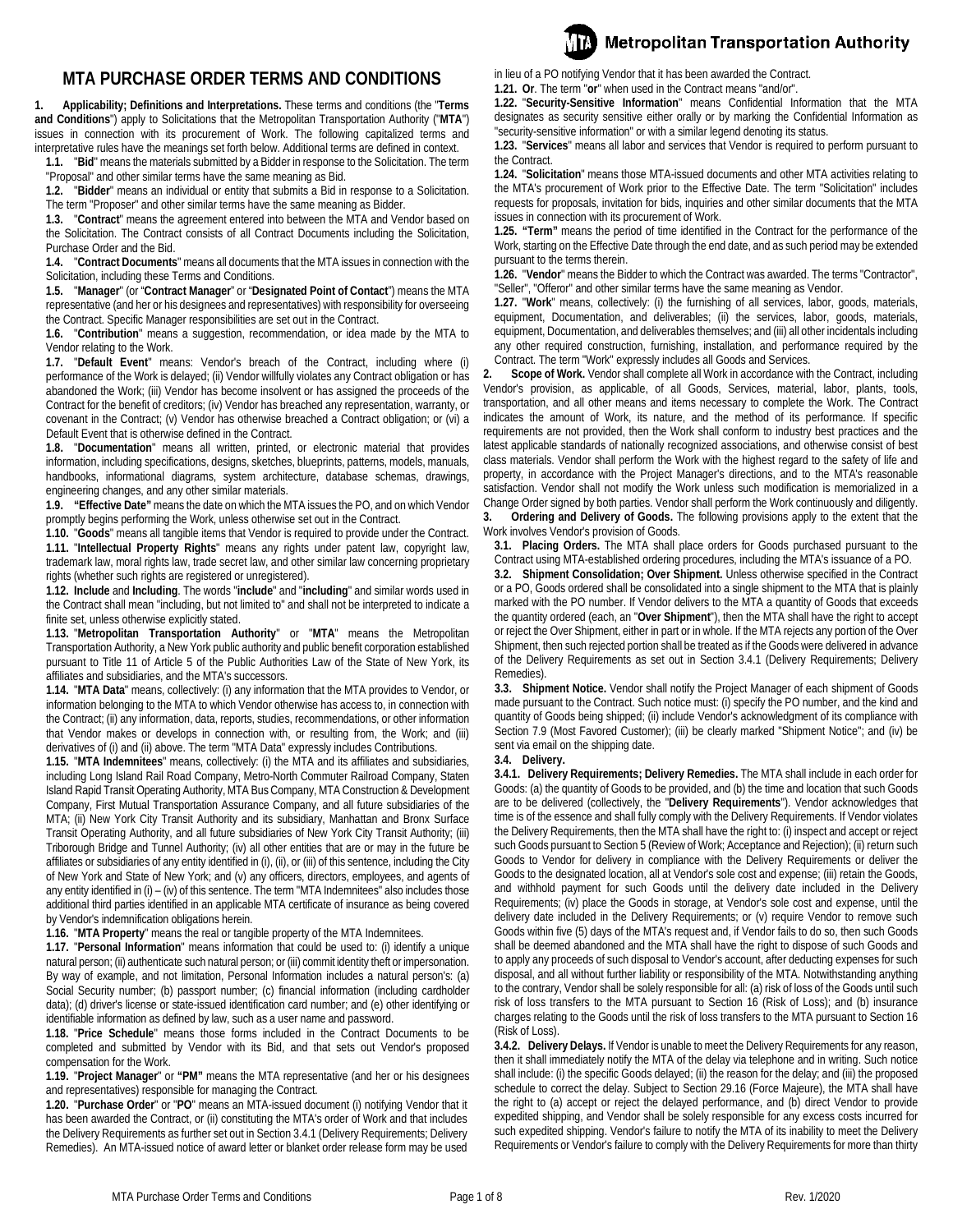# MTA PURCHASE ORDER TERMS AND CONDITIONS

**1. Applicability; Definitions and Interpretations.** These terms and conditions (the "**Terms and Conditions**") apply to Solicitations that the Metropolitan Transportation Authority ("**MTA**") issues in connection with its procurement of Work. The following capitalized terms and interpretative rules have the meanings set forth below. Additional terms are defined in context.

**1.1.** "**Bid**" means the materials submitted by a Bidder in response to the Solicitation. The term "Proposal" and other similar terms have the same meaning as Bid.

**1.2.** "**Bidder**" means an individual or entity that submits a Bid in response to a Solicitation. The term "Proposer" and other similar terms have the same meaning as Bidder.

**1.3.** "**Contract**" means the agreement entered into between the MTA and Vendor based on the Solicitation. The Contract consists of all Contract Documents including the Solicitation, Purchase Order and the Bid.

**1.4.** "**Contract Documents**" means all documents that the MTA issues in connection with the Solicitation, including these Terms and Conditions.

**1.5.** "**Manager**" (or "**Contract Manager**" or "**Designated Point of Contact**") means the MTA representative (and her or his designees and representatives) with responsibility for overseeing the Contract. Specific Manager responsibilities are set out in the Contract.

**1.6.** "**Contribution**" means a suggestion, recommendation, or idea made by the MTA to Vendor relating to the Work.

**1.7.** "**Default Event**" means: Vendor's breach of the Contract, including where (i) performance of the Work is delayed; (ii) Vendor willfully violates any Contract obligation or has abandoned the Work; (iii) Vendor has become insolvent or has assigned the proceeds of the Contract for the benefit of creditors; (iv) Vendor has breached any representation, warranty, or covenant in the Contract; (v) Vendor has otherwise breached a Contract obligation; or (vi) a Default Event that is otherwise defined in the Contract.

**1.8.** "**Documentation**" means all written, printed, or electronic material that provides information, including specifications, designs, sketches, blueprints, patterns, models, manuals, handbooks, informational diagrams, system architecture, database schemas, drawings, engineering changes, and any other similar materials.

**1.9. "Effective Date"** means the date on which the MTA issues the PO, and on which Vendor promptly begins performing the Work, unless otherwise set out in the Contract.

**1.10.** "**Goods**" means all tangible items that Vendor is required to provide under the Contract.

**1.11.** "**Intellectual Property Rights**" means any rights under patent law, copyright law, trademark law, moral rights law, trade secret law, and other similar law concerning proprietary rights (whether such rights are registered or unregistered).

**1.12. Include** and **Including**. The words "**include**" and "**including**" and similar words used in the Contract shall mean "including, but not limited to" and shall not be interpreted to indicate a finite set, unless otherwise explicitly stated.

**1.13.** "**Metropolitan Transportation Authority**" or "**MTA**" means the Metropolitan Transportation Authority, a New York public authority and public benefit corporation established pursuant to Title 11 of Article 5 of the Public Authorities Law of the State of New York, its affiliates and subsidiaries, and the MTA's successors.

**1.14.** "**MTA Data**" means, collectively: (i) any information that the MTA provides to Vendor, or information belonging to the MTA to which Vendor otherwise has access to, in connection with the Contract; (ii) any information, data, reports, studies, recommendations, or other information that Vendor makes or develops in connection with, or resulting from, the Work; and (iii) derivatives of (i) and (ii) above. The term "MTA Data" expressly includes Contributions.

**1.15.** "**MTA Indemnitees**" means, collectively: (i) the MTA and its affiliates and subsidiaries, including Long Island Rail Road Company, Metro-North Commuter Railroad Company, Staten Island Rapid Transit Operating Authority, MTA Bus Company, MTA Construction & Development Company, First Mutual Transportation Assurance Company, and all future subsidiaries of the MTA; (ii) New York City Transit Authority and its subsidiary, Manhattan and Bronx Surface Transit Operating Authority, and all future subsidiaries of New York City Transit Authority; (iii) Triborough Bridge and Tunnel Authority; (iv) all other entities that are or may in the future be affiliates or subsidiaries of any entity identified in (i), (ii), or (iii) of this sentence, including the City of New York and State of New York; and (v) any officers, directors, employees, and agents of any entity identified in (i) – (iv) of this sentence. The term "MTA Indemnitees" also includes those additional third parties identified in an applicable MTA certificate of insurance as being covered by Vendor's indemnification obligations herein.

**1.16.** "**MTA Property**" means the real or tangible property of the MTA Indemnitees.

**1.17.** "**Personal Information**" means information that could be used to: (i) identify a unique natural person; (ii) authenticate such natural person; or (iii) commit identity theft or impersonation. By way of example, and not limitation, Personal Information includes a natural person's: (a) Social Security number; (b) passport number; (c) financial information (including cardholder data); (d) driver's license or state-issued identification card number; and (e) other identifying or identifiable information as defined by law, such as a user name and password.

**1.18.** "**Price Schedule**" means those forms included in the Contract Documents to be completed and submitted by Vendor with its Bid, and that sets out Vendor's proposed compensation for the Work.

**1.19.** "**Project Manager**" or **"PM"** means the MTA representative (and her or his designees and representatives) responsible for managing the Contract.

**1.20.** "**Purchase Order**" or "**PO**" means an MTA-issued document (i) notifying Vendor that it has been awarded the Contract, or (ii) constituting the MTA's order of Work and that includes the Delivery Requirements as further set out in Section 3.4.1 (Delivery Requirements; Delivery Remedies). An MTA-issued notice of award letter or blanket order release form may be used in lieu of a PO notifying Vendor that it has been awarded the Contract.

**1.21. Or**. The term "**or**" when used in the Contract means "and/or".

**1.22.** "**Security-Sensitive Information**" means Confidential Information that the MTA designates as security sensitive either orally or by marking the Confidential Information as "security-sensitive information" or with a similar legend denoting its status.

**1.23.** "**Services**" means all labor and services that Vendor is required to perform pursuant to the Contract.

**1.24.** "**Solicitation**" means those MTA-issued documents and other MTA activities relating to the MTA's procurement of Work prior to the Effective Date. The term "Solicitation" includes requests for proposals, invitation for bids, inquiries and other similar documents that the MTA issues in connection with its procurement of Work.

**1.25. "Term"** means the period of time identified in the Contract for the performance of the Work, starting on the Effective Date through the end date, and as such period may be extended pursuant to the terms therein.

**1.26.** "**Vendor**" means the Bidder to which the Contract was awarded. The terms "Contractor", "Seller", "Offeror" and other similar terms have the same meaning as Vendor.

**1.27.** "**Work**" means, collectively: (i) the furnishing of all services, labor, goods, materials, equipment, Documentation, and deliverables; (ii) the services, labor, goods, materials, equipment, Documentation, and deliverables themselves; and (iii) all other incidentals including any other required construction, furnishing, installation, and performance required by the Contract. The term "Work" expressly includes all Goods and Services.

**2. Scope of Work.** Vendor shall complete all Work in accordance with the Contract, including Vendor's provision, as applicable, of all Goods, Services, material, labor, plants, tools, transportation, and all other means and items necessary to complete the Work. The Contract indicates the amount of Work, its nature, and the method of its performance. If specific requirements are not provided, then the Work shall conform to industry best practices and the latest applicable standards of nationally recognized associations, and otherwise consist of best class materials. Vendor shall perform the Work with the highest regard to the safety of life and property, in accordance with the Project Manager's directions, and to the MTA's reasonable satisfaction. Vendor shall not modify the Work unless such modification is memorialized in a Change Order signed by both parties. Vendor shall perform the Work continuously and diligently.

**3. Ordering and Delivery of Goods.** The following provisions apply to the extent that the Work involves Vendor's provision of Goods.

**3.1. Placing Orders.** The MTA shall place orders for Goods purchased pursuant to the Contract using MTA-established ordering procedures, including the MTA's issuance of a PO.

**3.2. Shipment Consolidation; Over Shipment.** Unless otherwise specified in the Contract or a PO, Goods ordered shall be consolidated into a single shipment to the MTA that is plainly marked with the PO number. If Vendor delivers to the MTA a quantity of Goods that exceeds the quantity ordered (each, an "**Over Shipment**"), then the MTA shall have the right to accept or reject the Over Shipment, either in part or in whole. If the MTA rejects any portion of the Over Shipment, then such rejected portion shall be treated as if the Goods were delivered in advance of the Delivery Requirements as set out in Section 3.4.1 (Delivery Requirements; Delivery Remedies).

**3.3. Shipment Notice.** Vendor shall notify the Project Manager of each shipment of Goods made pursuant to the Contract. Such notice must: (i) specify the PO number, and the kind and quantity of Goods being shipped; (ii) include Vendor's acknowledgment of its compliance with Section 7.9 (Most Favored Customer); (iii) be clearly marked "Shipment Notice"; and (iv) be sent via email on the shipping date.

**3.4. Delivery.**

**3.4.1. Delivery Requirements; Delivery Remedies.** The MTA shall include in each order for Goods: (a) the quantity of Goods to be provided, and (b) the time and location that such Goods are to be delivered (collectively, the "**Delivery Requirements**"). Vendor acknowledges that time is of the essence and shall fully comply with the Delivery Requirements. If Vendor violates the Delivery Requirements, then the MTA shall have the right to: (i) inspect and accept or reject such Goods pursuant to Section 5 (Review of Work; Acceptance and Rejection); (ii) return such Goods to Vendor for delivery in compliance with the Delivery Requirements or deliver the Goods to the designated location, all at Vendor's sole cost and expense; (iii) retain the Goods, and withhold payment for such Goods until the delivery date included in the Delivery Requirements; (iv) place the Goods in storage, at Vendor's sole cost and expense, until the delivery date included in the Delivery Requirements; or (v) require Vendor to remove such Goods within five (5) days of the MTA's request and, if Vendor fails to do so, then such Goods shall be deemed abandoned and the MTA shall have the right to dispose of such Goods and to apply any proceeds of such disposal to Vendor's account, after deducting expenses for such disposal, and all without further liability or responsibility of the MTA. Notwithstanding anything to the contrary, Vendor shall be solely responsible for all: (a) risk of loss of the Goods until such risk of loss transfers to the MTA pursuant to Section 16 (Risk of Loss); and (b) insurance charges relating to the Goods until the risk of loss transfers to the MTA pursuant to Section 16 (Risk of Loss).

**3.4.2. Delivery Delays.** If Vendor is unable to meet the Delivery Requirements for any reason, then it shall immediately notify the MTA of the delay via telephone and in writing. Such notice shall include: (i) the specific Goods delayed; (ii) the reason for the delay; and (iii) the proposed schedule to correct the delay. Subject to Section 29.16 (Force Majeure), the MTA shall have the right to (a) accept or reject the delayed performance, and (b) direct Vendor to provide expedited shipping, and Vendor shall be solely responsible for any excess costs incurred for such expedited shipping. Vendor's failure to notify the MTA of its inability to meet the Delivery Requirements or Vendor's failure to comply with the Delivery Requirements for more than thirty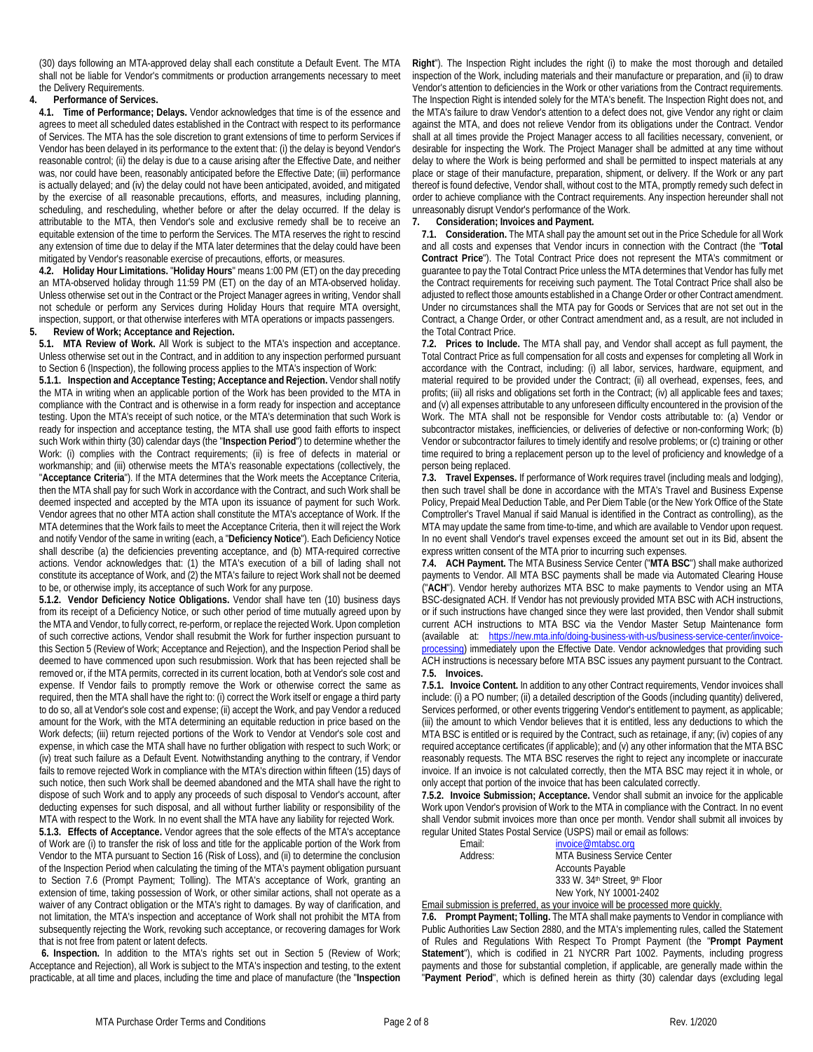(30) days following an MTA-approved delay shall each constitute a Default Event. The MTA shall not be liable for Vendor's commitments or production arrangements necessary to meet the Delivery Requirements.

**4. Performance of Services.**

**4.1. Time of Performance; Delays.** Vendor acknowledges that time is of the essence and agrees to meet all scheduled dates established in the Contract with respect to its performance of Services. The MTA has the sole discretion to grant extensions of time to perform Services if Vendor has been delayed in its performance to the extent that: (i) the delay is beyond Vendor's reasonable control; (ii) the delay is due to a cause arising after the Effective Date, and neither was, nor could have been, reasonably anticipated before the Effective Date; (iii) performance is actually delayed; and (iv) the delay could not have been anticipated, avoided, and mitigated by the exercise of all reasonable precautions, efforts, and measures, including planning, scheduling, and rescheduling, whether before or after the delay occurred. If the delay is attributable to the MTA, then Vendor's sole and exclusive remedy shall be to receive an equitable extension of the time to perform the Services. The MTA reserves the right to rescind any extension of time due to delay if the MTA later determines that the delay could have been mitigated by Vendor's reasonable exercise of precautions, efforts, or measures.

**4.2. Holiday Hour Limitations.** "**Holiday Hours**" means 1:00 PM (ET) on the day preceding an MTA-observed holiday through 11:59 PM (ET) on the day of an MTA-observed holiday. Unless otherwise set out in the Contract or the Project Manager agrees in writing, Vendor shall not schedule or perform any Services during Holiday Hours that require MTA oversight, inspection, support, or that otherwise interferes with MTA operations or impacts passengers.

**5. Review of Work; Acceptance and Rejection.**

**5.1. MTA Review of Work.** All Work is subject to the MTA's inspection and acceptance. Unless otherwise set out in the Contract, and in addition to any inspection performed pursuant to Section 6 (Inspection), the following process applies to the MTA's inspection of Work:

**5.1.1. Inspection and Acceptance Testing; Acceptance and Rejection.** Vendor shall notify the MTA in writing when an applicable portion of the Work has been provided to the MTA in compliance with the Contract and is otherwise in a form ready for inspection and acceptance testing. Upon the MTA's receipt of such notice, or the MTA's determination that such Work is ready for inspection and acceptance testing, the MTA shall use good faith efforts to inspect such Work within thirty (30) calendar days (the "**Inspection Period**") to determine whether the Work: (i) complies with the Contract requirements; (ii) is free of defects in material or workmanship; and (iii) otherwise meets the MTA's reasonable expectations (collectively, the "**Acceptance Criteria**"). If the MTA determines that the Work meets the Acceptance Criteria, then the MTA shall pay for such Work in accordance with the Contract, and such Work shall be deemed inspected and accepted by the MTA upon its issuance of payment for such Work. Vendor agrees that no other MTA action shall constitute the MTA's acceptance of Work. If the MTA determines that the Work fails to meet the Acceptance Criteria, then it will reject the Work and notify Vendor of the same in writing (each, a "**Deficiency Notice**"). Each Deficiency Notice shall describe (a) the deficiencies preventing acceptance, and (b) MTA-required corrective actions. Vendor acknowledges that: (1) the MTA's execution of a bill of lading shall not constitute its acceptance of Work, and (2) the MTA's failure to reject Work shall not be deemed to be, or otherwise imply, its acceptance of such Work for any purpose.

**5.1.2. Vendor Deficiency Notice Obligations.** Vendor shall have ten (10) business days from its receipt of a Deficiency Notice, or such other period of time mutually agreed upon by the MTA and Vendor, to fully correct, re-perform, or replace the rejected Work. Upon completion of such corrective actions, Vendor shall resubmit the Work for further inspection pursuant to this Section 5 (Review of Work; Acceptance and Rejection), and the Inspection Period shall be deemed to have commenced upon such resubmission. Work that has been rejected shall be removed or, if the MTA permits, corrected in its current location, both at Vendor's sole cost and expense. If Vendor fails to promptly remove the Work or otherwise correct the same as required, then the MTA shall have the right to: (i) correct the Work itself or engage a third party to do so, all at Vendor's sole cost and expense; (ii) accept the Work, and pay Vendor a reduced amount for the Work, with the MTA determining an equitable reduction in price based on the Work defects; (iii) return rejected portions of the Work to Vendor at Vendor's sole cost and expense, in which case the MTA shall have no further obligation with respect to such Work; or (iv) treat such failure as a Default Event. Notwithstanding anything to the contrary, if Vendor fails to remove rejected Work in compliance with the MTA's direction within fifteen (15) days of such notice, then such Work shall be deemed abandoned and the MTA shall have the right to dispose of such Work and to apply any proceeds of such disposal to Vendor's account, after deducting expenses for such disposal, and all without further liability or responsibility of the MTA with respect to the Work. In no event shall the MTA have any liability for rejected Work.

**5.1.3. Effects of Acceptance.** Vendor agrees that the sole effects of the MTA's acceptance of Work are (i) to transfer the risk of loss and title for the applicable portion of the Work from Vendor to the MTA pursuant to Section 16 (Risk of Loss), and (ii) to determine the conclusion of the Inspection Period when calculating the timing of the MTA's payment obligation pursuant to Section 7.6 (Prompt Payment; Tolling). The MTA's acceptance of Work, granting an extension of time, taking possession of Work, or other similar actions, shall not operate as a waiver of any Contract obligation or the MTA's right to damages. By way of clarification, and not limitation, the MTA's inspection and acceptance of Work shall not prohibit the MTA from subsequently rejecting the Work, revoking such acceptance, or recovering damages for Work that is not free from patent or latent defects.

**6. Inspection.** In addition to the MTA's rights set out in Section 5 (Review of Work; Acceptance and Rejection), all Work is subject to the MTA's inspection and testing, to the extent practicable, at all time and places, including the time and place of manufacture (the "**Inspection Right**"). The Inspection Right includes the right (i) to make the most thorough and detailed inspection of the Work, including materials and their manufacture or preparation, and (ii) to draw Vendor's attention to deficiencies in the Work or other variations from the Contract requirements. The Inspection Right is intended solely for the MTA's benefit. The Inspection Right does not, and the MTA's failure to draw Vendor's attention to a defect does not, give Vendor any right or claim against the MTA, and does not relieve Vendor from its obligations under the Contract. Vendor shall at all times provide the Project Manager access to all facilities necessary, convenient, or desirable for inspecting the Work. The Project Manager shall be admitted at any time without delay to where the Work is being performed and shall be permitted to inspect materials at any place or stage of their manufacture, preparation, shipment, or delivery. If the Work or any part thereof is found defective, Vendor shall, without cost to the MTA, promptly remedy such defect in order to achieve compliance with the Contract requirements. Any inspection hereunder shall not unreasonably disrupt Vendor's performance of the Work.

**7. Consideration; Invoices and Payment.**

**7.1. Consideration.** The MTA shall pay the amount set out in the Price Schedule for all Work and all costs and expenses that Vendor incurs in connection with the Contract (the "**Total Contract Price**"). The Total Contract Price does not represent the MTA's commitment or guarantee to pay the Total Contract Price unless the MTA determines that Vendor has fully met the Contract requirements for receiving such payment. The Total Contract Price shall also be adjusted to reflect those amounts established in a Change Order or other Contract amendment. Under no circumstances shall the MTA pay for Goods or Services that are not set out in the Contract, a Change Order, or other Contract amendment and, as a result, are not included in the Total Contract Price.

**7.2. Prices to Include.** The MTA shall pay, and Vendor shall accept as full payment, the Total Contract Price as full compensation for all costs and expenses for completing all Work in accordance with the Contract, including: (i) all labor, services, hardware, equipment, and material required to be provided under the Contract; (ii) all overhead, expenses, fees, and profits; (iii) all risks and obligations set forth in the Contract; (iv) all applicable fees and taxes; and (v) all expenses attributable to any unforeseen difficulty encountered in the provision of the Work. The MTA shall not be responsible for Vendor costs attributable to: (a) Vendor or subcontractor mistakes, inefficiencies, or deliveries of defective or non-conforming Work; (b) Vendor or subcontractor failures to timely identify and resolve problems; or (c) training or other time required to bring a replacement person up to the level of proficiency and knowledge of a person being replaced.

**7.3. Travel Expenses.** If performance of Work requires travel (including meals and lodging), then such travel shall be done in accordance with the MTA's Travel and Business Expense Policy, Prepaid Meal Deduction Table, and Per Diem Table (or the New York Office of the State Comptroller's Travel Manual if said Manual is identified in the Contract as controlling), as the MTA may update the same from time-to-time, and which are available to Vendor upon request. In no event shall Vendor's travel expenses exceed the amount set out in its Bid, absent the express written consent of the MTA prior to incurring such expenses.

**7.4. ACH Payment.** The MTA Business Service Center ("**MTA BSC**") shall make authorized payments to Vendor. All MTA BSC payments shall be made via Automated Clearing House ("**ACH**"). Vendor hereby authorizes MTA BSC to make payments to Vendor using an MTA BSC-designated ACH. If Vendor has not previously provided MTA BSC with ACH instructions, or if such instructions have changed since they were last provided, then Vendor shall submit current ACH instructions to MTA BSC via the Vendor Master Setup Maintenance form (available at: https://new.mta.info/doing-business-with-us/business-service-center/invoice-processing) immediately upon the Effective Date. Vendor acknowledges that providing such ACH instructions is necessary before MTA BSC issues any payment pursuant to the Contract.

**7.5. Invoices.**

**7.5.1. Invoice Content.** In addition to any other Contract requirements, Vendor invoices shall include: (i) a PO number; (ii) a detailed description of the Goods (including quantity) delivered, Services performed, or other events triggering Vendor's entitlement to payment, as applicable; (iii) the amount to which Vendor believes that it is entitled, less any deductions to which the MTA BSC is entitled or is required by the Contract, such as retainage, if any; (iv) copies of any required acceptance certificates (if applicable); and (v) any other information that the MTA BSC reasonably requests. The MTA BSC reserves the right to reject any incomplete or inaccurate invoice. If an invoice is not calculated correctly, then the MTA BSC may reject it in whole, or only accept that portion of the invoice that has been calculated correctly.

**7.5.2. Invoice Submission; Acceptance.** Vendor shall submit an invoice for the applicable Work upon Vendor's provision of Work to the MTA in compliance with the Contract. In no event shall Vendor submit invoices more than once per month. Vendor shall submit all invoices by regular United States Postal Service (USPS) mail or email as follows:

Email: invoice@mtabsc.org

Address: MTA Business Service Center
Accounts Payable
333 W. 34th Street, 9th Floor
New York, NY 10001-2402

Email submission is preferred, as your invoice will be processed more quickly.

**7.6. Prompt Payment; Tolling.** The MTA shall make payments to Vendor in compliance with Public Authorities Law Section 2880, and the MTA's implementing rules, called the Statement of Rules and Regulations With Respect To Prompt Payment (the "**Prompt Payment Statement**"), which is codified in 21 NYCRR Part 1002. Payments, including progress payments and those for substantial completion, if applicable, are generally made within the "**Payment Period**", which is defined herein as thirty (30) calendar days (excluding legal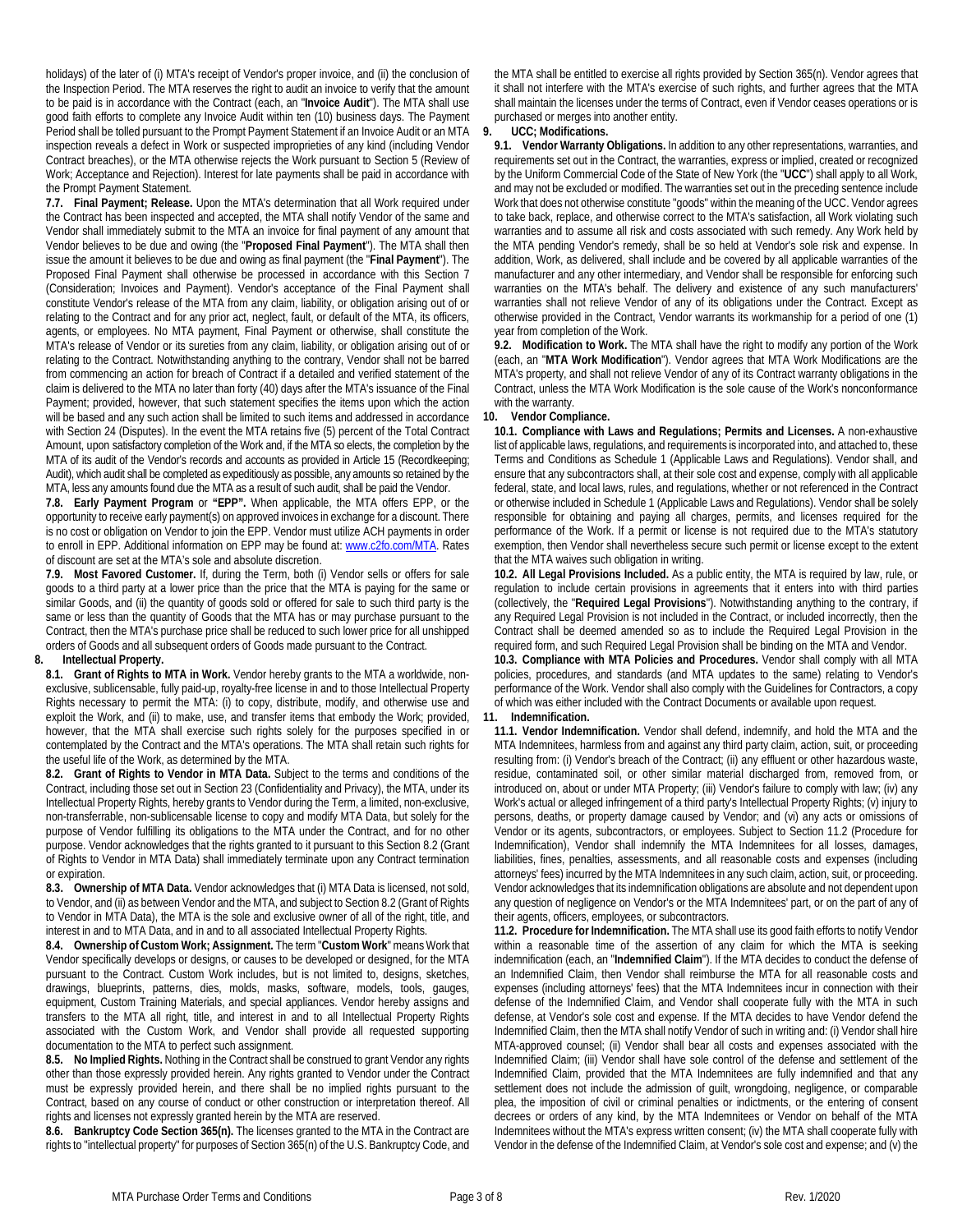holidays) of the later of (i) MTA's receipt of Vendor's proper invoice, and (ii) the conclusion of the Inspection Period. The MTA reserves the right to audit an invoice to verify that the amount to be paid is in accordance with the Contract (each, an "**Invoice Audit**"). The MTA shall use good faith efforts to complete any Invoice Audit within ten (10) business days. The Payment Period shall be tolled pursuant to the Prompt Payment Statement if an Invoice Audit or an MTA inspection reveals a defect in Work or suspected improprieties of any kind (including Vendor Contract breaches), or the MTA otherwise rejects the Work pursuant to Section 5 (Review of Work; Acceptance and Rejection). Interest for late payments shall be paid in accordance with the Prompt Payment Statement.

**7.7. Final Payment; Release.** Upon the MTA's determination that all Work required under the Contract has been inspected and accepted, the MTA shall notify Vendor of the same and Vendor shall immediately submit to the MTA an invoice for final payment of any amount that Vendor believes to be due and owing (the "**Proposed Final Payment**"). The MTA shall then issue the amount it believes to be due and owing as final payment (the "**Final Payment**"). The Proposed Final Payment shall otherwise be processed in accordance with this Section 7 (Consideration; Invoices and Payment). Vendor's acceptance of the Final Payment shall constitute Vendor's release of the MTA from any claim, liability, or obligation arising out of or relating to the Contract and for any prior act, neglect, fault, or default of the MTA, its officers, agents, or employees. No MTA payment, Final Payment or otherwise, shall constitute the MTA's release of Vendor or its sureties from any claim, liability, or obligation arising out of or relating to the Contract. Notwithstanding anything to the contrary, Vendor shall not be barred from commencing an action for breach of Contract if a detailed and verified statement of the claim is delivered to the MTA no later than forty (40) days after the MTA's issuance of the Final Payment; provided, however, that such statement specifies the items upon which the action will be based and any such action shall be limited to such items and addressed in accordance with Section 24 (Disputes). In the event the MTA retains five (5) percent of the Total Contract Amount, upon satisfactory completion of the Work and, if the MTA so elects, the completion by the MTA of its audit of the Vendor's records and accounts as provided in Article 15 (Recordkeeping; Audit), which audit shall be completed as expeditiously as possible, any amounts so retained by the MTA, less any amounts found due the MTA as a result of such audit, shall be paid the Vendor.

**7.8. Early Payment Program** or **"EPP".** When applicable, the MTA offers EPP, or the opportunity to receive early payment(s) on approved invoices in exchange for a discount. There is no cost or obligation on Vendor to join the EPP. Vendor must utilize ACH payments in order to enroll in EPP. Additional information on EPP may be found at: www.c2fo.com/MTA. Rates of discount are set at the MTA's sole and absolute discretion.

**7.9. Most Favored Customer.** If, during the Term, both (i) Vendor sells or offers for sale goods to a third party at a lower price than the price that the MTA is paying for the same or similar Goods, and (ii) the quantity of goods sold or offered for sale to such third party is the same or less than the quantity of Goods that the MTA has or may purchase pursuant to the Contract, then the MTA's purchase price shall be reduced to such lower price for all unshipped orders of Goods and all subsequent orders of Goods made pursuant to the Contract.

**8. Intellectual Property.**

**8.1. Grant of Rights to MTA in Work.** Vendor hereby grants to the MTA a worldwide, non-exclusive, sublicensable, fully paid-up, royalty-free license in and to those Intellectual Property Rights necessary to permit the MTA: (i) to copy, distribute, modify, and otherwise use and exploit the Work, and (ii) to make, use, and transfer items that embody the Work; provided, however, that the MTA shall exercise such rights solely for the purposes specified in or contemplated by the Contract and the MTA's operations. The MTA shall retain such rights for the useful life of the Work, as determined by the MTA.

**8.2. Grant of Rights to Vendor in MTA Data.** Subject to the terms and conditions of the Contract, including those set out in Section 23 (Confidentiality and Privacy), the MTA, under its Intellectual Property Rights, hereby grants to Vendor during the Term, a limited, non-exclusive, non-transferrable, non-sublicensable license to copy and modify MTA Data, but solely for the purpose of Vendor fulfilling its obligations to the MTA under the Contract, and for no other purpose. Vendor acknowledges that the rights granted to it pursuant to this Section 8.2 (Grant of Rights to Vendor in MTA Data) shall immediately terminate upon any Contract termination or expiration.

**8.3. Ownership of MTA Data.** Vendor acknowledges that (i) MTA Data is licensed, not sold, to Vendor, and (ii) as between Vendor and the MTA, and subject to Section 8.2 (Grant of Rights to Vendor in MTA Data), the MTA is the sole and exclusive owner of all of the right, title, and interest in and to MTA Data, and in and to all associated Intellectual Property Rights.

**8.4. Ownership of Custom Work; Assignment.** The term "**Custom Work**" means Work that Vendor specifically develops or designs, or causes to be developed or designed, for the MTA pursuant to the Contract. Custom Work includes, but is not limited to, designs, sketches, drawings, blueprints, patterns, dies, molds, masks, software, models, tools, gauges, equipment, Custom Training Materials, and special appliances. Vendor hereby assigns and transfers to the MTA all right, title, and interest in and to all Intellectual Property Rights associated with the Custom Work, and Vendor shall provide all requested supporting documentation to the MTA to perfect such assignment.

**8.5. No Implied Rights.** Nothing in the Contract shall be construed to grant Vendor any rights other than those expressly provided herein. Any rights granted to Vendor under the Contract must be expressly provided herein, and there shall be no implied rights pursuant to the Contract, based on any course of conduct or other construction or interpretation thereof. All rights and licenses not expressly granted herein by the MTA are reserved.

**8.6. Bankruptcy Code Section 365(n).** The licenses granted to the MTA in the Contract are rights to "intellectual property" for purposes of Section 365(n) of the U.S. Bankruptcy Code, and the MTA shall be entitled to exercise all rights provided by Section 365(n). Vendor agrees that it shall not interfere with the MTA's exercise of such rights, and further agrees that the MTA shall maintain the licenses under the terms of Contract, even if Vendor ceases operations or is purchased or merges into another entity.

**9. UCC; Modifications.**

**9.1. Vendor Warranty Obligations.** In addition to any other representations, warranties, and requirements set out in the Contract, the warranties, express or implied, created or recognized by the Uniform Commercial Code of the State of New York (the "**UCC**") shall apply to all Work, and may not be excluded or modified. The warranties set out in the preceding sentence include Work that does not otherwise constitute "goods" within the meaning of the UCC. Vendor agrees to take back, replace, and otherwise correct to the MTA's satisfaction, all Work violating such warranties and to assume all risk and costs associated with such remedy. Any Work held by the MTA pending Vendor's remedy, shall be so held at Vendor's sole risk and expense. In addition, Work, as delivered, shall include and be covered by all applicable warranties of the manufacturer and any other intermediary, and Vendor shall be responsible for enforcing such warranties on the MTA's behalf. The delivery and existence of any such manufacturers' warranties shall not relieve Vendor of any of its obligations under the Contract. Except as otherwise provided in the Contract, Vendor warrants its workmanship for a period of one (1) year from completion of the Work.

**9.2. Modification to Work.** The MTA shall have the right to modify any portion of the Work (each, an "**MTA Work Modification**"). Vendor agrees that MTA Work Modifications are the MTA's property, and shall not relieve Vendor of any of its Contract warranty obligations in the Contract, unless the MTA Work Modification is the sole cause of the Work's nonconformance with the warranty.

**10. Vendor Compliance.**

**10.1. Compliance with Laws and Regulations; Permits and Licenses.** A non-exhaustive list of applicable laws, regulations, and requirements is incorporated into, and attached to, these Terms and Conditions as Schedule 1 (Applicable Laws and Regulations). Vendor shall, and ensure that any subcontractors shall, at their sole cost and expense, comply with all applicable federal, state, and local laws, rules, and regulations, whether or not referenced in the Contract or otherwise included in Schedule 1 (Applicable Laws and Regulations). Vendor shall be solely responsible for obtaining and paying all charges, permits, and licenses required for the performance of the Work. If a permit or license is not required due to the MTA's statutory exemption, then Vendor shall nevertheless secure such permit or license except to the extent that the MTA waives such obligation in writing.

**10.2. All Legal Provisions Included.** As a public entity, the MTA is required by law, rule, or regulation to include certain provisions in agreements that it enters into with third parties (collectively, the "**Required Legal Provisions**"). Notwithstanding anything to the contrary, if any Required Legal Provision is not included in the Contract, or included incorrectly, then the Contract shall be deemed amended so as to include the Required Legal Provision in the required form, and such Required Legal Provision shall be binding on the MTA and Vendor.

**10.3. Compliance with MTA Policies and Procedures.** Vendor shall comply with all MTA policies, procedures, and standards (and MTA updates to the same) relating to Vendor's performance of the Work. Vendor shall also comply with the Guidelines for Contractors, a copy of which was either included with the Contract Documents or available upon request.

**11. Indemnification.**

**11.1. Vendor Indemnification.** Vendor shall defend, indemnify, and hold the MTA and the MTA Indemnitees, harmless from and against any third party claim, action, suit, or proceeding resulting from: (i) Vendor's breach of the Contract; (ii) any effluent or other hazardous waste, residue, contaminated soil, or other similar material discharged from, removed from, or introduced on, about or under MTA Property; (iii) Vendor's failure to comply with law; (iv) any Work's actual or alleged infringement of a third party's Intellectual Property Rights; (v) injury to persons, deaths, or property damage caused by Vendor; and (vi) any acts or omissions of Vendor or its agents, subcontractors, or employees. Subject to Section 11.2 (Procedure for Indemnification), Vendor shall indemnify the MTA Indemnitees for all losses, damages, liabilities, fines, penalties, assessments, and all reasonable costs and expenses (including attorneys' fees) incurred by the MTA Indemnitees in any such claim, action, suit, or proceeding. Vendor acknowledges that its indemnification obligations are absolute and not dependent upon any question of negligence on Vendor's or the MTA Indemnitees' part, or on the part of any of their agents, officers, employees, or subcontractors.

**11.2. Procedure for Indemnification.** The MTA shall use its good faith efforts to notify Vendor within a reasonable time of the assertion of any claim for which the MTA is seeking indemnification (each, an "**Indemnified Claim**"). If the MTA decides to conduct the defense of an Indemnified Claim, then Vendor shall reimburse the MTA for all reasonable costs and expenses (including attorneys' fees) that the MTA Indemnitees incur in connection with their defense of the Indemnified Claim, and Vendor shall cooperate fully with the MTA in such defense, at Vendor's sole cost and expense. If the MTA decides to have Vendor defend the Indemnified Claim, then the MTA shall notify Vendor of such in writing and: (i) Vendor shall hire MTA-approved counsel; (ii) Vendor shall bear all costs and expenses associated with the Indemnified Claim; (iii) Vendor shall have sole control of the defense and settlement of the Indemnified Claim, provided that the MTA Indemnitees are fully indemnified and that any settlement does not include the admission of guilt, wrongdoing, negligence, or comparable plea, the imposition of civil or criminal penalties or indictments, or the entering of consent decrees or orders of any kind, by the MTA Indemnitees or Vendor on behalf of the MTA Indemnitees without the MTA's express written consent; (iv) the MTA shall cooperate fully with Vendor in the defense of the Indemnified Claim, at Vendor's sole cost and expense; and (v) the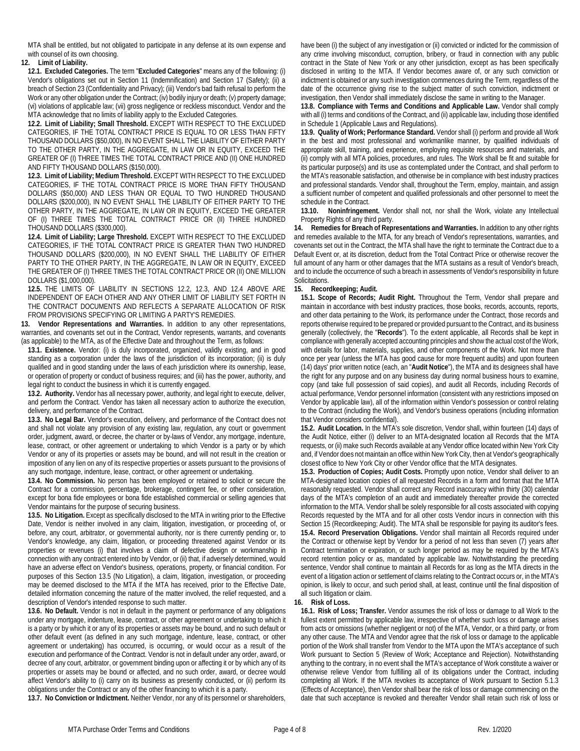MTA shall be entitled, but not obligated to participate in any defense at its own expense and with counsel of its own choosing.

**12. Limit of Liability.**

**12.1. Excluded Categories.** The term "**Excluded Categories**" means any of the following: (i) Vendor's obligations set out in Section 11 (Indemnification) and Section 17 (Safety); (ii) a breach of Section 23 (Confidentiality and Privacy); (iii) Vendor's bad faith refusal to perform the Work or any other obligation under the Contract; (iv) bodily injury or death; (v) property damage; (vi) violations of applicable law; (vii) gross negligence or reckless misconduct. Vendor and the MTA acknowledge that no limits of liability apply to the Excluded Categories.

**12.2. Limit of Liability; Small Threshold.** EXCEPT WITH RESPECT TO THE EXCLUDED CATEGORIES, IF THE TOTAL CONTRACT PRICE IS EQUAL TO OR LESS THAN FIFTY THOUSAND DOLLARS ($50,000), IN NO EVENT SHALL THE LIABILITY OF EITHER PARTY TO THE OTHER PARTY, IN THE AGGREGATE, IN LAW OR IN EQUITY, EXCEED THE GREATER OF (I) THREE TIMES THE TOTAL CONTRACT PRICE AND (II) ONE HUNDRED AND FIFTY THOUSAND DOLLARS ($150,000).

**12.3. Limit of Liability; Medium Threshold.** EXCEPT WITH RESPECT TO THE EXCLUDED CATEGORIES, IF THE TOTAL CONTRACT PRICE IS MORE THAN FIFTY THOUSAND DOLLARS ($50,000) AND LESS THAN OR EQUAL TO TWO HUNDRED THOUSAND DOLLARS ($200,000), IN NO EVENT SHALL THE LIABILITY OF EITHER PARTY TO THE OTHER PARTY, IN THE AGGREGATE, IN LAW OR IN EQUITY, EXCEED THE GREATER OF (I) THREE TIMES THE TOTAL CONTRACT PRICE OR (II) THREE HUNDRED THOUSAND DOLLARS ($300,000).

**12.4. Limit of Liability; Large Threshold.** EXCEPT WITH RESPECT TO THE EXCLUDED CATEGORIES, IF THE TOTAL CONTRACT PRICE IS GREATER THAN TWO HUNDRED THOUSAND DOLLARS ($200,000), IN NO EVENT SHALL THE LIABILITY OF EITHER PARTY TO THE OTHER PARTY, IN THE AGGREGATE, IN LAW OR IN EQUITY, EXCEED THE GREATER OF (I) THREE TIMES THE TOTAL CONTRACT PRICE OR (II) ONE MILLION DOLLARS ($1,000,000).

**12.5.** THE LIMITS OF LIABILITY IN SECTIONS 12.2, 12.3, AND 12.4 ABOVE ARE INDEPENDENT OF EACH OTHER AND ANY OTHER LIMIT OF LIABILITY SET FORTH IN THE CONTRACT DOCUMENTS AND REFLECTS A SEPARATE ALLOCATION OF RISK FROM PROVISIONS SPECIFYING OR LIMITING A PARTY'S REMEDIES.

**13. Vendor Representations and Warranties.** In addition to any other representations, warranties, and covenants set out in the Contract, Vendor represents, warrants, and covenants (as applicable) to the MTA, as of the Effective Date and throughout the Term, as follows:

**13.1. Existence.** Vendor: (i) is duly incorporated, organized, validly existing, and in good standing as a corporation under the laws of the jurisdiction of its incorporation; (ii) is duly qualified and in good standing under the laws of each jurisdiction where its ownership, lease, or operation of property or conduct of business requires; and (iii) has the power, authority, and legal right to conduct the business in which it is currently engaged.

**13.2. Authority.** Vendor has all necessary power, authority, and legal right to execute, deliver, and perform the Contract. Vendor has taken all necessary action to authorize the execution, delivery, and performance of the Contract.

**13.3. No Legal Bar.** Vendor's execution, delivery, and performance of the Contract does not and shall not violate any provision of any existing law, regulation, any court or government order, judgment, award, or decree, the charter or by-laws of Vendor, any mortgage, indenture, lease, contract, or other agreement or undertaking to which Vendor is a party or by which Vendor or any of its properties or assets may be bound, and will not result in the creation or imposition of any lien on any of its respective properties or assets pursuant to the provisions of any such mortgage, indenture, lease, contract, or other agreement or undertaking.

**13.4. No Commission.** No person has been employed or retained to solicit or secure the Contract for a commission, percentage, brokerage, contingent fee, or other consideration, except for bona fide employees or bona fide established commercial or selling agencies that Vendor maintains for the purpose of securing business.

**13.5. No Litigation.** Except as specifically disclosed to the MTA in writing prior to the Effective Date, Vendor is neither involved in any claim, litigation, investigation, or proceeding of, or before, any court, arbitrator, or governmental authority, nor is there currently pending or, to Vendor's knowledge, any claim, litigation, or proceeding threatened against Vendor or its properties or revenues (i) that involves a claim of defective design or workmanship in connection with any contract entered into by Vendor, or (ii) that, if adversely determined, would have an adverse effect on Vendor's business, operations, property, or financial condition. For purposes of this Section 13.5 (No Litigation), a claim, litigation, investigation, or proceeding may be deemed disclosed to the MTA if the MTA has received, prior to the Effective Date, detailed information concerning the nature of the matter involved, the relief requested, and a description of Vendor's intended response to such matter.

**13.6. No Default.** Vendor is not in default in the payment or performance of any obligations under any mortgage, indenture, lease, contract, or other agreement or undertaking to which it is a party or by which it or any of its properties or assets may be bound, and no such default or other default event (as defined in any such mortgage, indenture, lease, contract, or other agreement or undertaking) has occurred, is occurring, or would occur as a result of the execution and performance of the Contract. Vendor is not in default under any order, award, or decree of any court, arbitrator, or government binding upon or affecting it or by which any of its properties or assets may be bound or affected, and no such order, award, or decree would affect Vendor's ability to (i) carry on its business as presently conducted, or (ii) perform its obligations under the Contract or any of the other financing to which it is a party.

**13.7. No Conviction or Indictment.** Neither Vendor, nor any of its personnel or shareholders, have been (i) the subject of any investigation or (ii) convicted or indicted for the commission of any crime involving misconduct, corruption, bribery, or fraud in connection with any public contract in the State of New York or any other jurisdiction, except as has been specifically disclosed in writing to the MTA. If Vendor becomes aware of, or any such conviction or indictment is obtained or any such investigation commences during the Term, regardless of the date of the occurrence giving rise to the subject matter of such conviction, indictment or investigation, then Vendor shall immediately disclose the same in writing to the Manager.

**13.8. Compliance with Terms and Conditions and Applicable Law.** Vendor shall comply with all (i) terms and conditions of the Contract, and (ii) applicable law, including those identified in Schedule 1 (Applicable Laws and Regulations).

**13.9. Quality of Work; Performance Standard.** Vendor shall (i) perform and provide all Work in the best and most professional and workmanlike manner, by qualified individuals of appropriate skill, training, and experience, employing requisite resources and materials, and (ii) comply with all MTA policies, procedures, and rules. The Work shall be fit and suitable for its particular purpose(s) and its use as contemplated under the Contract, and shall perform to the MTA's reasonable satisfaction, and otherwise be in compliance with best industry practices and professional standards. Vendor shall, throughout the Term, employ, maintain, and assign a sufficient number of competent and qualified professionals and other personnel to meet the schedule in the Contract.

**13.10. Noninfringement.** Vendor shall not, nor shall the Work, violate any Intellectual Property Rights of any third party.

**14. Remedies for Breach of Representations and Warranties.** In addition to any other rights and remedies available to the MTA, for any breach of Vendor's representations, warranties, and covenants set out in the Contract, the MTA shall have the right to terminate the Contract due to a Default Event or, at its discretion, deduct from the Total Contract Price or otherwise recover the full amount of any harm or other damages that the MTA sustains as a result of Vendor's breach, and to include the occurrence of such a breach in assessments of Vendor's responsibility in future Solicitations.

**15. Recordkeeping; Audit.**

**15.1. Scope of Records; Audit Right.** Throughout the Term, Vendor shall prepare and maintain in accordance with best industry practices, those books, records, accounts, reports, and other data pertaining to the Work, its performance under the Contract, those records and reports otherwise required to be prepared or provided pursuant to the Contract, and its business generally (collectively, the "**Records**"). To the extent applicable, all Records shall be kept in compliance with generally accepted accounting principles and show the actual cost of the Work, with details for labor, materials, supplies, and other components of the Work. Not more than once per year (unless the MTA has good cause for more frequent audits) and upon fourteen (14) days' prior written notice (each, an "**Audit Notice**"), the MTA and its designees shall have the right for any purpose and on any business day during normal business hours to examine, copy (and take full possession of said copies), and audit all Records, including Records of actual performance, Vendor personnel information (consistent with any restrictions imposed on Vendor by applicable law), all of the information within Vendor's possession or control relating to the Contract (including the Work), and Vendor's business operations (including information that Vendor considers confidential).

**15.2. Audit Location.** In the MTA's sole discretion, Vendor shall, within fourteen (14) days of the Audit Notice, either (i) deliver to an MTA-designated location all Records that the MTA requests, or (ii) make such Records available at any Vendor office located within New York City and, if Vendor does not maintain an office within New York City, then at Vendor's geographically closest office to New York City or other Vendor office that the MTA designates.

**15.3. Production of Copies; Audit Costs.** Promptly upon notice, Vendor shall deliver to an MTA-designated location copies of all requested Records in a form and format that the MTA reasonably requested. Vendor shall correct any Record inaccuracy within thirty (30) calendar days of the MTA's completion of an audit and immediately thereafter provide the corrected information to the MTA. Vendor shall be solely responsible for all costs associated with copying Records requested by the MTA and for all other costs Vendor incurs in connection with this Section 15 (Recordkeeping; Audit). The MTA shall be responsible for paying its auditor's fees.

**15.4. Record Preservation Obligations.** Vendor shall maintain all Records required under the Contract or otherwise kept by Vendor for a period of not less than seven (7) years after Contract termination or expiration, or such longer period as may be required by the MTA's record retention policy or as, mandated by applicable law. Notwithstanding the preceding sentence, Vendor shall continue to maintain all Records for as long as the MTA directs in the event of a litigation action or settlement of claims relating to the Contract occurs or, in the MTA's opinion, is likely to occur, and such period shall, at least, continue until the final disposition of all such litigation or claim.

**16. Risk of Loss.**

**16.1. Risk of Loss; Transfer.** Vendor assumes the risk of loss or damage to all Work to the fullest extent permitted by applicable law, irrespective of whether such loss or damage arises from acts or omissions (whether negligent or not) of the MTA, Vendor, or a third party, or from any other cause. The MTA and Vendor agree that the risk of loss or damage to the applicable portion of the Work shall transfer from Vendor to the MTA upon the MTA's acceptance of such Work pursuant to Section 5 (Review of Work; Acceptance and Rejection). Notwithstanding anything to the contrary, in no event shall the MTA's acceptance of Work constitute a waiver or otherwise relieve Vendor from fulfilling all of its obligations under the Contract, including completing all Work. If the MTA revokes its acceptance of Work pursuant to Section 5.1.3 (Effects of Acceptance), then Vendor shall bear the risk of loss or damage commencing on the date that such acceptance is revoked and thereafter Vendor shall retain such risk of loss or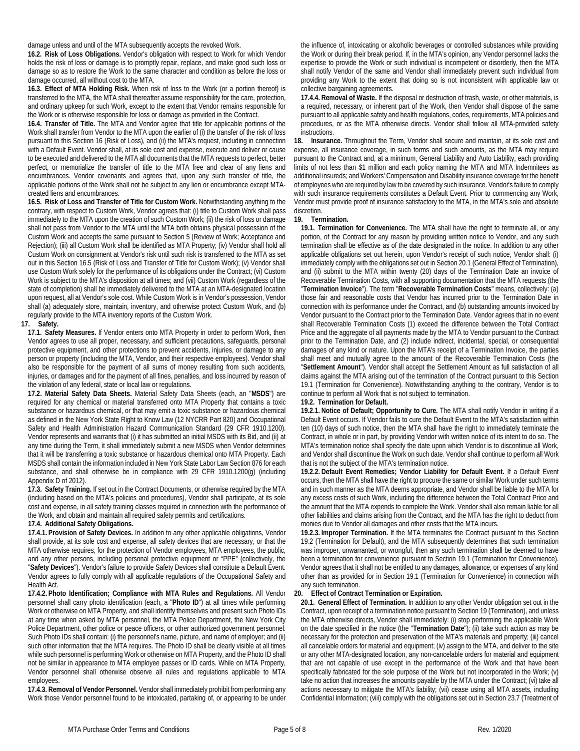damage unless and until of the MTA subsequently accepts the revoked Work.

**16.2. Risk of Loss Obligations.** Vendor's obligation with respect to Work for which Vendor holds the risk of loss or damage is to promptly repair, replace, and make good such loss or damage so as to restore the Work to the same character and condition as before the loss or damage occurred, all without cost to the MTA.

**16.3. Effect of MTA Holding Risk.** When risk of loss to the Work (or a portion thereof) is transferred to the MTA, the MTA shall thereafter assume responsibility for the care, protection, and ordinary upkeep for such Work, except to the extent that Vendor remains responsible for the Work or is otherwise responsible for loss or damage as provided in the Contract.

**16.4. Transfer of Title.** The MTA and Vendor agree that title for applicable portions of the Work shall transfer from Vendor to the MTA upon the earlier of (i) the transfer of the risk of loss pursuant to this Section 16 (Risk of Loss), and (ii) the MTA's request, including in connection with a Default Event. Vendor shall, at its sole cost and expense, execute and deliver or cause to be executed and delivered to the MTA all documents that the MTA requests to perfect, better perfect, or memorialize the transfer of title to the MTA free and clear of any liens and encumbrances. Vendor covenants and agrees that, upon any such transfer of title, the applicable portions of the Work shall not be subject to any lien or encumbrance except MTA-created liens and encumbrances.

**16.5. Risk of Loss and Transfer of Title for Custom Work.** Notwithstanding anything to the contrary, with respect to Custom Work, Vendor agrees that: (i) title to Custom Work shall pass immediately to the MTA upon the creation of such Custom Work; (ii) the risk of loss or damage shall not pass from Vendor to the MTA until the MTA both obtains physical possession of the Custom Work and accepts the same pursuant to Section 5 (Review of Work; Acceptance and Rejection); (iii) all Custom Work shall be identified as MTA Property; (iv) Vendor shall hold all Custom Work on consignment at Vendor's risk until such risk is transferred to the MTA as set out in this Section 16.5 (Risk of Loss and Transfer of Title for Custom Work); (v) Vendor shall use Custom Work solely for the performance of its obligations under the Contract; (vi) Custom Work is subject to the MTA's disposition at all times; and (vii) Custom Work (regardless of the state of completion) shall be immediately delivered to the MTA at an MTA-designated location upon request, all at Vendor's sole cost. While Custom Work is in Vendor's possession, Vendor shall (a) adequately store, maintain, inventory, and otherwise protect Custom Work, and (b) regularly provide to the MTA inventory reports of the Custom Work.

**17. Safety.**

**17.1. Safety Measures.** If Vendor enters onto MTA Property in order to perform Work, then Vendor agrees to use all proper, necessary, and sufficient precautions, safeguards, personal protective equipment, and other protections to prevent accidents, injuries, or damage to any person or property (including the MTA, Vendor, and their respective employees). Vendor shall also be responsible for the payment of all sums of money resulting from such accidents, injuries, or damages and for the payment of all fines, penalties, and loss incurred by reason of the violation of any federal, state or local law or regulations.

**17.2. Material Safety Data Sheets.** Material Safety Data Sheets (each, an "**MSDS**") are required for any chemical or material transferred onto MTA Property that contains a toxic substance or hazardous chemical, or that may emit a toxic substance or hazardous chemical as defined in the New York State Right to Know Law (12 NYCRR Part 820) and Occupational Safety and Health Administration Hazard Communication Standard (29 CFR 1910.1200). Vendor represents and warrants that (i) it has submitted an initial MSDS with its Bid, and (ii) at any time during the Term, it shall immediately submit a new MSDS when Vendor determines that it will be transferring a toxic substance or hazardous chemical onto MTA Property. Each MSDS shall contain the information included in New York State Labor Law Section 876 for each substance, and shall otherwise be in compliance with 29 CFR 1910.1200(g) (including Appendix D of 2012).

**17.3. Safety Training.** If set out in the Contract Documents, or otherwise required by the MTA (including based on the MTA's policies and procedures), Vendor shall participate, at its sole cost and expense, in all safety training classes required in connection with the performance of the Work, and obtain and maintain all required safety permits and certifications.

**17.4. Additional Safety Obligations.**

**17.4.1. Provision of Safety Devices.** In addition to any other applicable obligations, Vendor shall provide, at its sole cost and expense, all safety devices that are necessary, or that the MTA otherwise requires, for the protection of Vendor employees, MTA employees, the public, and any other persons, including personal protective equipment or "PPE" (collectively, the "**Safety Devices**"). Vendor's failure to provide Safety Devices shall constitute a Default Event. Vendor agrees to fully comply with all applicable regulations of the Occupational Safety and Health Act.

**17.4.2. Photo Identification; Compliance with MTA Rules and Regulations.** All Vendor personnel shall carry photo identification (each, a "**Photo ID**") at all times while performing Work or otherwise on MTA Property, and shall identify themselves and present such Photo IDs at any time when asked by MTA personnel, the MTA Police Department, the New York City Police Department, other police or peace officers, or other authorized government personnel. Such Photo IDs shall contain: (i) the personnel's name, picture, and name of employer; and (ii) such other information that the MTA requires. The Photo ID shall be clearly visible at all times while such personnel is performing Work or otherwise on MTA Property, and the Photo ID shall not be similar in appearance to MTA employee passes or ID cards. While on MTA Property, Vendor personnel shall otherwise observe all rules and regulations applicable to MTA employees.

**17.4.3. Removal of Vendor Personnel.** Vendor shall immediately prohibit from performing any Work those Vendor personnel found to be intoxicated, partaking of, or appearing to be under the influence of, intoxicating or alcoholic beverages or controlled substances while providing the Work or during their break period. If, in the MTA's opinion, any Vendor personnel lacks the expertise to provide the Work or such individual is incompetent or disorderly, then the MTA shall notify Vendor of the same and Vendor shall immediately prevent such individual from providing any Work to the extent that doing so is not inconsistent with applicable law or collective bargaining agreements.

**17.4.4. Removal of Waste.** If the disposal or destruction of trash, waste, or other materials, is a required, necessary, or inherent part of the Work, then Vendor shall dispose of the same pursuant to all applicable safety and health regulations, codes, requirements, MTA policies and procedures, or as the MTA otherwise directs. Vendor shall follow all MTA-provided safety instructions.

**18. Insurance.** Throughout the Term, Vendor shall secure and maintain, at its sole cost and expense, all insurance coverage, in such forms and such amounts, as the MTA may require pursuant to the Contract and, at a minimum, General Liability and Auto Liability, each providing limits of not less than $1 million and each policy naming the MTA and MTA Indemnitees as additional insureds; and Workers' Compensation and Disability insurance coverage for the benefit of employees who are required by law to be covered by such insurance. Vendor's failure to comply with such insurance requirements constitutes a Default Event. Prior to commencing any Work, Vendor must provide proof of insurance satisfactory to the MTA, in the MTA's sole and absolute discretion.

**19. Termination.**

**19.1. Termination for Convenience.** The MTA shall have the right to terminate all, or any portion, of the Contract for any reason by providing written notice to Vendor, and any such termination shall be effective as of the date designated in the notice. In addition to any other applicable obligations set out herein, upon Vendor's receipt of such notice, Vendor shall: (i) immediately comply with the obligations set out in Section 20.1 (General Effect of Termination), and (ii) submit to the MTA within twenty (20) days of the Termination Date an invoice of Recoverable Termination Costs, with all supporting documentation that the MTA requests (the "**Termination Invoice**"). The term "**Recoverable Termination Costs**" means, collectively: (a) those fair and reasonable costs that Vendor has incurred prior to the Termination Date in connection with its performance under the Contract, and (b) outstanding amounts invoiced by Vendor pursuant to the Contract prior to the Termination Date. Vendor agrees that in no event shall Recoverable Termination Costs (1) exceed the difference between the Total Contract Price and the aggregate of all payments made by the MTA to Vendor pursuant to the Contract prior to the Termination Date, and (2) include indirect, incidental, special, or consequential damages of any kind or nature. Upon the MTA's receipt of a Termination Invoice, the parties shall meet and mutually agree to the amount of the Recoverable Termination Costs (the "**Settlement Amount**"). Vendor shall accept the Settlement Amount as full satisfaction of all claims against the MTA arising out of the termination of the Contract pursuant to this Section 19.1 (Termination for Convenience). Notwithstanding anything to the contrary, Vendor is to continue to perform all Work that is not subject to termination.

**19.2. Termination for Default.**

**19.2.1. Notice of Default; Opportunity to Cure.** The MTA shall notify Vendor in writing if a Default Event occurs. If Vendor fails to cure the Default Event to the MTA's satisfaction within ten (10) days of such notice, then the MTA shall have the right to immediately terminate the Contract, in whole or in part, by providing Vendor with written notice of its intent to do so. The MTA's termination notice shall specify the date upon which Vendor is to discontinue all Work, and Vendor shall discontinue the Work on such date. Vendor shall continue to perform all Work that is not the subject of the MTA's termination notice.

**19.2.2. Default Event Remedies; Vendor Liability for Default Event.** If a Default Event occurs, then the MTA shall have the right to procure the same or similar Work under such terms and in such manner as the MTA deems appropriate, and Vendor shall be liable to the MTA for any excess costs of such Work, including the difference between the Total Contract Price and the amount that the MTA expends to complete the Work. Vendor shall also remain liable for all other liabilities and claims arising from the Contract, and the MTA has the right to deduct from monies due to Vendor all damages and other costs that the MTA incurs.

**19.2.3. Improper Termination.** If the MTA terminates the Contract pursuant to this Section 19.2 (Termination for Default), and the MTA subsequently determines that such termination was improper, unwarranted, or wrongful, then any such termination shall be deemed to have been a termination for convenience pursuant to Section 19.1 (Termination for Convenience). Vendor agrees that it shall not be entitled to any damages, allowance, or expenses of any kind other than as provided for in Section 19.1 (Termination for Convenience) in connection with any such termination.

**20. Effect of Contract Termination or Expiration.**

**20.1. General Effect of Termination.** In addition to any other Vendor obligation set out in the Contract, upon receipt of a termination notice pursuant to Section 19 (Termination), and unless the MTA otherwise directs, Vendor shall immediately: (i) stop performing the applicable Work on the date specified in the notice (the "**Termination Date**"); (ii) take such action as may be necessary for the protection and preservation of the MTA's materials and property; (iii) cancel all cancelable orders for material and equipment; (iv) assign to the MTA, and deliver to the site or any other MTA-designated location, any non-cancelable orders for material and equipment that are not capable of use except in the performance of the Work and that have been specifically fabricated for the sole purpose of the Work but not incorporated in the Work; (v) take no action that increases the amounts payable by the MTA under the Contract; (vi) take all actions necessary to mitigate the MTA's liability; (vii) cease using all MTA assets, including Confidential Information; (viii) comply with the obligations set out in Section 23.7 (Treatment of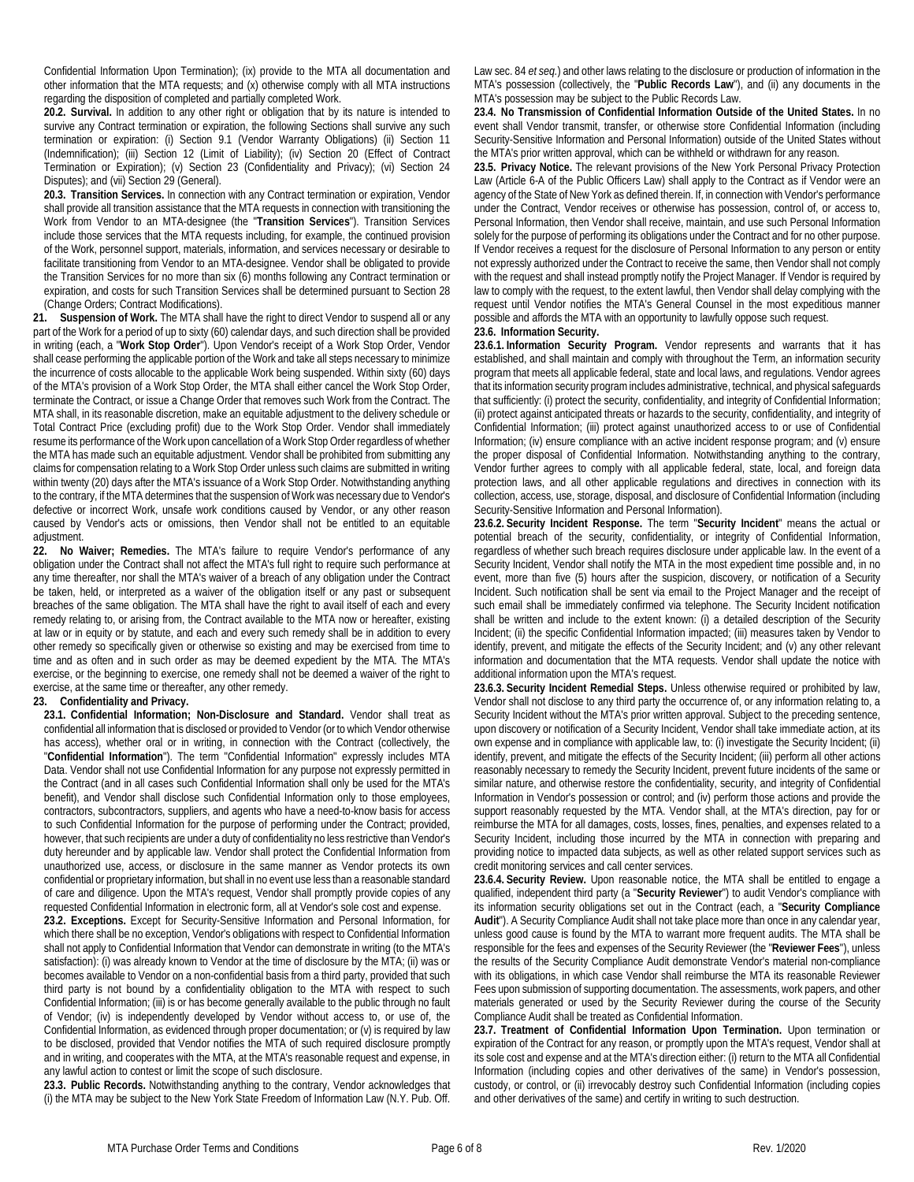Confidential Information Upon Termination); (ix) provide to the MTA all documentation and other information that the MTA requests; and (x) otherwise comply with all MTA instructions regarding the disposition of completed and partially completed Work.

**20.2. Survival.** In addition to any other right or obligation that by its nature is intended to survive any Contract termination or expiration, the following Sections shall survive any such termination or expiration: (i) Section 9.1 (Vendor Warranty Obligations) (ii) Section 11 (Indemnification); (iii) Section 12 (Limit of Liability); (iv) Section 20 (Effect of Contract Termination or Expiration); (v) Section 23 (Confidentiality and Privacy); (vi) Section 24 Disputes); and (vii) Section 29 (General).

**20.3. Transition Services.** In connection with any Contract termination or expiration, Vendor shall provide all transition assistance that the MTA requests in connection with transitioning the Work from Vendor to an MTA-designee (the "**Transition Services**"). Transition Services include those services that the MTA requests including, for example, the continued provision of the Work, personnel support, materials, information, and services necessary or desirable to facilitate transitioning from Vendor to an MTA-designee. Vendor shall be obligated to provide the Transition Services for no more than six (6) months following any Contract termination or expiration, and costs for such Transition Services shall be determined pursuant to Section 28 (Change Orders; Contract Modifications).

**21. Suspension of Work.** The MTA shall have the right to direct Vendor to suspend all or any part of the Work for a period of up to sixty (60) calendar days, and such direction shall be provided in writing (each, a "**Work Stop Order**"). Upon Vendor's receipt of a Work Stop Order, Vendor shall cease performing the applicable portion of the Work and take all steps necessary to minimize the incurrence of costs allocable to the applicable Work being suspended. Within sixty (60) days of the MTA's provision of a Work Stop Order, the MTA shall either cancel the Work Stop Order, terminate the Contract, or issue a Change Order that removes such Work from the Contract. The MTA shall, in its reasonable discretion, make an equitable adjustment to the delivery schedule or Total Contract Price (excluding profit) due to the Work Stop Order. Vendor shall immediately resume its performance of the Work upon cancellation of a Work Stop Order regardless of whether the MTA has made such an equitable adjustment. Vendor shall be prohibited from submitting any claims for compensation relating to a Work Stop Order unless such claims are submitted in writing within twenty (20) days after the MTA's issuance of a Work Stop Order. Notwithstanding anything to the contrary, if the MTA determines that the suspension of Work was necessary due to Vendor's defective or incorrect Work, unsafe work conditions caused by Vendor, or any other reason caused by Vendor's acts or omissions, then Vendor shall not be entitled to an equitable adjustment.

**22. No Waiver; Remedies.** The MTA's failure to require Vendor's performance of any obligation under the Contract shall not affect the MTA's full right to require such performance at any time thereafter, nor shall the MTA's waiver of a breach of any obligation under the Contract be taken, held, or interpreted as a waiver of the obligation itself or any past or subsequent breaches of the same obligation. The MTA shall have the right to avail itself of each and every remedy relating to, or arising from, the Contract available to the MTA now or hereafter, existing at law or in equity or by statute, and each and every such remedy shall be in addition to every other remedy so specifically given or otherwise so existing and may be exercised from time to time and as often and in such order as may be deemed expedient by the MTA. The MTA's exercise, or the beginning to exercise, one remedy shall not be deemed a waiver of the right to exercise, at the same time or thereafter, any other remedy.

**23. Confidentiality and Privacy.**

**23.1. Confidential Information; Non-Disclosure and Standard.** Vendor shall treat as confidential all information that is disclosed or provided to Vendor (or to which Vendor otherwise has access), whether oral or in writing, in connection with the Contract (collectively, the "**Confidential Information**"). The term "Confidential Information" expressly includes MTA Data. Vendor shall not use Confidential Information for any purpose not expressly permitted in the Contract (and in all cases such Confidential Information shall only be used for the MTA's benefit), and Vendor shall disclose such Confidential Information only to those employees, contractors, subcontractors, suppliers, and agents who have a need-to-know basis for access to such Confidential Information for the purpose of performing under the Contract; provided, however, that such recipients are under a duty of confidentiality no less restrictive than Vendor's duty hereunder and by applicable law. Vendor shall protect the Confidential Information from unauthorized use, access, or disclosure in the same manner as Vendor protects its own confidential or proprietary information, but shall in no event use less than a reasonable standard of care and diligence. Upon the MTA's request, Vendor shall promptly provide copies of any requested Confidential Information in electronic form, all at Vendor's sole cost and expense.

**23.2. Exceptions.** Except for Security-Sensitive Information and Personal Information, for which there shall be no exception, Vendor's obligations with respect to Confidential Information shall not apply to Confidential Information that Vendor can demonstrate in writing (to the MTA's satisfaction): (i) was already known to Vendor at the time of disclosure by the MTA; (ii) was or becomes available to Vendor on a non-confidential basis from a third party, provided that such third party is not bound by a confidentiality obligation to the MTA with respect to such Confidential Information; (iii) is or has become generally available to the public through no fault of Vendor; (iv) is independently developed by Vendor without access to, or use of, the Confidential Information, as evidenced through proper documentation; or (v) is required by law to be disclosed, provided that Vendor notifies the MTA of such required disclosure promptly and in writing, and cooperates with the MTA, at the MTA's reasonable request and expense, in any lawful action to contest or limit the scope of such disclosure.

**23.3. Public Records.** Notwithstanding anything to the contrary, Vendor acknowledges that (i) the MTA may be subject to the New York State Freedom of Information Law (N.Y. Pub. Off. Law sec. 84 *et seq.*) and other laws relating to the disclosure or production of information in the MTA's possession (collectively, the "**Public Records Law**"), and (ii) any documents in the MTA's possession may be subject to the Public Records Law.

**23.4. No Transmission of Confidential Information Outside of the United States.** In no event shall Vendor transmit, transfer, or otherwise store Confidential Information (including Security-Sensitive Information and Personal Information) outside of the United States without the MTA's prior written approval, which can be withheld or withdrawn for any reason.

**23.5. Privacy Notice.** The relevant provisions of the New York Personal Privacy Protection Law (Article 6-A of the Public Officers Law) shall apply to the Contract as if Vendor were an agency of the State of New York as defined therein. If, in connection with Vendor's performance under the Contract, Vendor receives or otherwise has possession, control of, or access to, Personal Information, then Vendor shall receive, maintain, and use such Personal Information solely for the purpose of performing its obligations under the Contract and for no other purpose. If Vendor receives a request for the disclosure of Personal Information to any person or entity not expressly authorized under the Contract to receive the same, then Vendor shall not comply with the request and shall instead promptly notify the Project Manager. If Vendor is required by law to comply with the request, to the extent lawful, then Vendor shall delay complying with the request until Vendor notifies the MTA's General Counsel in the most expeditious manner possible and affords the MTA with an opportunity to lawfully oppose such request.

**23.6. Information Security.**

**23.6.1. Information Security Program.** Vendor represents and warrants that it has established, and shall maintain and comply with throughout the Term, an information security program that meets all applicable federal, state and local laws, and regulations. Vendor agrees that its information security program includes administrative, technical, and physical safeguards that sufficiently: (i) protect the security, confidentiality, and integrity of Confidential Information; (ii) protect against anticipated threats or hazards to the security, confidentiality, and integrity of Confidential Information; (iii) protect against unauthorized access to or use of Confidential Information; (iv) ensure compliance with an active incident response program; and (v) ensure the proper disposal of Confidential Information. Notwithstanding anything to the contrary, Vendor further agrees to comply with all applicable federal, state, local, and foreign data protection laws, and all other applicable regulations and directives in connection with its collection, access, use, storage, disposal, and disclosure of Confidential Information (including Security-Sensitive Information and Personal Information).

**23.6.2. Security Incident Response.** The term "**Security Incident**" means the actual or potential breach of the security, confidentiality, or integrity of Confidential Information, regardless of whether such breach requires disclosure under applicable law. In the event of a Security Incident, Vendor shall notify the MTA in the most expedient time possible and, in no event, more than five (5) hours after the suspicion, discovery, or notification of a Security Incident. Such notification shall be sent via email to the Project Manager and the receipt of such email shall be immediately confirmed via telephone. The Security Incident notification shall be written and include to the extent known: (i) a detailed description of the Security Incident; (ii) the specific Confidential Information impacted; (iii) measures taken by Vendor to identify, prevent, and mitigate the effects of the Security Incident; and (v) any other relevant information and documentation that the MTA requests. Vendor shall update the notice with additional information upon the MTA's request.

**23.6.3. Security Incident Remedial Steps.** Unless otherwise required or prohibited by law, Vendor shall not disclose to any third party the occurrence of, or any information relating to, a Security Incident without the MTA's prior written approval. Subject to the preceding sentence, upon discovery or notification of a Security Incident, Vendor shall take immediate action, at its own expense and in compliance with applicable law, to: (i) investigate the Security Incident; (ii) identify, prevent, and mitigate the effects of the Security Incident; (iii) perform all other actions reasonably necessary to remedy the Security Incident, prevent future incidents of the same or similar nature, and otherwise restore the confidentiality, security, and integrity of Confidential Information in Vendor's possession or control; and (iv) perform those actions and provide the support reasonably requested by the MTA. Vendor shall, at the MTA's direction, pay for or reimburse the MTA for all damages, costs, losses, fines, penalties, and expenses related to a Security Incident, including those incurred by the MTA in connection with preparing and providing notice to impacted data subjects, as well as other related support services such as credit monitoring services and call center services.

**23.6.4. Security Review.** Upon reasonable notice, the MTA shall be entitled to engage a qualified, independent third party (a "**Security Reviewer**") to audit Vendor's compliance with its information security obligations set out in the Contract (each, a "**Security Compliance Audit**"). A Security Compliance Audit shall not take place more than once in any calendar year, unless good cause is found by the MTA to warrant more frequent audits. The MTA shall be responsible for the fees and expenses of the Security Reviewer (the "**Reviewer Fees**"), unless the results of the Security Compliance Audit demonstrate Vendor's material non-compliance with its obligations, in which case Vendor shall reimburse the MTA its reasonable Reviewer Fees upon submission of supporting documentation. The assessments, work papers, and other materials generated or used by the Security Reviewer during the course of the Security Compliance Audit shall be treated as Confidential Information.

**23.7. Treatment of Confidential Information Upon Termination.** Upon termination or expiration of the Contract for any reason, or promptly upon the MTA's request, Vendor shall at its sole cost and expense and at the MTA's direction either: (i) return to the MTA all Confidential Information (including copies and other derivatives of the same) in Vendor's possession, custody, or control, or (ii) irrevocably destroy such Confidential Information (including copies and other derivatives of the same) and certify in writing to such destruction.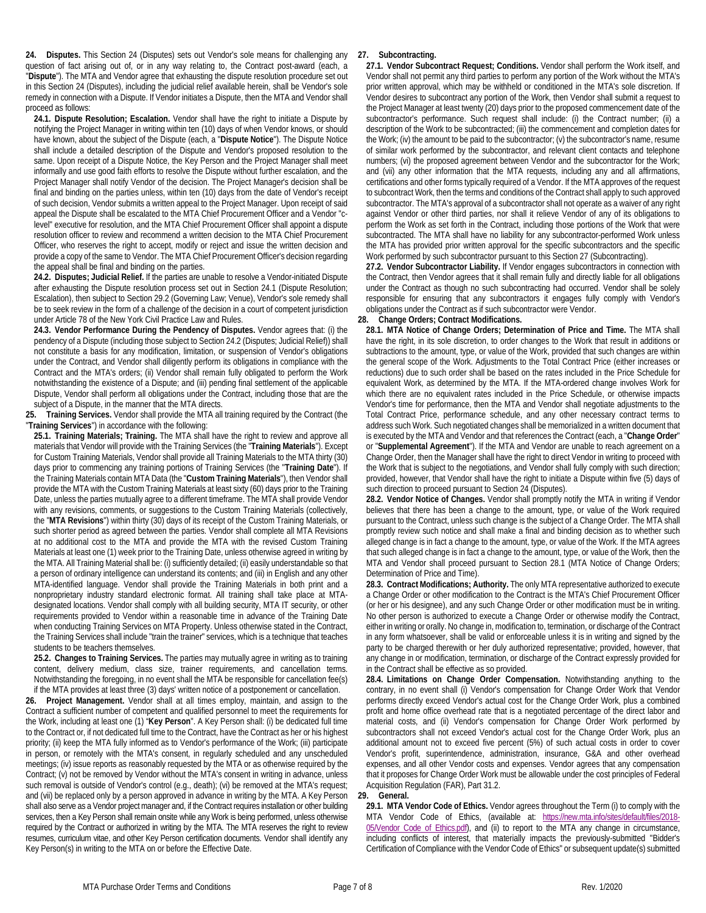**24. Disputes.** This Section 24 (Disputes) sets out Vendor's sole means for challenging any question of fact arising out of, or in any way relating to, the Contract post-award (each, a "**Dispute**"). The MTA and Vendor agree that exhausting the dispute resolution procedure set out in this Section 24 (Disputes), including the judicial relief available herein, shall be Vendor's sole remedy in connection with a Dispute. If Vendor initiates a Dispute, then the MTA and Vendor shall proceed as follows:

**24.1. Dispute Resolution; Escalation.** Vendor shall have the right to initiate a Dispute by notifying the Project Manager in writing within ten (10) days of when Vendor knows, or should have known, about the subject of the Dispute (each, a "**Dispute Notice**"). The Dispute Notice shall include a detailed description of the Dispute and Vendor's proposed resolution to the same. Upon receipt of a Dispute Notice, the Key Person and the Project Manager shall meet informally and use good faith efforts to resolve the Dispute without further escalation, and the Project Manager shall notify Vendor of the decision. The Project Manager's decision shall be final and binding on the parties unless, within ten (10) days from the date of Vendor's receipt of such decision, Vendor submits a written appeal to the Project Manager. Upon receipt of said appeal the Dispute shall be escalated to the MTA Chief Procurement Officer and a Vendor "c-level" executive for resolution, and the MTA Chief Procurement Officer shall appoint a dispute resolution officer to review and recommend a written decision to the MTA Chief Procurement Officer, who reserves the right to accept, modify or reject and issue the written decision and provide a copy of the same to Vendor. The MTA Chief Procurement Officer's decision regarding the appeal shall be final and binding on the parties.

**24.2. Disputes; Judicial Relief.** If the parties are unable to resolve a Vendor-initiated Dispute after exhausting the Dispute resolution process set out in Section 24.1 (Dispute Resolution; Escalation), then subject to Section 29.2 (Governing Law; Venue), Vendor's sole remedy shall be to seek review in the form of a challenge of the decision in a court of competent jurisdiction under Article 78 of the New York Civil Practice Law and Rules.

**24.3. Vendor Performance During the Pendency of Disputes.** Vendor agrees that: (i) the pendency of a Dispute (including those subject to Section 24.2 (Disputes; Judicial Relief)) shall not constitute a basis for any modification, limitation, or suspension of Vendor's obligations under the Contract, and Vendor shall diligently perform its obligations in compliance with the Contract and the MTA's orders; (ii) Vendor shall remain fully obligated to perform the Work notwithstanding the existence of a Dispute; and (iii) pending final settlement of the applicable Dispute, Vendor shall perform all obligations under the Contract, including those that are the subject of a Dispute, in the manner that the MTA directs.

**25. Training Services.** Vendor shall provide the MTA all training required by the Contract (the "**Training Services**") in accordance with the following:

**25.1. Training Materials; Training.** The MTA shall have the right to review and approve all materials that Vendor will provide with the Training Services (the "**Training Materials**"). Except for Custom Training Materials, Vendor shall provide all Training Materials to the MTA thirty (30) days prior to commencing any training portions of Training Services (the "**Training Date**"). If the Training Materials contain MTA Data (the "**Custom Training Materials**"), then Vendor shall provide the MTA with the Custom Training Materials at least sixty (60) days prior to the Training Date, unless the parties mutually agree to a different timeframe. The MTA shall provide Vendor with any revisions, comments, or suggestions to the Custom Training Materials (collectively, the "**MTA Revisions**") within thirty (30) days of its receipt of the Custom Training Materials, or such shorter period as agreed between the parties. Vendor shall complete all MTA Revisions at no additional cost to the MTA and provide the MTA with the revised Custom Training Materials at least one (1) week prior to the Training Date, unless otherwise agreed in writing by the MTA. All Training Material shall be: (i) sufficiently detailed; (ii) easily understandable so that a person of ordinary intelligence can understand its contents; and (iii) in English and any other MTA-identified language. Vendor shall provide the Training Materials in both print and a nonproprietary industry standard electronic format. All training shall take place at MTA-designated locations. Vendor shall comply with all building security, MTA IT security, or other requirements provided to Vendor within a reasonable time in advance of the Training Date when conducting Training Services on MTA Property. Unless otherwise stated in the Contract, the Training Services shall include "train the trainer" services, which is a technique that teaches students to be teachers themselves.

**25.2. Changes to Training Services.** The parties may mutually agree in writing as to training content, delivery medium, class size, trainer requirements, and cancellation terms. Notwithstanding the foregoing, in no event shall the MTA be responsible for cancellation fee(s) if the MTA provides at least three (3) days' written notice of a postponement or cancellation.

**26. Project Management.** Vendor shall at all times employ, maintain, and assign to the Contract a sufficient number of competent and qualified personnel to meet the requirements for the Work, including at least one (1) "**Key Person**". A Key Person shall: (i) be dedicated full time to the Contract or, if not dedicated full time to the Contract, have the Contract as her or his highest priority; (ii) keep the MTA fully informed as to Vendor's performance of the Work; (iii) participate in person, or remotely with the MTA's consent, in regularly scheduled and any unscheduled meetings; (iv) issue reports as reasonably requested by the MTA or as otherwise required by the Contract; (v) not be removed by Vendor without the MTA's consent in writing in advance, unless such removal is outside of Vendor's control (e.g., death); (vi) be removed at the MTA's request; and (vii) be replaced only by a person approved in advance in writing by the MTA. A Key Person shall also serve as a Vendor project manager and, if the Contract requires installation or other building services, then a Key Person shall remain onsite while any Work is being performed, unless otherwise required by the Contract or authorized in writing by the MTA. The MTA reserves the right to review resumes, curriculum vitae, and other Key Person certification documents. Vendor shall identify any Key Person(s) in writing to the MTA on or before the Effective Date.

**27. Subcontracting.**

**27.1. Vendor Subcontract Request; Conditions.** Vendor shall perform the Work itself, and Vendor shall not permit any third parties to perform any portion of the Work without the MTA's prior written approval, which may be withheld or conditioned in the MTA's sole discretion. If Vendor desires to subcontract any portion of the Work, then Vendor shall submit a request to the Project Manager at least twenty (20) days prior to the proposed commencement date of the subcontractor's performance. Such request shall include: (i) the Contract number; (ii) a description of the Work to be subcontracted; (iii) the commencement and completion dates for the Work; (iv) the amount to be paid to the subcontractor; (v) the subcontractor's name, resume of similar work performed by the subcontractor, and relevant client contacts and telephone numbers; (vi) the proposed agreement between Vendor and the subcontractor for the Work; and (vii) any other information that the MTA requests, including any and all affirmations, certifications and other forms typically required of a Vendor. If the MTA approves of the request to subcontract Work, then the terms and conditions of the Contract shall apply to such approved subcontractor. The MTA's approval of a subcontractor shall not operate as a waiver of any right against Vendor or other third parties, nor shall it relieve Vendor of any of its obligations to perform the Work as set forth in the Contract, including those portions of the Work that were subcontracted. The MTA shall have no liability for any subcontractor-performed Work unless the MTA has provided prior written approval for the specific subcontractors and the specific Work performed by such subcontractor pursuant to this Section 27 (Subcontracting).

**27.2. Vendor Subcontractor Liability.** If Vendor engages subcontractors in connection with the Contract, then Vendor agrees that it shall remain fully and directly liable for all obligations under the Contract as though no such subcontracting had occurred. Vendor shall be solely responsible for ensuring that any subcontractors it engages fully comply with Vendor's obligations under the Contract as if such subcontractor were Vendor.

**28. Change Orders; Contract Modifications.**

**28.1. MTA Notice of Change Orders; Determination of Price and Time.** The MTA shall have the right, in its sole discretion, to order changes to the Work that result in additions or subtractions to the amount, type, or value of the Work, provided that such changes are within the general scope of the Work. Adjustments to the Total Contract Price (either increases or reductions) due to such order shall be based on the rates included in the Price Schedule for equivalent Work, as determined by the MTA. If the MTA-ordered change involves Work for which there are no equivalent rates included in the Price Schedule, or otherwise impacts Vendor's time for performance, then the MTA and Vendor shall negotiate adjustments to the Total Contract Price, performance schedule, and any other necessary contract terms to address such Work. Such negotiated changes shall be memorialized in a written document that is executed by the MTA and Vendor and that references the Contract (each, a "**Change Order**" or "**Supplemental Agreement**"). If the MTA and Vendor are unable to reach agreement on a Change Order, then the Manager shall have the right to direct Vendor in writing to proceed with the Work that is subject to the negotiations, and Vendor shall fully comply with such direction; provided, however, that Vendor shall have the right to initiate a Dispute within five (5) days of such direction to proceed pursuant to Section 24 (Disputes).

**28.2. Vendor Notice of Changes.** Vendor shall promptly notify the MTA in writing if Vendor believes that there has been a change to the amount, type, or value of the Work required pursuant to the Contract, unless such change is the subject of a Change Order. The MTA shall promptly review such notice and shall make a final and binding decision as to whether such alleged change is in fact a change to the amount, type, or value of the Work. If the MTA agrees that such alleged change is in fact a change to the amount, type, or value of the Work, then the MTA and Vendor shall proceed pursuant to Section 28.1 (MTA Notice of Change Orders; Determination of Price and Time).

**28.3. Contract Modifications; Authority.** The only MTA representative authorized to execute a Change Order or other modification to the Contract is the MTA's Chief Procurement Officer (or her or his designee), and any such Change Order or other modification must be in writing. No other person is authorized to execute a Change Order or otherwise modify the Contract, either in writing or orally. No change in, modification to, termination, or discharge of the Contract in any form whatsoever, shall be valid or enforceable unless it is in writing and signed by the party to be charged therewith or her duly authorized representative; provided, however, that any change in or modification, termination, or discharge of the Contract expressly provided for in the Contract shall be effective as so provided.

**28.4. Limitations on Change Order Compensation.** Notwithstanding anything to the contrary, in no event shall (i) Vendor's compensation for Change Order Work that Vendor performs directly exceed Vendor's actual cost for the Change Order Work, plus a combined profit and home office overhead rate that is a negotiated percentage of the direct labor and material costs, and (ii) Vendor's compensation for Change Order Work performed by subcontractors shall not exceed Vendor's actual cost for the Change Order Work, plus an additional amount not to exceed five percent (5%) of such actual costs in order to cover Vendor's profit, superintendence, administration, insurance, G&A and other overhead expenses, and all other Vendor costs and expenses. Vendor agrees that any compensation that it proposes for Change Order Work must be allowable under the cost principles of Federal Acquisition Regulation (FAR), Part 31.2.

**29. General.**

**29.1. MTA Vendor Code of Ethics.** Vendor agrees throughout the Term (i) to comply with the MTA Vendor Code of Ethics, (available at: https://new.mta.info/sites/default/files/2018-05/Vendor_Code_of_Ethics.pdf), and (ii) to report to the MTA any change in circumstance, including conflicts of interest, that materially impacts the previously-submitted "Bidder's Certification of Compliance with the Vendor Code of Ethics" or subsequent update(s) submitted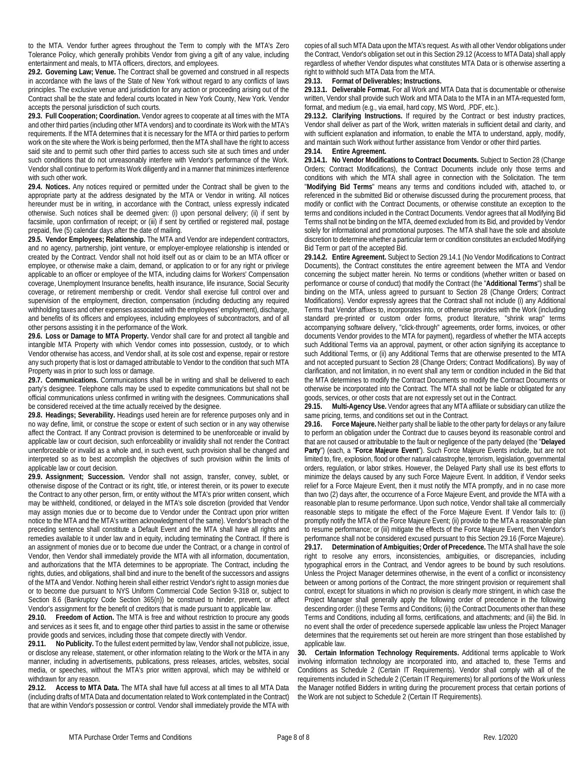to the MTA. Vendor further agrees throughout the Term to comply with the MTA's Zero Tolerance Policy, which generally prohibits Vendor from giving a gift of any value, including entertainment and meals, to MTA officers, directors, and employees.

**29.2. Governing Law; Venue.** The Contract shall be governed and construed in all respects in accordance with the laws of the State of New York without regard to any conflicts of laws principles. The exclusive venue and jurisdiction for any action or proceeding arising out of the Contract shall be the state and federal courts located in New York County, New York. Vendor accepts the personal jurisdiction of such courts.

**29.3. Full Cooperation; Coordination.** Vendor agrees to cooperate at all times with the MTA and other third parties (including other MTA vendors) and to coordinate its Work with the MTA's requirements. If the MTA determines that it is necessary for the MTA or third parties to perform work on the site where the Work is being performed, then the MTA shall have the right to access said site and to permit such other third parties to access such site at such times and under such conditions that do not unreasonably interfere with Vendor's performance of the Work. Vendor shall continue to perform its Work diligently and in a manner that minimizes interference with such other work.

**29.4. Notices.** Any notices required or permitted under the Contract shall be given to the appropriate party at the address designated by the MTA or Vendor in writing. All notices hereunder must be in writing, in accordance with the Contract, unless expressly indicated otherwise. Such notices shall be deemed given: (i) upon personal delivery; (ii) if sent by facsimile, upon confirmation of receipt; or (iii) if sent by certified or registered mail, postage prepaid, five (5) calendar days after the date of mailing.

**29.5. Vendor Employees; Relationship.** The MTA and Vendor are independent contractors, and no agency, partnership, joint venture, or employer-employee relationship is intended or created by the Contract. Vendor shall not hold itself out as or claim to be an MTA officer or employee, or otherwise make a claim, demand, or application to or for any right or privilege applicable to an officer or employee of the MTA, including claims for Workers' Compensation coverage, Unemployment Insurance benefits, health insurance, life insurance, Social Security coverage, or retirement membership or credit. Vendor shall exercise full control over and supervision of the employment, direction, compensation (including deducting any required withholding taxes and other expenses associated with the employees' employment), discharge, and benefits of its officers and employees, including employees of subcontractors, and of all other persons assisting it in the performance of the Work.

**29.6. Loss or Damage to MTA Property.** Vendor shall care for and protect all tangible and intangible MTA Property with which Vendor comes into possession, custody, or to which Vendor otherwise has access, and Vendor shall, at its sole cost and expense, repair or restore any such property that is lost or damaged attributable to Vendor to the condition that such MTA Property was in prior to such loss or damage.

**29.7. Communications.** Communications shall be in writing and shall be delivered to each party's designee. Telephone calls may be used to expedite communications but shall not be official communications unless confirmed in writing with the designees. Communications shall be considered received at the time actually received by the designee.

**29.8. Headings; Severability.** Headings used herein are for reference purposes only and in no way define, limit, or construe the scope or extent of such section or in any way otherwise affect the Contract. If any Contract provision is determined to be unenforceable or invalid by applicable law or court decision, such enforceability or invalidity shall not render the Contract unenforceable or invalid as a whole and, in such event, such provision shall be changed and interpreted so as to best accomplish the objectives of such provision within the limits of applicable law or court decision.

**29.9. Assignment; Succession.** Vendor shall not assign, transfer, convey, sublet, or otherwise dispose of the Contract or its right, title, or interest therein, or its power to execute the Contract to any other person, firm, or entity without the MTA's prior written consent, which may be withheld, conditioned, or delayed in the MTA's sole discretion (provided that Vendor may assign monies due or to become due to Vendor under the Contract upon prior written notice to the MTA and the MTA's written acknowledgment of the same). Vendor's breach of the preceding sentence shall constitute a Default Event and the MTA shall have all rights and remedies available to it under law and in equity, including terminating the Contract. If there is an assignment of monies due or to become due under the Contract, or a change in control of Vendor, then Vendor shall immediately provide the MTA with all information, documentation, and authorizations that the MTA determines to be appropriate. The Contract, including the rights, duties, and obligations, shall bind and inure to the benefit of the successors and assigns of the MTA and Vendor. Nothing herein shall either restrict Vendor's right to assign monies due or to become due pursuant to NYS Uniform Commercial Code Section 9-318 or, subject to Section 8.6 (Bankruptcy Code Section 365(n)) be construed to hinder, prevent, or affect Vendor's assignment for the benefit of creditors that is made pursuant to applicable law.

**29.10. Freedom of Action.** The MTA is free and without restriction to procure any goods and services as it sees fit, and to engage other third parties to assist in the same or otherwise provide goods and services, including those that compete directly with Vendor.

**29.11. No Publicity.** To the fullest extent permitted by law, Vendor shall not publicize, issue, or disclose any release, statement, or other information relating to the Work or the MTA in any manner, including in advertisements, publications, press releases, articles, websites, social media, or speeches, without the MTA's prior written approval, which may be withheld or withdrawn for any reason.

**29.12. Access to MTA Data.** The MTA shall have full access at all times to all MTA Data (including drafts of MTA Data and documentation related to Work contemplated in the Contract) that are within Vendor's possession or control. Vendor shall immediately provide the MTA with copies of all such MTA Data upon the MTA's request. As with all other Vendor obligations under the Contract, Vendor's obligation set out in this Section 29.12 (Access to MTA Data) shall apply regardless of whether Vendor disputes what constitutes MTA Data or is otherwise asserting a right to withhold such MTA Data from the MTA.

**29.13. Format of Deliverables; Instructions.**

**29.13.1. Deliverable Format.** For all Work and MTA Data that is documentable or otherwise written, Vendor shall provide such Work and MTA Data to the MTA in an MTA-requested form, format, and medium (e.g., via email, hard copy, MS Word, .PDF, etc.).

**29.13.2. Clarifying Instructions.** If required by the Contract or best industry practices, Vendor shall deliver as part of the Work, written materials in sufficient detail and clarity, and with sufficient explanation and information, to enable the MTA to understand, apply, modify, and maintain such Work without further assistance from Vendor or other third parties.

**29.14. Entire Agreement.**

**29.14.1. No Vendor Modifications to Contract Documents.** Subject to Section 28 (Change Orders; Contract Modifications), the Contract Documents include only those terms and conditions with which the MTA shall agree in connection with the Solicitation. The term "**Modifying Bid Terms**" means any terms and conditions included with, attached to, or referenced in the submitted Bid or otherwise discussed during the procurement process, that modify or conflict with the Contract Documents, or otherwise constitute an exception to the terms and conditions included in the Contract Documents. Vendor agrees that all Modifying Bid Terms shall not be binding on the MTA, deemed excluded from its Bid, and provided by Vendor solely for informational and promotional purposes. The MTA shall have the sole and absolute discretion to determine whether a particular term or condition constitutes an excluded Modifying Bid Term or part of the accepted Bid.

**29.14.2. Entire Agreement.** Subject to Section 29.14.1 (No Vendor Modifications to Contract Documents), the Contract constitutes the entire agreement between the MTA and Vendor concerning the subject matter herein. No terms or conditions (whether written or based on performance or course of conduct) that modify the Contract (the "**Additional Terms**") shall be binding on the MTA, unless agreed to pursuant to Section 28 (Change Orders; Contract Modifications). Vendor expressly agrees that the Contract shall not include (i) any Additional Terms that Vendor affixes to, incorporates into, or otherwise provides with the Work (including standard pre-printed or custom order forms, product literature, "shrink wrap" terms accompanying software delivery, "click-through" agreements, order forms, invoices, or other documents Vendor provides to the MTA for payment), regardless of whether the MTA accepts such Additional Terms via an approval, payment, or other action signifying its acceptance to such Additional Terms, or (ii) any Additional Terms that are otherwise presented to the MTA and not accepted pursuant to Section 28 (Change Orders; Contract Modifications). By way of clarification, and not limitation, in no event shall any term or condition included in the Bid that the MTA determines to modify the Contract Documents so modify the Contract Documents or otherwise be incorporated into the Contract. The MTA shall not be liable or obligated for any goods, services, or other costs that are not expressly set out in the Contract.

**29.15. Multi-Agency Use.** Vendor agrees that any MTA affiliate or subsidiary can utilize the same pricing, terms, and conditions set out in the Contract.

**29.16. Force Majeure.** Neither party shall be liable to the other party for delays or any failure to perform an obligation under the Contract due to causes beyond its reasonable control and that are not caused or attributable to the fault or negligence of the party delayed (the "**Delayed Party**") (each, a "**Force Majeure Event**"). Such Force Majeure Events include, but are not limited to, fire, explosion, flood or other natural catastrophe, terrorism, legislation, governmental orders, regulation, or labor strikes. However, the Delayed Party shall use its best efforts to minimize the delays caused by any such Force Majeure Event. In addition, if Vendor seeks relief for a Force Majeure Event, then it must notify the MTA promptly, and in no case more than two (2) days after, the occurrence of a Force Majeure Event, and provide the MTA with a reasonable plan to resume performance. Upon such notice, Vendor shall take all commercially reasonable steps to mitigate the effect of the Force Majeure Event. If Vendor fails to: (i) promptly notify the MTA of the Force Majeure Event; (ii) provide to the MTA a reasonable plan to resume performance; or (iii) mitigate the effects of the Force Majeure Event, then Vendor's performance shall not be considered excused pursuant to this Section 29.16 (Force Majeure).

**29.17. Determination of Ambiguities; Order of Precedence.** The MTA shall have the sole right to resolve any errors, inconsistencies, ambiguities, or discrepancies, including typographical errors in the Contract, and Vendor agrees to be bound by such resolutions. Unless the Project Manager determines otherwise, in the event of a conflict or inconsistency between or among portions of the Contract, the more stringent provision or requirement shall control, except for situations in which no provision is clearly more stringent, in which case the Project Manager shall generally apply the following order of precedence in the following descending order: (i) these Terms and Conditions; (ii) the Contract Documents other than these Terms and Conditions, including all forms, certifications, and attachments; and (iii) the Bid. In no event shall the order of precedence supersede applicable law unless the Project Manager determines that the requirements set out herein are more stringent than those established by applicable law.

**30. Certain Information Technology Requirements.** Additional terms applicable to Work involving information technology are incorporated into, and attached to, these Terms and Conditions as Schedule 2 (Certain IT Requirements). Vendor shall comply with all of the requirements included in Schedule 2 (Certain IT Requirements) for all portions of the Work unless the Manager notified Bidders in writing during the procurement process that certain portions of the Work are not subject to Schedule 2 (Certain IT Requirements).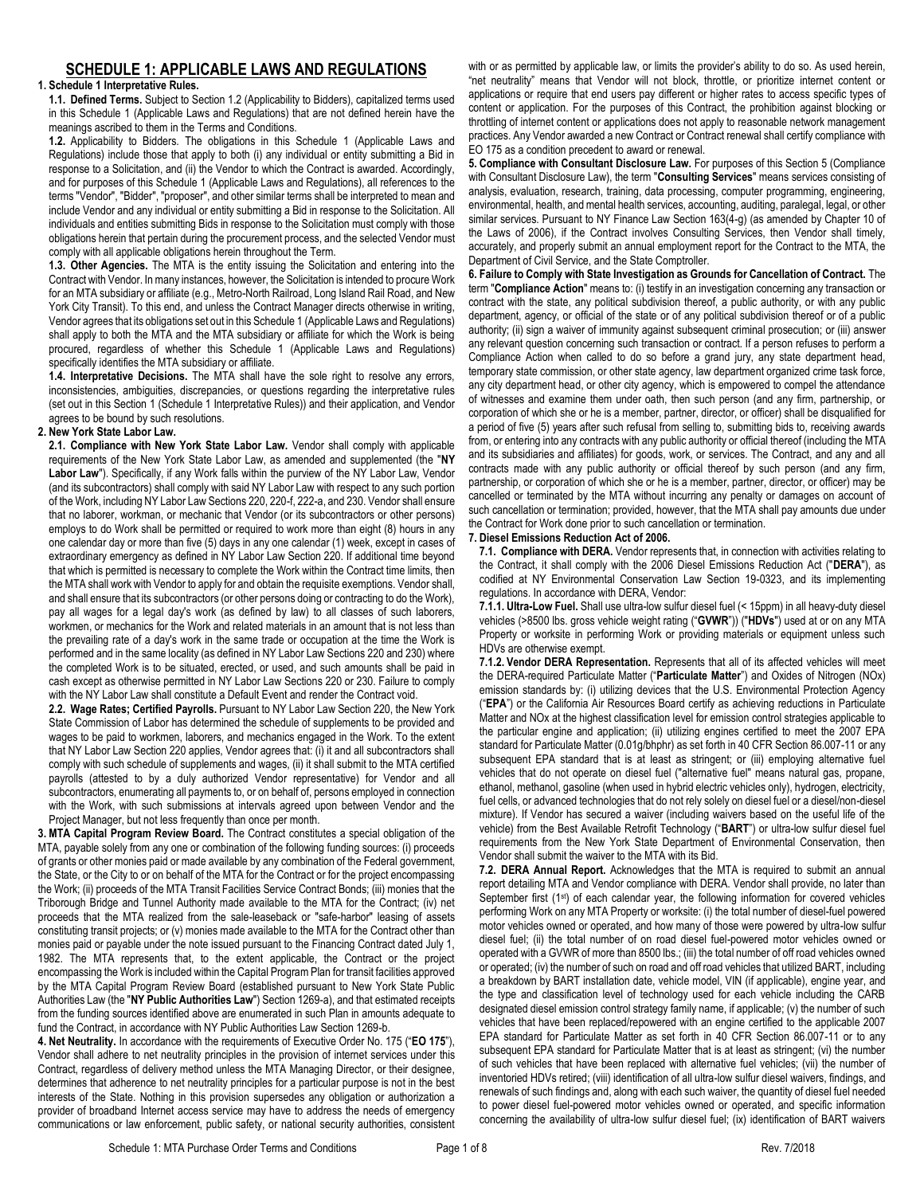# SCHEDULE 1: APPLICABLE LAWS AND REGULATIONS

**1. Schedule 1 Interpretative Rules.**

**1.1. Defined Terms.** Subject to Section 1.2 (Applicability to Bidders), capitalized terms used in this Schedule 1 (Applicable Laws and Regulations) that are not defined herein have the meanings ascribed to them in the Terms and Conditions.

**1.2.** Applicability to Bidders. The obligations in this Schedule 1 (Applicable Laws and Regulations) include those that apply to both (i) any individual or entity submitting a Bid in response to a Solicitation, and (ii) the Vendor to which the Contract is awarded. Accordingly, and for purposes of this Schedule 1 (Applicable Laws and Regulations), all references to the terms "Vendor", "Bidder", "proposer", and other similar terms shall be interpreted to mean and include Vendor and any individual or entity submitting a Bid in response to the Solicitation. All individuals and entities submitting Bids in response to the Solicitation must comply with those obligations herein that pertain during the procurement process, and the selected Vendor must comply with all applicable obligations herein throughout the Term.

**1.3. Other Agencies.** The MTA is the entity issuing the Solicitation and entering into the Contract with Vendor. In many instances, however, the Solicitation is intended to procure Work for an MTA subsidiary or affiliate (e.g., Metro-North Railroad, Long Island Rail Road, and New York City Transit). To this end, and unless the Contract Manager directs otherwise in writing, Vendor agrees that its obligations set out in this Schedule 1 (Applicable Laws and Regulations) shall apply to both the MTA and the MTA subsidiary or affiliate for which the Work is being procured, regardless of whether this Schedule 1 (Applicable Laws and Regulations) specifically identifies the MTA subsidiary or affiliate.

**1.4. Interpretative Decisions.** The MTA shall have the sole right to resolve any errors, inconsistencies, ambiguities, discrepancies, or questions regarding the interpretative rules (set out in this Section 1 (Schedule 1 Interpretative Rules)) and their application, and Vendor agrees to be bound by such resolutions.

**2. New York State Labor Law.**

**2.1. Compliance with New York State Labor Law.** Vendor shall comply with applicable requirements of the New York State Labor Law, as amended and supplemented (the "**NY Labor Law**"). Specifically, if any Work falls within the purview of the NY Labor Law, Vendor (and its subcontractors) shall comply with said NY Labor Law with respect to any such portion of the Work, including NY Labor Law Sections 220, 220-f, 222-a, and 230. Vendor shall ensure that no laborer, workman, or mechanic that Vendor (or its subcontractors or other persons) employs to do Work shall be permitted or required to work more than eight (8) hours in any one calendar day or more than five (5) days in any one calendar (1) week, except in cases of extraordinary emergency as defined in NY Labor Law Section 220. If additional time beyond that which is permitted is necessary to complete the Work within the Contract time limits, then the MTA shall work with Vendor to apply for and obtain the requisite exemptions. Vendor shall, and shall ensure that its subcontractors (or other persons doing or contracting to do the Work), pay all wages for a legal day's work (as defined by law) to all classes of such laborers, workmen, or mechanics for the Work and related materials in an amount that is not less than the prevailing rate of a day's work in the same trade or occupation at the time the Work is performed and in the same locality (as defined in NY Labor Law Sections 220 and 230) where the completed Work is to be situated, erected, or used, and such amounts shall be paid in cash except as otherwise permitted in NY Labor Law Sections 220 or 230. Failure to comply with the NY Labor Law shall constitute a Default Event and render the Contract void.

**2.2. Wage Rates; Certified Payrolls.** Pursuant to NY Labor Law Section 220, the New York State Commission of Labor has determined the schedule of supplements to be provided and wages to be paid to workmen, laborers, and mechanics engaged in the Work. To the extent that NY Labor Law Section 220 applies, Vendor agrees that: (i) it and all subcontractors shall comply with such schedule of supplements and wages, (ii) it shall submit to the MTA certified payrolls (attested to by a duly authorized Vendor representative) for Vendor and all subcontractors, enumerating all payments to, or on behalf of, persons employed in connection with the Work, with such submissions at intervals agreed upon between Vendor and the Project Manager, but not less frequently than once per month.

**3. MTA Capital Program Review Board.** The Contract constitutes a special obligation of the MTA, payable solely from any one or combination of the following funding sources: (i) proceeds of grants or other monies paid or made available by any combination of the Federal government, the State, or the City to or on behalf of the MTA for the Contract or for the project encompassing the Work; (ii) proceeds of the MTA Transit Facilities Service Contract Bonds; (iii) monies that the Triborough Bridge and Tunnel Authority made available to the MTA for the Contract; (iv) net proceeds that the MTA realized from the sale-leaseback or "safe-harbor" leasing of assets constituting transit projects; or (v) monies made available to the MTA for the Contract other than monies paid or payable under the note issued pursuant to the Financing Contract dated July 1, 1982. The MTA represents that, to the extent applicable, the Contract or the project encompassing the Work is included within the Capital Program Plan for transit facilities approved by the MTA Capital Program Review Board (established pursuant to New York State Public Authorities Law (the "**NY Public Authorities Law**") Section 1269-a), and that estimated receipts from the funding sources identified above are enumerated in such Plan in amounts adequate to fund the Contract, in accordance with NY Public Authorities Law Section 1269-b.

**4. Net Neutrality.** In accordance with the requirements of Executive Order No. 175 ("**EO 175**"), Vendor shall adhere to net neutrality principles in the provision of internet services under this Contract, regardless of delivery method unless the MTA Managing Director, or their designee, determines that adherence to net neutrality principles for a particular purpose is not in the best interests of the State. Nothing in this provision supersedes any obligation or authorization a provider of broadband Internet access service may have to address the needs of emergency communications or law enforcement, public safety, or national security authorities, consistent with or as permitted by applicable law, or limits the provider's ability to do so. As used herein, "net neutrality" means that Vendor will not block, throttle, or prioritize internet content or applications or require that end users pay different or higher rates to access specific types of content or application. For the purposes of this Contract, the prohibition against blocking or throttling of internet content or applications does not apply to reasonable network management practices. Any Vendor awarded a new Contract or Contract renewal shall certify compliance with EO 175 as a condition precedent to award or renewal.

**5. Compliance with Consultant Disclosure Law.** For purposes of this Section 5 (Compliance with Consultant Disclosure Law), the term "**Consulting Services**" means services consisting of analysis, evaluation, research, training, data processing, computer programming, engineering, environmental, health, and mental health services, accounting, auditing, paralegal, legal, or other similar services. Pursuant to NY Finance Law Section 163(4-g) (as amended by Chapter 10 of the Laws of 2006), if the Contract involves Consulting Services, then Vendor shall timely, accurately, and properly submit an annual employment report for the Contract to the MTA, the Department of Civil Service, and the State Comptroller.

**6. Failure to Comply with State Investigation as Grounds for Cancellation of Contract.** The term "**Compliance Action**" means to: (i) testify in an investigation concerning any transaction or contract with the state, any political subdivision thereof, a public authority, or with any public department, agency, or official of the state or of any political subdivision thereof or of a public authority; (ii) sign a waiver of immunity against subsequent criminal prosecution; or (iii) answer any relevant question concerning such transaction or contract. If a person refuses to perform a Compliance Action when called to do so before a grand jury, any state department head, temporary state commission, or other state agency, law department organized crime task force, any city department head, or other city agency, which is empowered to compel the attendance of witnesses and examine them under oath, then such person (and any firm, partnership, or corporation of which she or he is a member, partner, director, or officer) shall be disqualified for a period of five (5) years after such refusal from selling to, submitting bids to, receiving awards from, or entering into any contracts with any public authority or official thereof (including the MTA and its subsidiaries and affiliates) for goods, work, or services. The Contract, and any and all contracts made with any public authority or official thereof by such person (and any firm, partnership, or corporation of which she or he is a member, partner, director, or officer) may be cancelled or terminated by the MTA without incurring any penalty or damages on account of such cancellation or termination; provided, however, that the MTA shall pay amounts due under the Contract for Work done prior to such cancellation or termination.

**7. Diesel Emissions Reduction Act of 2006.**

**7.1. Compliance with DERA.** Vendor represents that, in connection with activities relating to the Contract, it shall comply with the 2006 Diesel Emissions Reduction Act ("**DERA**"), as codified at NY Environmental Conservation Law Section 19-0323, and its implementing regulations. In accordance with DERA, Vendor:

**7.1.1. Ultra-Low Fuel.** Shall use ultra-low sulfur diesel fuel (< 15ppm) in all heavy-duty diesel vehicles (>8500 lbs. gross vehicle weight rating ("**GVWR**")) ("**HDVs**") used at or on any MTA Property or worksite in performing Work or providing materials or equipment unless such HDVs are otherwise exempt.

**7.1.2. Vendor DERA Representation.** Represents that all of its affected vehicles will meet the DERA-required Particulate Matter ("**Particulate Matter**") and Oxides of Nitrogen (NOx) emission standards by: (i) utilizing devices that the U.S. Environmental Protection Agency ("**EPA**") or the California Air Resources Board certify as achieving reductions in Particulate Matter and NOx at the highest classification level for emission control strategies applicable to the particular engine and application; (ii) utilizing engines certified to meet the 2007 EPA standard for Particulate Matter (0.01g/bhphr) as set forth in 40 CFR Section 86.007-11 or any subsequent EPA standard that is at least as stringent; or (iii) employing alternative fuel vehicles that do not operate on diesel fuel ("alternative fuel" means natural gas, propane, ethanol, methanol, gasoline (when used in hybrid electric vehicles only), hydrogen, electricity, fuel cells, or advanced technologies that do not rely solely on diesel fuel or a diesel/non-diesel mixture). If Vendor has secured a waiver (including waivers based on the useful life of the vehicle) from the Best Available Retrofit Technology ("**BART**") or ultra-low sulfur diesel fuel requirements from the New York State Department of Environmental Conservation, then Vendor shall submit the waiver to the MTA with its Bid.

**7.2. DERA Annual Report.** Acknowledges that the MTA is required to submit an annual report detailing MTA and Vendor compliance with DERA. Vendor shall provide, no later than September first (1st) of each calendar year, the following information for covered vehicles performing Work on any MTA Property or worksite: (i) the total number of diesel-fuel powered motor vehicles owned or operated, and how many of those were powered by ultra-low sulfur diesel fuel; (ii) the total number of on road diesel fuel-powered motor vehicles owned or operated with a GVWR of more than 8500 lbs.; (iii) the total number of off road vehicles owned or operated; (iv) the number of such on road and off road vehicles that utilized BART, including a breakdown by BART installation date, vehicle model, VIN (if applicable), engine year, and the type and classification level of technology used for each vehicle including the CARB designated diesel emission control strategy family name, if applicable; (v) the number of such vehicles that have been replaced/repowered with an engine certified to the applicable 2007 EPA standard for Particulate Matter as set forth in 40 CFR Section 86.007-11 or to any subsequent EPA standard for Particulate Matter that is at least as stringent; (vi) the number of such vehicles that have been replaced with alternative fuel vehicles; (vii) the number of inventoried HDVs retired; (viii) identification of all ultra-low sulfur diesel waivers, findings, and renewals of such findings and, along with each such waiver, the quantity of diesel fuel needed to power diesel fuel-powered motor vehicles owned or operated, and specific information concerning the availability of ultra-low sulfur diesel fuel; (ix) identification of BART waivers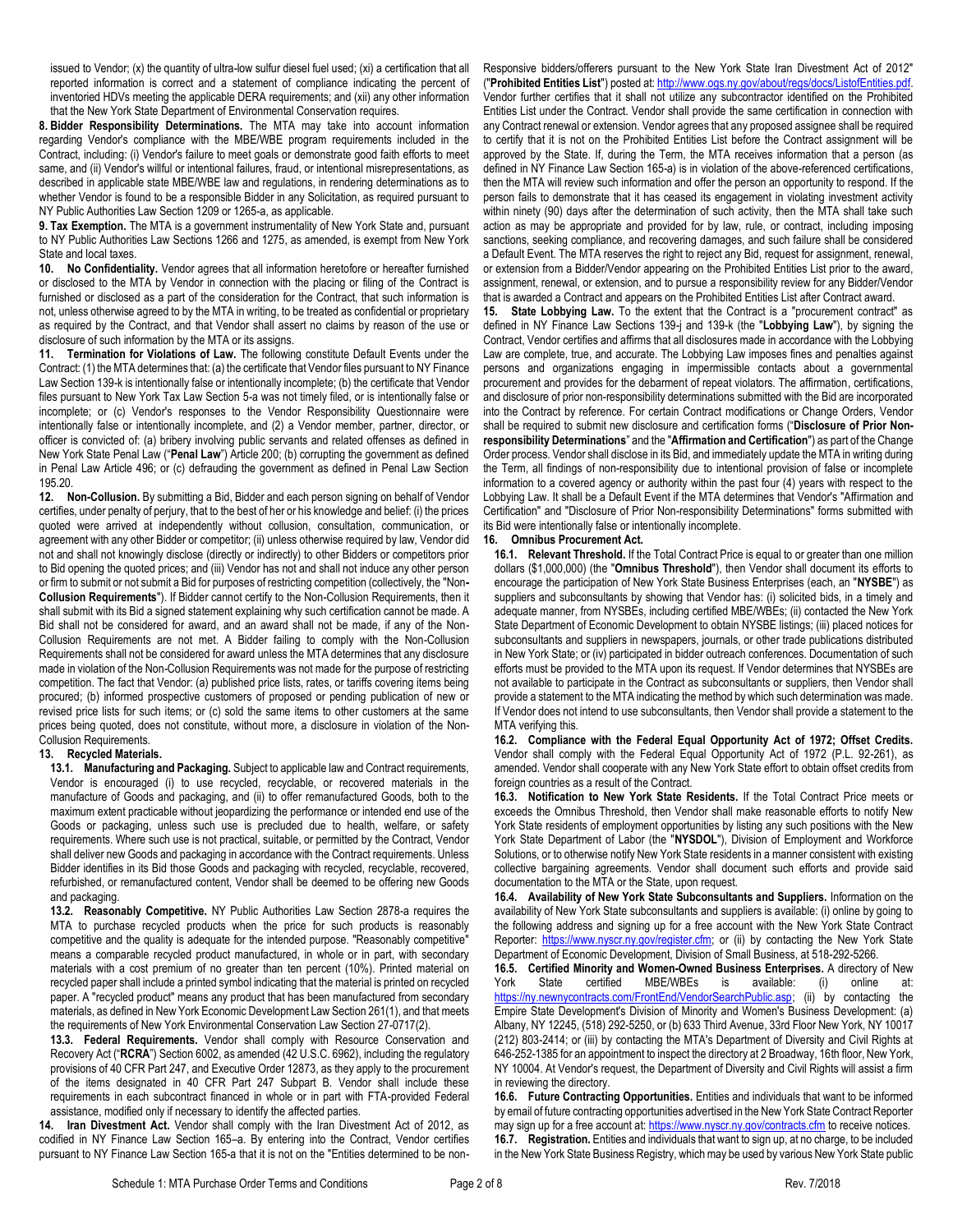issued to Vendor; (x) the quantity of ultra-low sulfur diesel fuel used; (xi) a certification that all reported information is correct and a statement of compliance indicating the percent of inventoried HDVs meeting the applicable DERA requirements; and (xii) any other information that the New York State Department of Environmental Conservation requires.

**8. Bidder Responsibility Determinations.** The MTA may take into account information regarding Vendor's compliance with the MBE/WBE program requirements included in the Contract, including: (i) Vendor's failure to meet goals or demonstrate good faith efforts to meet same, and (ii) Vendor's willful or intentional failures, fraud, or intentional misrepresentations, as described in applicable state MBE/WBE law and regulations, in rendering determinations as to whether Vendor is found to be a responsible Bidder in any Solicitation, as required pursuant to NY Public Authorities Law Section 1209 or 1265-a, as applicable.

**9. Tax Exemption.** The MTA is a government instrumentality of New York State and, pursuant to NY Public Authorities Law Sections 1266 and 1275, as amended, is exempt from New York State and local taxes.

**10. No Confidentiality.** Vendor agrees that all information heretofore or hereafter furnished or disclosed to the MTA by Vendor in connection with the placing or filing of the Contract is furnished or disclosed as a part of the consideration for the Contract, that such information is not, unless otherwise agreed to by the MTA in writing, to be treated as confidential or proprietary as required by the Contract, and that Vendor shall assert no claims by reason of the use or disclosure of such information by the MTA or its assigns.

**11. Termination for Violations of Law.** The following constitute Default Events under the Contract: (1) the MTA determines that: (a) the certificate that Vendor files pursuant to NY Finance Law Section 139-k is intentionally false or intentionally incomplete; (b) the certificate that Vendor files pursuant to New York Tax Law Section 5-a was not timely filed, or is intentionally false or incomplete; or (c) Vendor's responses to the Vendor Responsibility Questionnaire were intentionally false or intentionally incomplete, and (2) a Vendor member, partner, director, or officer is convicted of: (a) bribery involving public servants and related offenses as defined in New York State Penal Law ("**Penal Law**") Article 200; (b) corrupting the government as defined in Penal Law Article 496; or (c) defrauding the government as defined in Penal Law Section 195.20.

**12. Non-Collusion.** By submitting a Bid, Bidder and each person signing on behalf of Vendor certifies, under penalty of perjury, that to the best of her or his knowledge and belief: (i) the prices quoted were arrived at independently without collusion, consultation, communication, or agreement with any other Bidder or competitor; (ii) unless otherwise required by law, Vendor did not and shall not knowingly disclose (directly or indirectly) to other Bidders or competitors prior to Bid opening the quoted prices; and (iii) Vendor has not and shall not induce any other person or firm to submit or not submit a Bid for purposes of restricting competition (collectively, the "**Non-Collusion Requirements**"). If Bidder cannot certify to the Non-Collusion Requirements, then it shall submit with its Bid a signed statement explaining why such certification cannot be made. A Bid shall not be considered for award, and an award shall not be made, if any of the Non-Collusion Requirements are not met. A Bidder failing to comply with the Non-Collusion Requirements shall not be considered for award unless the MTA determines that any disclosure made in violation of the Non-Collusion Requirements was not made for the purpose of restricting competition. The fact that Vendor: (a) published price lists, rates, or tariffs covering items being procured; (b) informed prospective customers of proposed or pending publication of new or revised price lists for such items; or (c) sold the same items to other customers at the same prices being quoted, does not constitute, without more, a disclosure in violation of the Non-Collusion Requirements.

**13. Recycled Materials.**

**13.1. Manufacturing and Packaging.** Subject to applicable law and Contract requirements, Vendor is encouraged (i) to use recycled, recyclable, or recovered materials in the manufacture of Goods and packaging, and (ii) to offer remanufactured Goods, both to the maximum extent practicable without jeopardizing the performance or intended end use of the Goods or packaging, unless such use is precluded due to health, welfare, or safety requirements. Where such use is not practical, suitable, or permitted by the Contract, Vendor shall deliver new Goods and packaging in accordance with the Contract requirements. Unless Bidder identifies in its Bid those Goods and packaging with recycled, recyclable, recovered, refurbished, or remanufactured content, Vendor shall be deemed to be offering new Goods and packaging.

**13.2. Reasonably Competitive.** NY Public Authorities Law Section 2878-a requires the MTA to purchase recycled products when the price for such products is reasonably competitive and the quality is adequate for the intended purpose. "Reasonably competitive" means a comparable recycled product manufactured, in whole or in part, with secondary materials with a cost premium of no greater than ten percent (10%). Printed material on recycled paper shall include a printed symbol indicating that the material is printed on recycled paper. A "recycled product" means any product that has been manufactured from secondary materials, as defined in New York Economic Development Law Section 261(1), and that meets the requirements of New York Environmental Conservation Law Section 27-0717(2).

**13.3. Federal Requirements.** Vendor shall comply with Resource Conservation and Recovery Act ("**RCRA**") Section 6002, as amended (42 U.S.C. 6962), including the regulatory provisions of 40 CFR Part 247, and Executive Order 12873, as they apply to the procurement of the items designated in 40 CFR Part 247 Subpart B. Vendor shall include these requirements in each subcontract financed in whole or in part with FTA-provided Federal assistance, modified only if necessary to identify the affected parties.

**14. Iran Divestment Act.** Vendor shall comply with the Iran Divestment Act of 2012, as codified in NY Finance Law Section 165–a. By entering into the Contract, Vendor certifies pursuant to NY Finance Law Section 165-a that it is not on the "Entities determined to be non-Responsive bidders/offerers pursuant to the New York State Iran Divestment Act of 2012" ("**Prohibited Entities List**") posted at: http://www.ogs.ny.gov/about/regs/docs/ListofEntities.pdf. Vendor further certifies that it shall not utilize any subcontractor identified on the Prohibited Entities List under the Contract. Vendor shall provide the same certification in connection with any Contract renewal or extension. Vendor agrees that any proposed assignee shall be required to certify that it is not on the Prohibited Entities List before the Contract assignment will be approved by the State. If, during the Term, the MTA receives information that a person (as defined in NY Finance Law Section 165-a) is in violation of the above-referenced certifications, then the MTA will review such information and offer the person an opportunity to respond. If the person fails to demonstrate that it has ceased its engagement in violating investment activity within ninety (90) days after the determination of such activity, then the MTA shall take such action as may be appropriate and provided for by law, rule, or contract, including imposing sanctions, seeking compliance, and recovering damages, and such failure shall be considered a Default Event. The MTA reserves the right to reject any Bid, request for assignment, renewal, or extension from a Bidder/Vendor appearing on the Prohibited Entities List prior to the award, assignment, renewal, or extension, and to pursue a responsibility review for any Bidder/Vendor that is awarded a Contract and appears on the Prohibited Entities List after Contract award.

**15. State Lobbying Law.** To the extent that the Contract is a "procurement contract" as defined in NY Finance Law Sections 139-j and 139-k (the "**Lobbying Law**"), by signing the Contract, Vendor certifies and affirms that all disclosures made in accordance with the Lobbying Law are complete, true, and accurate. The Lobbying Law imposes fines and penalties against persons and organizations engaging in impermissible contacts about a governmental procurement and provides for the debarment of repeat violators. The affirmation, certifications, and disclosure of prior non-responsibility determinations submitted with the Bid are incorporated into the Contract by reference. For certain Contract modifications or Change Orders, Vendor shall be required to submit new disclosure and certification forms ("**Disclosure of Prior Non-responsibility Determinations**" and the "**Affirmation and Certification**") as part of the Change Order process. Vendor shall disclose in its Bid, and immediately update the MTA in writing during the Term, all findings of non-responsibility due to intentional provision of false or incomplete information to a covered agency or authority within the past four (4) years with respect to the Lobbying Law. It shall be a Default Event if the MTA determines that Vendor's "Affirmation and Certification" and "Disclosure of Prior Non-responsibility Determinations" forms submitted with its Bid were intentionally false or intentionally incomplete.

**16. Omnibus Procurement Act.**

**16.1. Relevant Threshold.** If the Total Contract Price is equal to or greater than one million dollars ($1,000,000) (the "**Omnibus Threshold**"), then Vendor shall document its efforts to encourage the participation of New York State Business Enterprises (each, an "**NYSBE**") as suppliers and subconsultants by showing that Vendor has: (i) solicited bids, in a timely and adequate manner, from NYSBEs, including certified MBE/WBEs; (ii) contacted the New York State Department of Economic Development to obtain NYSBE listings; (iii) placed notices for subconsultants and suppliers in newspapers, journals, or other trade publications distributed in New York State; or (iv) participated in bidder outreach conferences. Documentation of such efforts must be provided to the MTA upon its request. If Vendor determines that NYSBEs are not available to participate in the Contract as subconsultants or suppliers, then Vendor shall provide a statement to the MTA indicating the method by which such determination was made. If Vendor does not intend to use subconsultants, then Vendor shall provide a statement to the MTA verifying this.

**16.2. Compliance with the Federal Equal Opportunity Act of 1972; Offset Credits.** Vendor shall comply with the Federal Equal Opportunity Act of 1972 (P.L. 92-261), as amended. Vendor shall cooperate with any New York State effort to obtain offset credits from foreign countries as a result of the Contract.

**16.3. Notification to New York State Residents.** If the Total Contract Price meets or exceeds the Omnibus Threshold, then Vendor shall make reasonable efforts to notify New York State residents of employment opportunities by listing any such positions with the New York State Department of Labor (the "**NYSDOL**"), Division of Employment and Workforce Solutions, or to otherwise notify New York State residents in a manner consistent with existing collective bargaining agreements. Vendor shall document such efforts and provide said documentation to the MTA or the State, upon request.

**16.4. Availability of New York State Subconsultants and Suppliers.** Information on the availability of New York State subconsultants and suppliers is available: (i) online by going to the following address and signing up for a free account with the New York State Contract Reporter: https://www.nyscr.ny.gov/register.cfm; or (ii) by contacting the New York State Department of Economic Development, Division of Small Business, at 518-292-5266.

**16.5. Certified Minority and Women-Owned Business Enterprises.** A directory of New York State certified MBE/WBEs is available: (i) online at: https://ny.newnycontracts.com/FrontEnd/VendorSearchPublic.asp; (ii) by contacting the Empire State Development's Division of Minority and Women's Business Development: (a) Albany, NY 12245, (518) 292-5250, or (b) 633 Third Avenue, 33rd Floor New York, NY 10017 (212) 803-2414; or (iii) by contacting the MTA's Department of Diversity and Civil Rights at 646-252-1385 for an appointment to inspect the directory at 2 Broadway, 16th floor, New York, NY 10004. At Vendor's request, the Department of Diversity and Civil Rights will assist a firm in reviewing the directory.

**16.6. Future Contracting Opportunities.** Entities and individuals that want to be informed by email of future contracting opportunities advertised in the New York State Contract Reporter may sign up for a free account at: https://www.nyscr.ny.gov/contracts.cfm to receive notices.

**16.7. Registration.** Entities and individuals that want to sign up, at no charge, to be included in the New York State Business Registry, which may be used by various New York State public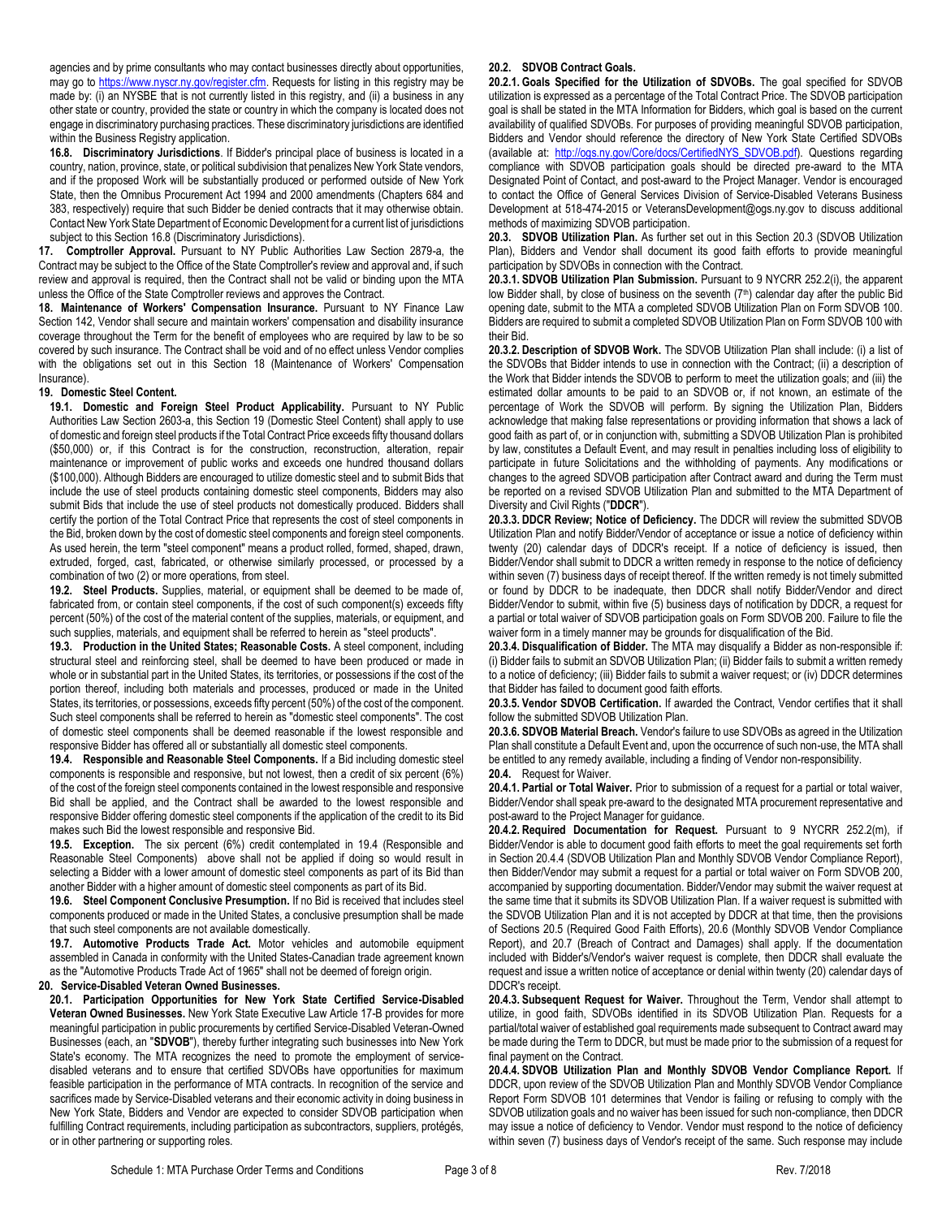agencies and by prime consultants who may contact businesses directly about opportunities, may go to https://www.nyscr.ny.gov/register.cfm. Requests for listing in this registry may be made by: (i) an NYSBE that is not currently listed in this registry, and (ii) a business in any other state or country, provided the state or country in which the company is located does not engage in discriminatory purchasing practices. These discriminatory jurisdictions are identified within the Business Registry application.

**16.8. Discriminatory Jurisdictions**. If Bidder's principal place of business is located in a country, nation, province, state, or political subdivision that penalizes New York State vendors, and if the proposed Work will be substantially produced or performed outside of New York State, then the Omnibus Procurement Act 1994 and 2000 amendments (Chapters 684 and 383, respectively) require that such Bidder be denied contracts that it may otherwise obtain. Contact New York State Department of Economic Development for a current list of jurisdictions subject to this Section 16.8 (Discriminatory Jurisdictions).

**17. Comptroller Approval.** Pursuant to NY Public Authorities Law Section 2879-a, the Contract may be subject to the Office of the State Comptroller's review and approval and, if such review and approval is required, then the Contract shall not be valid or binding upon the MTA unless the Office of the State Comptroller reviews and approves the Contract.

**18. Maintenance of Workers' Compensation Insurance.** Pursuant to NY Finance Law Section 142, Vendor shall secure and maintain workers' compensation and disability insurance coverage throughout the Term for the benefit of employees who are required by law to be so covered by such insurance. The Contract shall be void and of no effect unless Vendor complies with the obligations set out in this Section 18 (Maintenance of Workers' Compensation Insurance).

**19. Domestic Steel Content.**

**19.1. Domestic and Foreign Steel Product Applicability.** Pursuant to NY Public Authorities Law Section 2603-a, this Section 19 (Domestic Steel Content) shall apply to use of domestic and foreign steel products if the Total Contract Price exceeds fifty thousand dollars ($50,000) or, if this Contract is for the construction, reconstruction, alteration, repair maintenance or improvement of public works and exceeds one hundred thousand dollars ($100,000). Although Bidders are encouraged to utilize domestic steel and to submit Bids that include the use of steel products containing domestic steel components, Bidders may also submit Bids that include the use of steel products not domestically produced. Bidders shall certify the portion of the Total Contract Price that represents the cost of steel components in the Bid, broken down by the cost of domestic steel components and foreign steel components. As used herein, the term "steel component" means a product rolled, formed, shaped, drawn, extruded, forged, cast, fabricated, or otherwise similarly processed, or processed by a combination of two (2) or more operations, from steel.

**19.2. Steel Products.** Supplies, material, or equipment shall be deemed to be made of, fabricated from, or contain steel components, if the cost of such component(s) exceeds fifty percent (50%) of the cost of the material content of the supplies, materials, or equipment, and such supplies, materials, and equipment shall be referred to herein as "steel products".

**19.3. Production in the United States; Reasonable Costs.** A steel component, including structural steel and reinforcing steel, shall be deemed to have been produced or made in whole or in substantial part in the United States, its territories, or possessions if the cost of the portion thereof, including both materials and processes, produced or made in the United States, its territories, or possessions, exceeds fifty percent (50%) of the cost of the component. Such steel components shall be referred to herein as "domestic steel components". The cost of domestic steel components shall be deemed reasonable if the lowest responsible and responsive Bidder has offered all or substantially all domestic steel components.

**19.4. Responsible and Reasonable Steel Components.** If a Bid including domestic steel components is responsible and responsive, but not lowest, then a credit of six percent (6%) of the cost of the foreign steel components contained in the lowest responsible and responsive Bid shall be applied, and the Contract shall be awarded to the lowest responsible and responsive Bidder offering domestic steel components if the application of the credit to its Bid makes such Bid the lowest responsible and responsive Bid.

**19.5. Exception.** The six percent (6%) credit contemplated in 19.4 (Responsible and Reasonable Steel Components) above shall not be applied if doing so would result in selecting a Bidder with a lower amount of domestic steel components as part of its Bid than another Bidder with a higher amount of domestic steel components as part of its Bid.

**19.6. Steel Component Conclusive Presumption.** If no Bid is received that includes steel components produced or made in the United States, a conclusive presumption shall be made that such steel components are not available domestically.

**19.7. Automotive Products Trade Act.** Motor vehicles and automobile equipment assembled in Canada in conformity with the United States-Canadian trade agreement known as the "Automotive Products Trade Act of 1965" shall not be deemed of foreign origin.

**20. Service-Disabled Veteran Owned Businesses.**

**20.1. Participation Opportunities for New York State Certified Service-Disabled Veteran Owned Businesses.** New York State Executive Law Article 17-B provides for more meaningful participation in public procurements by certified Service-Disabled Veteran-Owned Businesses (each, an "**SDVOB**"), thereby further integrating such businesses into New York State's economy. The MTA recognizes the need to promote the employment of service-disabled veterans and to ensure that certified SDVOBs have opportunities for maximum feasible participation in the performance of MTA contracts. In recognition of the service and sacrifices made by Service-Disabled veterans and their economic activity in doing business in New York State, Bidders and Vendor are expected to consider SDVOB participation when fulfilling Contract requirements, including participation as subcontractors, suppliers, protégés, or in other partnering or supporting roles.

**20.2. SDVOB Contract Goals.**

**20.2.1. Goals Specified for the Utilization of SDVOBs.** The goal specified for SDVOB utilization is expressed as a percentage of the Total Contract Price. The SDVOB participation goal is shall be stated in the MTA Information for Bidders, which goal is based on the current availability of qualified SDVOBs. For purposes of providing meaningful SDVOB participation, Bidders and Vendor should reference the directory of New York State Certified SDVOBs (available at: http://ogs.ny.gov/Core/docs/CertifiedNYS_SDVOB.pdf). Questions regarding compliance with SDVOB participation goals should be directed pre-award to the MTA Designated Point of Contact, and post-award to the Project Manager. Vendor is encouraged to contact the Office of General Services Division of Service-Disabled Veterans Business Development at 518-474-2015 or VeteransDevelopment@ogs.ny.gov to discuss additional methods of maximizing SDVOB participation.

**20.3. SDVOB Utilization Plan.** As further set out in this Section 20.3 (SDVOB Utilization Plan), Bidders and Vendor shall document its good faith efforts to provide meaningful participation by SDVOBs in connection with the Contract.

**20.3.1. SDVOB Utilization Plan Submission.** Pursuant to 9 NYCRR 252.2(i), the apparent low Bidder shall, by close of business on the seventh (7th) calendar day after the public Bid opening date, submit to the MTA a completed SDVOB Utilization Plan on Form SDVOB 100. Bidders are required to submit a completed SDVOB Utilization Plan on Form SDVOB 100 with their Bid.

**20.3.2. Description of SDVOB Work.** The SDVOB Utilization Plan shall include: (i) a list of the SDVOBs that Bidder intends to use in connection with the Contract; (ii) a description of the Work that Bidder intends the SDVOB to perform to meet the utilization goals; and (iii) the estimated dollar amounts to be paid to an SDVOB or, if not known, an estimate of the percentage of Work the SDVOB will perform. By signing the Utilization Plan, Bidders acknowledge that making false representations or providing information that shows a lack of good faith as part of, or in conjunction with, submitting a SDVOB Utilization Plan is prohibited by law, constitutes a Default Event, and may result in penalties including loss of eligibility to participate in future Solicitations and the withholding of payments. Any modifications or changes to the agreed SDVOB participation after Contract award and during the Term must be reported on a revised SDVOB Utilization Plan and submitted to the MTA Department of Diversity and Civil Rights ("**DDCR**").

**20.3.3. DDCR Review; Notice of Deficiency.** The DDCR will review the submitted SDVOB Utilization Plan and notify Bidder/Vendor of acceptance or issue a notice of deficiency within twenty (20) calendar days of DDCR's receipt. If a notice of deficiency is issued, then Bidder/Vendor shall submit to DDCR a written remedy in response to the notice of deficiency within seven (7) business days of receipt thereof. If the written remedy is not timely submitted or found by DDCR to be inadequate, then DDCR shall notify Bidder/Vendor and direct Bidder/Vendor to submit, within five (5) business days of notification by DDCR, a request for a partial or total waiver of SDVOB participation goals on Form SDVOB 200. Failure to file the waiver form in a timely manner may be grounds for disqualification of the Bid.

**20.3.4. Disqualification of Bidder.** The MTA may disqualify a Bidder as non-responsible if: (i) Bidder fails to submit an SDVOB Utilization Plan; (ii) Bidder fails to submit a written remedy to a notice of deficiency; (iii) Bidder fails to submit a waiver request; or (iv) DDCR determines that Bidder has failed to document good faith efforts.

**20.3.5. Vendor SDVOB Certification.** If awarded the Contract, Vendor certifies that it shall follow the submitted SDVOB Utilization Plan.

**20.3.6. SDVOB Material Breach.** Vendor's failure to use SDVOBs as agreed in the Utilization Plan shall constitute a Default Event and, upon the occurrence of such non-use, the MTA shall be entitled to any remedy available, including a finding of Vendor non-responsibility.

**20.4.** Request for Waiver.

**20.4.1. Partial or Total Waiver.** Prior to submission of a request for a partial or total waiver, Bidder/Vendor shall speak pre-award to the designated MTA procurement representative and post-award to the Project Manager for guidance.

**20.4.2. Required Documentation for Request.** Pursuant to 9 NYCRR 252.2(m), if Bidder/Vendor is able to document good faith efforts to meet the goal requirements set forth in Section 20.4.4 (SDVOB Utilization Plan and Monthly SDVOB Vendor Compliance Report), then Bidder/Vendor may submit a request for a partial or total waiver on Form SDVOB 200, accompanied by supporting documentation. Bidder/Vendor may submit the waiver request at the same time that it submits its SDVOB Utilization Plan. If a waiver request is submitted with the SDVOB Utilization Plan and it is not accepted by DDCR at that time, then the provisions of Sections 20.5 (Required Good Faith Efforts), 20.6 (Monthly SDVOB Vendor Compliance Report), and 20.7 (Breach of Contract and Damages) shall apply. If the documentation included with Bidder's/Vendor's waiver request is complete, then DDCR shall evaluate the request and issue a written notice of acceptance or denial within twenty (20) calendar days of DDCR's receipt.

**20.4.3. Subsequent Request for Waiver.** Throughout the Term, Vendor shall attempt to utilize, in good faith, SDVOBs identified in its SDVOB Utilization Plan. Requests for a partial/total waiver of established goal requirements made subsequent to Contract award may be made during the Term to DDCR, but must be made prior to the submission of a request for final payment on the Contract.

**20.4.4. SDVOB Utilization Plan and Monthly SDVOB Vendor Compliance Report.** If DDCR, upon review of the SDVOB Utilization Plan and Monthly SDVOB Vendor Compliance Report Form SDVOB 101 determines that Vendor is failing or refusing to comply with the SDVOB utilization goals and no waiver has been issued for such non-compliance, then DDCR may issue a notice of deficiency to Vendor. Vendor must respond to the notice of deficiency within seven (7) business days of Vendor's receipt of the same. Such response may include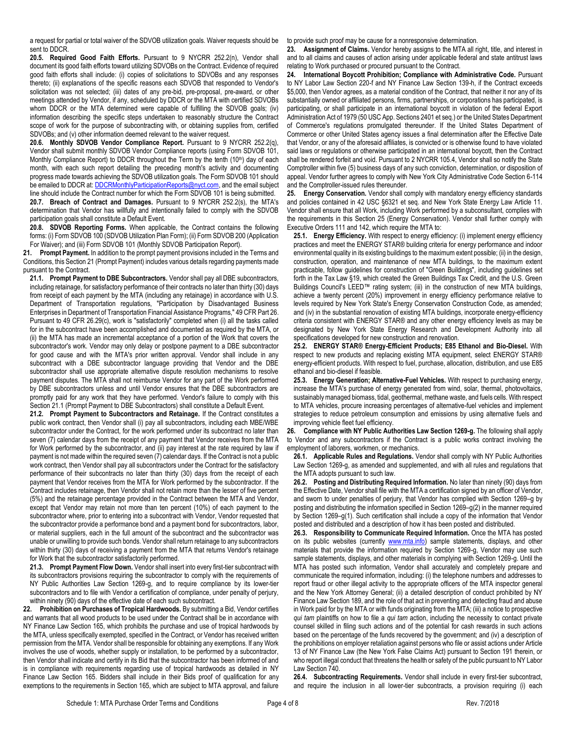a request for partial or total waiver of the SDVOB utilization goals. Waiver requests should be sent to DDCR.

**20.5. Required Good Faith Efforts.** Pursuant to 9 NYCRR 252.2(n), Vendor shall document its good faith efforts toward utilizing SDVOBs on the Contract. Evidence of required good faith efforts shall include: (i) copies of solicitations to SDVOBs and any responses thereto; (ii) explanations of the specific reasons each SDVOB that responded to Vendor's solicitation was not selected; (iii) dates of any pre-bid, pre-proposal, pre-award, or other meetings attended by Vendor, if any, scheduled by DDCR or the MTA with certified SDVOBs whom DDCR or the MTA determined were capable of fulfilling the SDVOB goals; (iv) information describing the specific steps undertaken to reasonably structure the Contract scope of work for the purpose of subcontracting with, or obtaining supplies from, certified SDVOBs; and (v) other information deemed relevant to the waiver request.

**20.6. Monthly SDVOB Vendor Compliance Report.** Pursuant to 9 NYCRR 252.2(q), Vendor shall submit monthly SDVOB Vendor Compliance reports (using Form SDVOB 101, Monthly Compliance Report) to DDCR throughout the Term by the tenth (10th) day of each month, with each such report detailing the preceding month's activity and documenting progress made towards achieving the SDVOB utilization goals. The Form SDVOB 101 should be emailed to DDCR at: DDCRMonthlyParticipationReports@nyct.com, and the email subject line should include the Contract number for which the Form SDVOB 101 is being submitted.

**20.7. Breach of Contract and Damages.** Pursuant to 9 NYCRR 252.2(s), the MTA's determination that Vendor has willfully and intentionally failed to comply with the SDVOB participation goals shall constitute a Default Event.

**20.8. SDVOB Reporting Forms.** When applicable, the Contract contains the following forms: (i) Form SDVOB 100 (SDVOB Utilization Plan Form); (ii) Form SDVOB 200 (Application For Waiver); and (iii) Form SDVOB 101 (Monthly SDVOB Participation Report).

**21. Prompt Payment.** In addition to the prompt payment provisions included in the Terms and Conditions, this Section 21 (Prompt Payment) includes various details regarding payments made pursuant to the Contract.

**21.1. Prompt Payment to DBE Subcontractors.** Vendor shall pay all DBE subcontractors, including retainage, for satisfactory performance of their contracts no later than thirty (30) days from receipt of each payment by the MTA (including any retainage) in accordance with U.S. Department of Transportation regulations, "Participation by Disadvantaged Business Enterprises in Department of Transportation Financial Assistance Programs," 49 CFR Part 26. Pursuant to 49 CFR 26.29(c), work is "satisfactorily" completed when (i) all the tasks called for in the subcontract have been accomplished and documented as required by the MTA, or (ii) the MTA has made an incremental acceptance of a portion of the Work that covers the subcontractor's work. Vendor may only delay or postpone payment to a DBE subcontractor for good cause and with the MTA's prior written approval. Vendor shall include in any subcontract with a DBE subcontractor language providing that Vendor and the DBE subcontractor shall use appropriate alternative dispute resolution mechanisms to resolve payment disputes. The MTA shall not reimburse Vendor for any part of the Work performed by DBE subcontractors unless and until Vendor ensures that the DBE subcontractors are promptly paid for any work that they have performed. Vendor's failure to comply with this Section 21.1 (Prompt Payment to DBE Subcontractors) shall constitute a Default Event.

**21.2. Prompt Payment to Subcontractors and Retainage.** If the Contract constitutes a public work contract, then Vendor shall (i) pay all subcontractors, including each MBE/WBE subcontractor under the Contract, for the work performed under its subcontract no later than seven (7) calendar days from the receipt of any payment that Vendor receives from the MTA for Work performed by the subcontractor, and (ii) pay interest at the rate required by law if payment is not made within the required seven (7) calendar days. If the Contract is not a public work contract, then Vendor shall pay all subcontractors under the Contract for the satisfactory performance of their subcontracts no later than thirty (30) days from the receipt of each payment that Vendor receives from the MTA for Work performed by the subcontractor. If the Contract includes retainage, then Vendor shall not retain more than the lesser of five percent (5%) and the retainage percentage provided in the Contract between the MTA and Vendor, except that Vendor may retain not more than ten percent (10%) of each payment to the subcontractor where, prior to entering into a subcontract with Vendor, Vendor requested that the subcontractor provide a performance bond and a payment bond for subcontractors, labor, or material suppliers, each in the full amount of the subcontract and the subcontractor was unable or unwilling to provide such bonds. Vendor shall return retainage to any subcontractors within thirty (30) days of receiving a payment from the MTA that returns Vendor's retainage for Work that the subcontractor satisfactorily performed.

**21.3. Prompt Payment Flow Down.** Vendor shall insert into every first-tier subcontract with its subcontractors provisions requiring the subcontractor to comply with the requirements of NY Public Authorities Law Section 1269-g, and to require compliance by its lower-tier subcontractors and to file with Vendor a certification of compliance, under penalty of perjury, within ninety (90) days of the effective date of each such subcontract.

**22. Prohibition on Purchases of Tropical Hardwoods.** By submitting a Bid, Vendor certifies and warrants that all wood products to be used under the Contract shall be in accordance with NY Finance Law Section 165, which prohibits the purchase and use of tropical hardwoods by the MTA, unless specifically exempted, specified in the Contract, or Vendor has received written permission from the MTA. Vendor shall be responsible for obtaining any exemptions. If any Work involves the use of woods, whether supply or installation, to be performed by a subcontractor, then Vendor shall indicate and certify in its Bid that the subcontractor has been informed of and is in compliance with requirements regarding use of tropical hardwoods as detailed in NY Finance Law Section 165. Bidders shall include in their Bids proof of qualification for any exemptions to the requirements in Section 165, which are subject to MTA approval, and failure to provide such proof may be cause for a nonresponsive determination.

**23. Assignment of Claims.** Vendor hereby assigns to the MTA all right, title, and interest in and to all claims and causes of action arising under applicable federal and state antitrust laws relating to Work purchased or procured pursuant to the Contract.

**24. International Boycott Prohibition; Compliance with Administrative Code.** Pursuant to NY Labor Law Section 220-f and NY Finance Law Section 139-h, if the Contract exceeds $5,000, then Vendor agrees, as a material condition of the Contract, that neither it nor any of its substantially owned or affiliated persons, firms, partnerships, or corporations has participated, is participating, or shall participate in an international boycott in violation of the federal Export Administration Act of 1979 (50 USC App. Sections 2401 et seq.) or the United States Department of Commerce's regulations promulgated thereunder. If the United States Department of Commerce or other United States agency issues a final determination after the Effective Date that Vendor, or any of the aforesaid affiliates, is convicted or is otherwise found to have violated said laws or regulations or otherwise participated in an international boycott, then the Contract shall be rendered forfeit and void. Pursuant to 2 NYCRR 105.4, Vendor shall so notify the State Comptroller within five (5) business days of any such conviction, determination, or disposition of appeal. Vendor further agrees to comply with New York City Administrative Code Section 6-114 and the Comptroller-issued rules thereunder.

**25. Energy Conservation.** Vendor shall comply with mandatory energy efficiency standards and policies contained in 42 USC §6321 et seq. and New York State Energy Law Article 11. Vendor shall ensure that all Work, including Work performed by a subconsultant, complies with the requirements in this Section 25 (Energy Conservation). Vendor shall further comply with Executive Orders 111 and 142, which require the MTA to:

**25.1. Energy Efficiency.** With respect to energy efficiency: (i) implement energy efficiency practices and meet the ENERGY STAR® building criteria for energy performance and indoor environmental quality in its existing buildings to the maximum extent possible; (ii) in the design, construction, operation, and maintenance of new MTA buildings, to the maximum extent practicable, follow guidelines for construction of "Green Buildings", including guidelines set forth in the Tax Law §19, which created the Green Buildings Tax Credit, and the U.S. Green Buildings Council's LEED™ rating system; (iii) in the construction of new MTA buildings, achieve a twenty percent (20%) improvement in energy efficiency performance relative to levels required by New York State's Energy Conservation Construction Code, as amended; and (iv) in the substantial renovation of existing MTA buildings, incorporate energy-efficiency criteria consistent with ENERGY STAR® and any other energy efficiency levels as may be designated by New York State Energy Research and Development Authority into all specifications developed for new construction and renovation.

**25.2. ENERGY STAR® Energy-Efficient Products; E85 Ethanol and Bio-Diesel.** With respect to new products and replacing existing MTA equipment, select ENERGY STAR® energy-efficient products. With respect to fuel, purchase, allocation, distribution, and use E85 ethanol and bio-diesel if feasible.

**25.3. Energy Generation; Alternative-Fuel Vehicles.** With respect to purchasing energy, increase the MTA's purchase of energy generated from wind, solar, thermal, photovoltaics, sustainably managed biomass, tidal, geothermal, methane waste, and fuels cells. With respect to MTA vehicles, procure increasing percentages of alternative-fuel vehicles and implement strategies to reduce petroleum consumption and emissions by using alternative fuels and improving vehicle fleet fuel efficiency.

**26. Compliance with NY Public Authorities Law Section 1269-g.** The following shall apply to Vendor and any subcontractors if the Contract is a public works contract involving the employment of laborers, workmen, or mechanics.

**26.1. Applicable Rules and Regulations.** Vendor shall comply with NY Public Authorities Law Section 1269-g, as amended and supplemented, and with all rules and regulations that the MTA adopts pursuant to such law.

**26.2. Posting and Distributing Required Information.** No later than ninety (90) days from the Effective Date, Vendor shall file with the MTA a certification signed by an officer of Vendor, and sworn to under penalties of perjury, that Vendor has complied with Section 1269–g by posting and distributing the information specified in Section 1269–g(2) in the manner required by Section 1269–g(1). Such certification shall include a copy of the information that Vendor posted and distributed and a description of how it has been posted and distributed.

**26.3. Responsibility to Communicate Required Information.** Once the MTA has posted on its public websites (currently www.mta.info) sample statements, displays, and other materials that provide the information required by Section 1269-g, Vendor may use such sample statements, displays, and other materials in complying with Section 1269-g. Until the MTA has posted such information, Vendor shall accurately and completely prepare and communicate the required information, including: (i) the telephone numbers and addresses to report fraud or other illegal activity to the appropriate officers of the MTA inspector general and the New York Attorney General; (ii) a detailed description of conduct prohibited by NY Finance Law Section 189, and the role of that act in preventing and detecting fraud and abuse in Work paid for by the MTA or with funds originating from the MTA; (iii) a notice to prospective *qui tam* plaintiffs on how to file a *qui tam* action, including the necessity to contact private counsel skilled in filing such actions and of the potential for cash rewards in such actions based on the percentage of the funds recovered by the government; and (iv) a description of the prohibitions on employer retaliation against persons who file or assist actions under Article 13 of NY Finance Law (the New York False Claims Act) pursuant to Section 191 therein, or who report illegal conduct that threatens the health or safety of the public pursuant to NY Labor Law Section 740.

**26.4. Subcontracting Requirements.** Vendor shall include in every first-tier subcontract, and require the inclusion in all lower-tier subcontracts, a provision requiring (i) each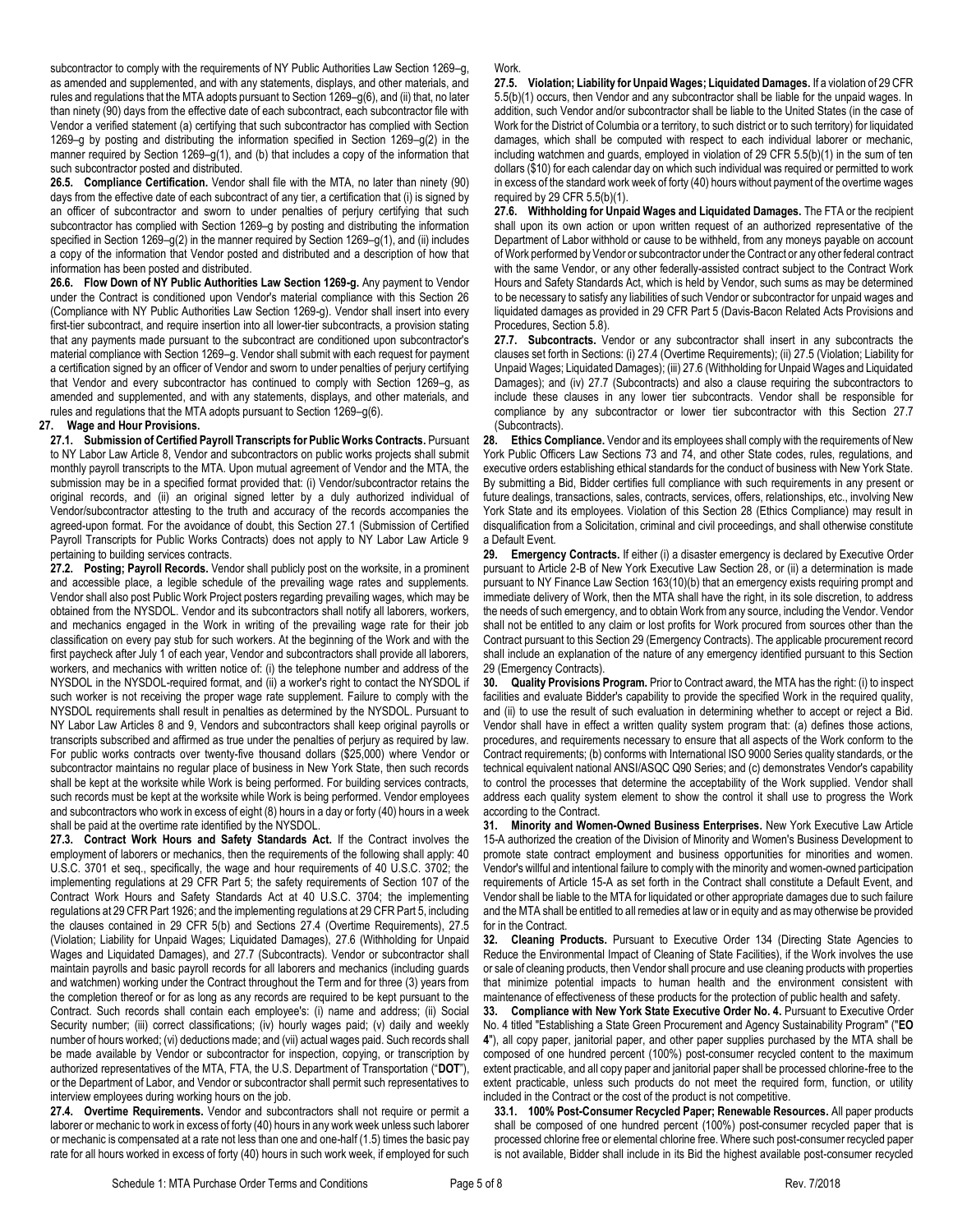subcontractor to comply with the requirements of NY Public Authorities Law Section 1269–g, as amended and supplemented, and with any statements, displays, and other materials, and rules and regulations that the MTA adopts pursuant to Section 1269–g(6), and (ii) that, no later than ninety (90) days from the effective date of each subcontract, each subcontractor file with Vendor a verified statement (a) certifying that such subcontractor has complied with Section 1269–g by posting and distributing the information specified in Section 1269–g(2) in the manner required by Section 1269–g(1), and (b) that includes a copy of the information that such subcontractor posted and distributed.

**26.5. Compliance Certification.** Vendor shall file with the MTA, no later than ninety (90) days from the effective date of each subcontract of any tier, a certification that (i) is signed by an officer of subcontractor and sworn to under penalties of perjury certifying that such subcontractor has complied with Section 1269–g by posting and distributing the information specified in Section 1269–g(2) in the manner required by Section 1269–g(1), and (ii) includes a copy of the information that Vendor posted and distributed and a description of how that information has been posted and distributed.

**26.6. Flow Down of NY Public Authorities Law Section 1269-g.** Any payment to Vendor under the Contract is conditioned upon Vendor's material compliance with this Section 26 (Compliance with NY Public Authorities Law Section 1269-g). Vendor shall insert into every first-tier subcontract, and require insertion into all lower-tier subcontracts, a provision stating that any payments made pursuant to the subcontract are conditioned upon subcontractor's material compliance with Section 1269–g. Vendor shall submit with each request for payment a certification signed by an officer of Vendor and sworn to under penalties of perjury certifying that Vendor and every subcontractor has continued to comply with Section 1269–g, as amended and supplemented, and with any statements, displays, and other materials, and rules and regulations that the MTA adopts pursuant to Section 1269–g(6).

**27. Wage and Hour Provisions.**

**27.1. Submission of Certified Payroll Transcripts for Public Works Contracts.** Pursuant to NY Labor Law Article 8, Vendor and subcontractors on public works projects shall submit monthly payroll transcripts to the MTA. Upon mutual agreement of Vendor and the MTA, the submission may be in a specified format provided that: (i) Vendor/subcontractor retains the original records, and (ii) an original signed letter by a duly authorized individual of Vendor/subcontractor attesting to the truth and accuracy of the records accompanies the agreed-upon format. For the avoidance of doubt, this Section 27.1 (Submission of Certified Payroll Transcripts for Public Works Contracts) does not apply to NY Labor Law Article 9 pertaining to building services contracts.

**27.2. Posting; Payroll Records.** Vendor shall publicly post on the worksite, in a prominent and accessible place, a legible schedule of the prevailing wage rates and supplements. Vendor shall also post Public Work Project posters regarding prevailing wages, which may be obtained from the NYSDOL. Vendor and its subcontractors shall notify all laborers, workers, and mechanics engaged in the Work in writing of the prevailing wage rate for their job classification on every pay stub for such workers. At the beginning of the Work and with the first paycheck after July 1 of each year, Vendor and subcontractors shall provide all laborers, workers, and mechanics with written notice of: (i) the telephone number and address of the NYSDOL in the NYSDOL-required format, and (ii) a worker's right to contact the NYSDOL if such worker is not receiving the proper wage rate supplement. Failure to comply with the NYSDOL requirements shall result in penalties as determined by the NYSDOL. Pursuant to NY Labor Law Articles 8 and 9, Vendors and subcontractors shall keep original payrolls or transcripts subscribed and affirmed as true under the penalties of perjury as required by law. For public works contracts over twenty-five thousand dollars ($25,000) where Vendor or subcontractor maintains no regular place of business in New York State, then such records shall be kept at the worksite while Work is being performed. For building services contracts, such records must be kept at the worksite while Work is being performed. Vendor employees and subcontractors who work in excess of eight (8) hours in a day or forty (40) hours in a week shall be paid at the overtime rate identified by the NYSDOL.

**27.3. Contract Work Hours and Safety Standards Act.** If the Contract involves the employment of laborers or mechanics, then the requirements of the following shall apply: 40 U.S.C. 3701 et seq., specifically, the wage and hour requirements of 40 U.S.C. 3702; the implementing regulations at 29 CFR Part 5; the safety requirements of Section 107 of the Contract Work Hours and Safety Standards Act at 40 U.S.C. 3704; the implementing regulations at 29 CFR Part 1926; and the implementing regulations at 29 CFR Part 5, including the clauses contained in 29 CFR 5(b) and Sections 27.4 (Overtime Requirements), 27.5 (Violation; Liability for Unpaid Wages; Liquidated Damages), 27.6 (Withholding for Unpaid Wages and Liquidated Damages), and 27.7 (Subcontracts). Vendor or subcontractor shall maintain payrolls and basic payroll records for all laborers and mechanics (including guards and watchmen) working under the Contract throughout the Term and for three (3) years from the completion thereof or for as long as any records are required to be kept pursuant to the Contract. Such records shall contain each employee's: (i) name and address; (ii) Social Security number; (iii) correct classifications; (iv) hourly wages paid; (v) daily and weekly number of hours worked; (vi) deductions made; and (vii) actual wages paid. Such records shall be made available by Vendor or subcontractor for inspection, copying, or transcription by authorized representatives of the MTA, FTA, the U.S. Department of Transportation ("**DOT**"), or the Department of Labor, and Vendor or subcontractor shall permit such representatives to interview employees during working hours on the job.

**27.4. Overtime Requirements.** Vendor and subcontractors shall not require or permit a laborer or mechanic to work in excess of forty (40) hours in any work week unless such laborer or mechanic is compensated at a rate not less than one and one-half (1.5) times the basic pay rate for all hours worked in excess of forty (40) hours in such work week, if employed for such Work.

**27.5. Violation; Liability for Unpaid Wages; Liquidated Damages.** If a violation of 29 CFR 5.5(b)(1) occurs, then Vendor and any subcontractor shall be liable for the unpaid wages. In addition, such Vendor and/or subcontractor shall be liable to the United States (in the case of Work for the District of Columbia or a territory, to such district or to such territory) for liquidated damages, which shall be computed with respect to each individual laborer or mechanic, including watchmen and guards, employed in violation of 29 CFR 5.5(b)(1) in the sum of ten dollars ($10) for each calendar day on which such individual was required or permitted to work in excess of the standard work week of forty (40) hours without payment of the overtime wages required by 29 CFR 5.5(b)(1).

**27.6. Withholding for Unpaid Wages and Liquidated Damages.** The FTA or the recipient shall upon its own action or upon written request of an authorized representative of the Department of Labor withhold or cause to be withheld, from any moneys payable on account of Work performed by Vendor or subcontractor under the Contract or any other federal contract with the same Vendor, or any other federally-assisted contract subject to the Contract Work Hours and Safety Standards Act, which is held by Vendor, such sums as may be determined to be necessary to satisfy any liabilities of such Vendor or subcontractor for unpaid wages and liquidated damages as provided in 29 CFR Part 5 (Davis-Bacon Related Acts Provisions and Procedures, Section 5.8).

**27.7. Subcontracts.** Vendor or any subcontractor shall insert in any subcontracts the clauses set forth in Sections: (i) 27.4 (Overtime Requirements); (ii) 27.5 (Violation; Liability for Unpaid Wages; Liquidated Damages); (iii) 27.6 (Withholding for Unpaid Wages and Liquidated Damages); and (iv) 27.7 (Subcontracts) and also a clause requiring the subcontractors to include these clauses in any lower tier subcontracts. Vendor shall be responsible for compliance by any subcontractor or lower tier subcontractor with this Section 27.7 (Subcontracts).

**28. Ethics Compliance.** Vendor and its employees shall comply with the requirements of New York Public Officers Law Sections 73 and 74, and other State codes, rules, regulations, and executive orders establishing ethical standards for the conduct of business with New York State. By submitting a Bid, Bidder certifies full compliance with such requirements in any present or future dealings, transactions, sales, contracts, services, offers, relationships, etc., involving New York State and its employees. Violation of this Section 28 (Ethics Compliance) may result in disqualification from a Solicitation, criminal and civil proceedings, and shall otherwise constitute a Default Event.

**29. Emergency Contracts.** If either (i) a disaster emergency is declared by Executive Order pursuant to Article 2-B of New York Executive Law Section 28, or (ii) a determination is made pursuant to NY Finance Law Section 163(10)(b) that an emergency exists requiring prompt and immediate delivery of Work, then the MTA shall have the right, in its sole discretion, to address the needs of such emergency, and to obtain Work from any source, including the Vendor. Vendor shall not be entitled to any claim or lost profits for Work procured from sources other than the Contract pursuant to this Section 29 (Emergency Contracts). The applicable procurement record shall include an explanation of the nature of any emergency identified pursuant to this Section 29 (Emergency Contracts).

**30. Quality Provisions Program.** Prior to Contract award, the MTA has the right: (i) to inspect facilities and evaluate Bidder's capability to provide the specified Work in the required quality, and (ii) to use the result of such evaluation in determining whether to accept or reject a Bid. Vendor shall have in effect a written quality system program that: (a) defines those actions, procedures, and requirements necessary to ensure that all aspects of the Work conform to the Contract requirements; (b) conforms with International ISO 9000 Series quality standards, or the technical equivalent national ANSI/ASQC Q90 Series; and (c) demonstrates Vendor's capability to control the processes that determine the acceptability of the Work supplied. Vendor shall address each quality system element to show the control it shall use to progress the Work according to the Contract.

**31. Minority and Women-Owned Business Enterprises.** New York Executive Law Article 15-A authorized the creation of the Division of Minority and Women's Business Development to promote state contract employment and business opportunities for minorities and women. Vendor's willful and intentional failure to comply with the minority and women-owned participation requirements of Article 15-A as set forth in the Contract shall constitute a Default Event, and Vendor shall be liable to the MTA for liquidated or other appropriate damages due to such failure and the MTA shall be entitled to all remedies at law or in equity and as may otherwise be provided for in the Contract.

**32. Cleaning Products.** Pursuant to Executive Order 134 (Directing State Agencies to Reduce the Environmental Impact of Cleaning of State Facilities), if the Work involves the use or sale of cleaning products, then Vendor shall procure and use cleaning products with properties that minimize potential impacts to human health and the environment consistent with maintenance of effectiveness of these products for the protection of public health and safety.

**33. Compliance with New York State Executive Order No. 4.** Pursuant to Executive Order No. 4 titled "Establishing a State Green Procurement and Agency Sustainability Program" ("**EO 4**"), all copy paper, janitorial paper, and other paper supplies purchased by the MTA shall be composed of one hundred percent (100%) post-consumer recycled content to the maximum extent practicable, and all copy paper and janitorial paper shall be processed chlorine-free to the extent practicable, unless such products do not meet the required form, function, or utility included in the Contract or the cost of the product is not competitive.

**33.1. 100% Post-Consumer Recycled Paper; Renewable Resources.** All paper products shall be composed of one hundred percent (100%) post-consumer recycled paper that is processed chlorine free or elemental chlorine free. Where such post-consumer recycled paper is not available, Bidder shall include in its Bid the highest available post-consumer recycled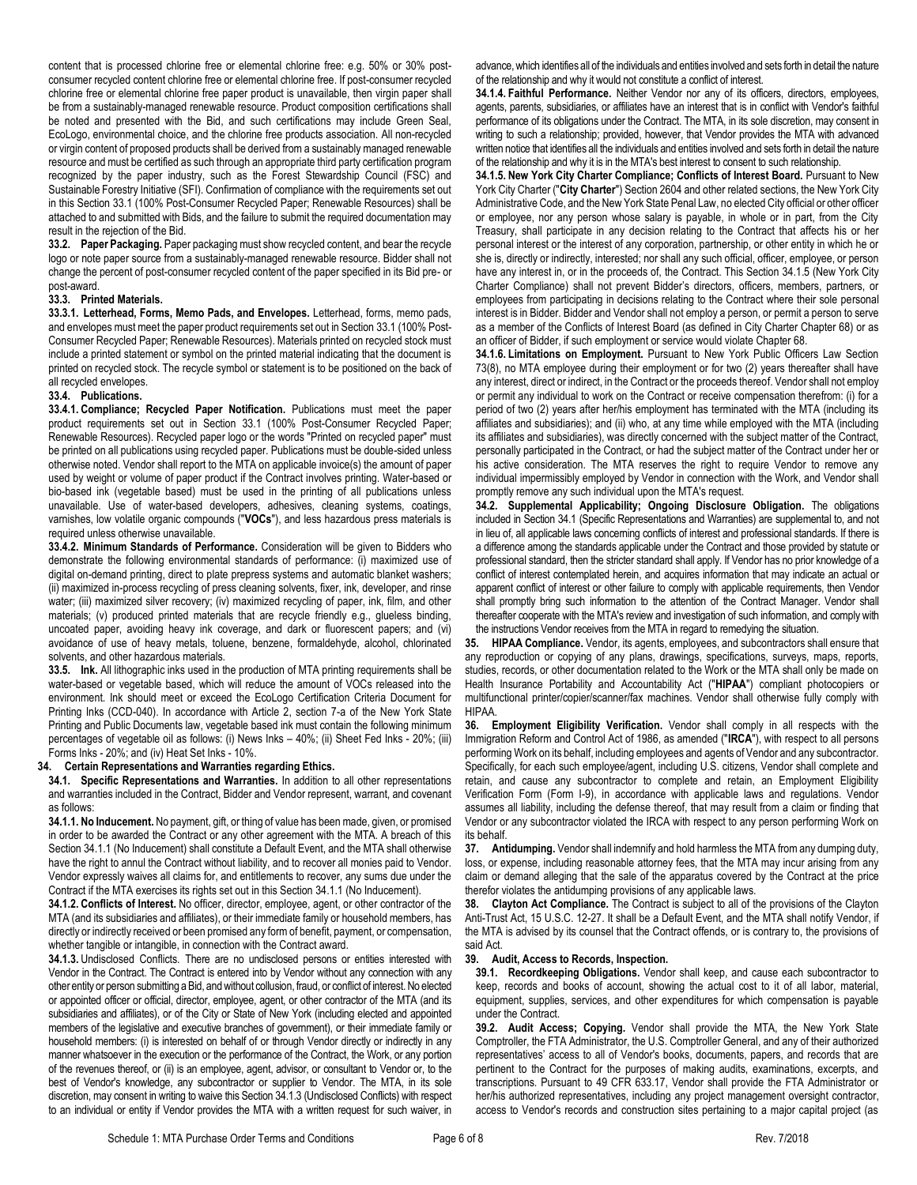content that is processed chlorine free or elemental chlorine free: e.g. 50% or 30% post-consumer recycled content chlorine free or elemental chlorine free. If post-consumer recycled chlorine free or elemental chlorine free paper product is unavailable, then virgin paper shall be from a sustainably-managed renewable resource. Product composition certifications shall be noted and presented with the Bid, and such certifications may include Green Seal, EcoLogo, environmental choice, and the chlorine free products association. All non-recycled or virgin content of proposed products shall be derived from a sustainably managed renewable resource and must be certified as such through an appropriate third party certification program recognized by the paper industry, such as the Forest Stewardship Council (FSC) and Sustainable Forestry Initiative (SFI). Confirmation of compliance with the requirements set out in this Section 33.1 (100% Post-Consumer Recycled Paper; Renewable Resources) shall be attached to and submitted with Bids, and the failure to submit the required documentation may result in the rejection of the Bid.

**33.2. Paper Packaging.** Paper packaging must show recycled content, and bear the recycle logo or note paper source from a sustainably-managed renewable resource. Bidder shall not change the percent of post-consumer recycled content of the paper specified in its Bid pre- or post-award.

**33.3. Printed Materials.**

**33.3.1. Letterhead, Forms, Memo Pads, and Envelopes.** Letterhead, forms, memo pads, and envelopes must meet the paper product requirements set out in Section 33.1 (100% Post-Consumer Recycled Paper; Renewable Resources). Materials printed on recycled stock must include a printed statement or symbol on the printed material indicating that the document is printed on recycled stock. The recycle symbol or statement is to be positioned on the back of all recycled envelopes.

**33.4. Publications.**

**33.4.1. Compliance; Recycled Paper Notification.** Publications must meet the paper product requirements set out in Section 33.1 (100% Post-Consumer Recycled Paper; Renewable Resources). Recycled paper logo or the words "Printed on recycled paper" must be printed on all publications using recycled paper. Publications must be double-sided unless otherwise noted. Vendor shall report to the MTA on applicable invoice(s) the amount of paper used by weight or volume of paper product if the Contract involves printing. Water-based or bio-based ink (vegetable based) must be used in the printing of all publications unless unavailable. Use of water-based developers, adhesives, cleaning systems, coatings, varnishes, low volatile organic compounds ("**VOCs**"), and less hazardous press materials is required unless otherwise unavailable.

**33.4.2. Minimum Standards of Performance.** Consideration will be given to Bidders who demonstrate the following environmental standards of performance: (i) maximized use of digital on-demand printing, direct to plate prepress systems and automatic blanket washers; (ii) maximized in-process recycling of press cleaning solvents, fixer, ink, developer, and rinse water; (iii) maximized silver recovery; (iv) maximized recycling of paper, ink, film, and other materials; (v) produced printed materials that are recycle friendly e.g., glueless binding, uncoated paper, avoiding heavy ink coverage, and dark or fluorescent papers; and (vi) avoidance of use of heavy metals, toluene, benzene, formaldehyde, alcohol, chlorinated solvents, and other hazardous materials.

**33.5. Ink.** All lithographic inks used in the production of MTA printing requirements shall be water-based or vegetable based, which will reduce the amount of VOCs released into the environment. Ink should meet or exceed the EcoLogo Certification Criteria Document for Printing Inks (CCD-040). In accordance with Article 2, section 7-a of the New York State Printing and Public Documents law, vegetable based ink must contain the following minimum percentages of vegetable oil as follows: (i) News Inks – 40%; (ii) Sheet Fed Inks - 20%; (iii) Forms Inks - 20%; and (iv) Heat Set Inks - 10%.

## 34. Certain Representations and Warranties regarding Ethics.

**34.1. Specific Representations and Warranties.** In addition to all other representations and warranties included in the Contract, Bidder and Vendor represent, warrant, and covenant as follows:

**34.1.1. No Inducement.** No payment, gift, or thing of value has been made, given, or promised in order to be awarded the Contract or any other agreement with the MTA. A breach of this Section 34.1.1 (No Inducement) shall constitute a Default Event, and the MTA shall otherwise have the right to annul the Contract without liability, and to recover all monies paid to Vendor. Vendor expressly waives all claims for, and entitlements to recover, any sums due under the Contract if the MTA exercises its rights set out in this Section 34.1.1 (No Inducement).

**34.1.2. Conflicts of Interest.** No officer, director, employee, agent, or other contractor of the MTA (and its subsidiaries and affiliates), or their immediate family or household members, has directly or indirectly received or been promised any form of benefit, payment, or compensation, whether tangible or intangible, in connection with the Contract award.

**34.1.3.** Undisclosed Conflicts. There are no undisclosed persons or entities interested with Vendor in the Contract. The Contract is entered into by Vendor without any connection with any other entity or person submitting a Bid, and without collusion, fraud, or conflict of interest. No elected or appointed officer or official, director, employee, agent, or other contractor of the MTA (and its subsidiaries and affiliates), or of the City or State of New York (including elected and appointed members of the legislative and executive branches of government), or their immediate family or household members: (i) is interested on behalf of or through Vendor directly or indirectly in any manner whatsoever in the execution or the performance of the Contract, the Work, or any portion of the revenues thereof, or (ii) is an employee, agent, advisor, or consultant to Vendor or, to the best of Vendor's knowledge, any subcontractor or supplier to Vendor. The MTA, in its sole discretion, may consent in writing to waive this Section 34.1.3 (Undisclosed Conflicts) with respect to an individual or entity if Vendor provides the MTA with a written request for such waiver, in advance, which identifies all of the individuals and entities involved and sets forth in detail the nature of the relationship and why it would not constitute a conflict of interest.

**34.1.4. Faithful Performance.** Neither Vendor nor any of its officers, directors, employees, agents, parents, subsidiaries, or affiliates have an interest that is in conflict with Vendor's faithful performance of its obligations under the Contract. The MTA, in its sole discretion, may consent in writing to such a relationship; provided, however, that Vendor provides the MTA with advanced written notice that identifies all the individuals and entities involved and sets forth in detail the nature of the relationship and why it is in the MTA's best interest to consent to such relationship.

**34.1.5. New York City Charter Compliance; Conflicts of Interest Board.** Pursuant to New York City Charter ("**City Charter**") Section 2604 and other related sections, the New York City Administrative Code, and the New York State Penal Law, no elected City official or other officer or employee, nor any person whose salary is payable, in whole or in part, from the City Treasury, shall participate in any decision relating to the Contract that affects his or her personal interest or the interest of any corporation, partnership, or other entity in which he or she is, directly or indirectly, interested; nor shall any such official, officer, employee, or person have any interest in, or in the proceeds of, the Contract. This Section 34.1.5 (New York City Charter Compliance) shall not prevent Bidder's directors, officers, members, partners, or employees from participating in decisions relating to the Contract where their sole personal interest is in Bidder. Bidder and Vendor shall not employ a person, or permit a person to serve as a member of the Conflicts of Interest Board (as defined in City Charter Chapter 68) or as an officer of Bidder, if such employment or service would violate Chapter 68.

**34.1.6. Limitations on Employment.** Pursuant to New York Public Officers Law Section 73(8), no MTA employee during their employment or for two (2) years thereafter shall have any interest, direct or indirect, in the Contract or the proceeds thereof. Vendor shall not employ or permit any individual to work on the Contract or receive compensation therefrom: (i) for a period of two (2) years after her/his employment has terminated with the MTA (including its affiliates and subsidiaries); and (ii) who, at any time while employed with the MTA (including its affiliates and subsidiaries), was directly concerned with the subject matter of the Contract, personally participated in the Contract, or had the subject matter of the Contract under her or his active consideration. The MTA reserves the right to require Vendor to remove any individual impermissibly employed by Vendor in connection with the Work, and Vendor shall promptly remove any such individual upon the MTA's request.

**34.2. Supplemental Applicability; Ongoing Disclosure Obligation.** The obligations included in Section 34.1 (Specific Representations and Warranties) are supplemental to, and not in lieu of, all applicable laws concerning conflicts of interest and professional standards. If there is a difference among the standards applicable under the Contract and those provided by statute or professional standard, then the stricter standard shall apply. If Vendor has no prior knowledge of a conflict of interest contemplated herein, and acquires information that may indicate an actual or apparent conflict of interest or other failure to comply with applicable requirements, then Vendor shall promptly bring such information to the attention of the Contract Manager. Vendor shall thereafter cooperate with the MTA's review and investigation of such information, and comply with the instructions Vendor receives from the MTA in regard to remedying the situation.

## 35. HIPAA Compliance.

Vendor, its agents, employees, and subcontractors shall ensure that any reproduction or copying of any plans, drawings, specifications, surveys, maps, reports, studies, records, or other documentation related to the Work or the MTA shall only be made on Health Insurance Portability and Accountability Act ("**HIPAA**") compliant photocopiers or multifunctional printer/copier/scanner/fax machines. Vendor shall otherwise fully comply with HIPAA.

## 36. Employment Eligibility Verification.

Vendor shall comply in all respects with the Immigration Reform and Control Act of 1986, as amended ("**IRCA**"), with respect to all persons performing Work on its behalf, including employees and agents of Vendor and any subcontractor. Specifically, for each such employee/agent, including U.S. citizens, Vendor shall complete and retain, and cause any subcontractor to complete and retain, an Employment Eligibility Verification Form (Form I-9), in accordance with applicable laws and regulations. Vendor assumes all liability, including the defense thereof, that may result from a claim or finding that Vendor or any subcontractor violated the IRCA with respect to any person performing Work on its behalf.

## 37. Antidumping.

Vendor shall indemnify and hold harmless the MTA from any dumping duty, loss, or expense, including reasonable attorney fees, that the MTA may incur arising from any claim or demand alleging that the sale of the apparatus covered by the Contract at the price therefor violates the antidumping provisions of any applicable laws.

## 38. Clayton Act Compliance.

The Contract is subject to all of the provisions of the Clayton Anti-Trust Act, 15 U.S.C. 12-27. It shall be a Default Event, and the MTA shall notify Vendor, if the MTA is advised by its counsel that the Contract offends, or is contrary to, the provisions of said Act.

## 39. Audit, Access to Records, Inspection.

**39.1. Recordkeeping Obligations.** Vendor shall keep, and cause each subcontractor to keep, records and books of account, showing the actual cost to it of all labor, material, equipment, supplies, services, and other expenditures for which compensation is payable under the Contract.

**39.2. Audit Access; Copying.** Vendor shall provide the MTA, the New York State Comptroller, the FTA Administrator, the U.S. Comptroller General, and any of their authorized representatives' access to all of Vendor's books, documents, papers, and records that are pertinent to the Contract for the purposes of making audits, examinations, excerpts, and transcriptions. Pursuant to 49 CFR 633.17, Vendor shall provide the FTA Administrator or her/his authorized representatives, including any project management oversight contractor, access to Vendor's records and construction sites pertaining to a major capital project (as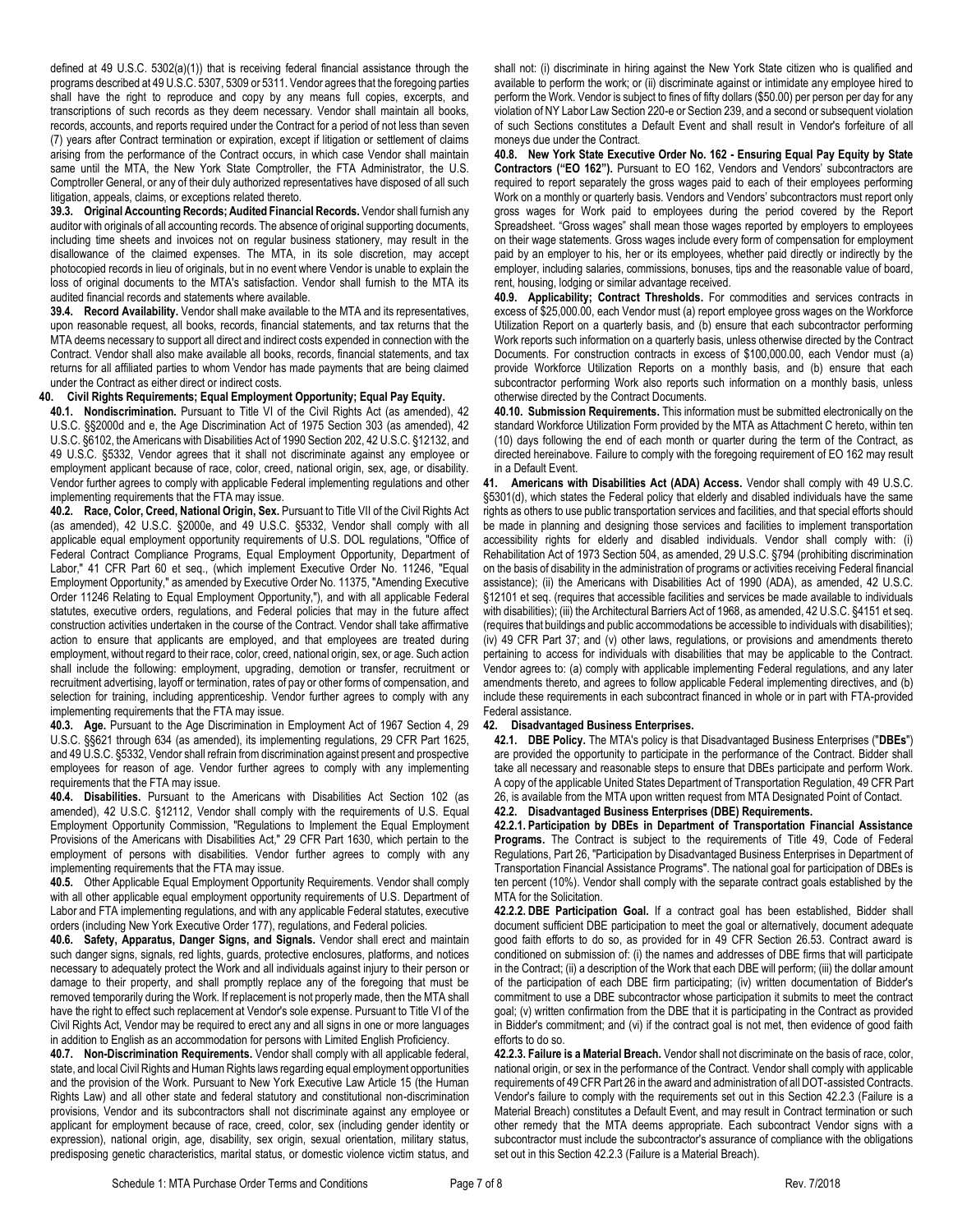defined at 49 U.S.C. 5302(a)(1)) that is receiving federal financial assistance through the programs described at 49 U.S.C. 5307, 5309 or 5311. Vendor agrees that the foregoing parties shall have the right to reproduce and copy by any means full copies, excerpts, and transcriptions of such records as they deem necessary. Vendor shall maintain all books, records, accounts, and reports required under the Contract for a period of not less than seven (7) years after Contract termination or expiration, except if litigation or settlement of claims arising from the performance of the Contract occurs, in which case Vendor shall maintain same until the MTA, the New York State Comptroller, the FTA Administrator, the U.S. Comptroller General, or any of their duly authorized representatives have disposed of all such litigation, appeals, claims, or exceptions related thereto.

**39.3. Original Accounting Records; Audited Financial Records.** Vendor shall furnish any auditor with originals of all accounting records. The absence of original supporting documents, including time sheets and invoices not on regular business stationery, may result in the disallowance of the claimed expenses. The MTA, in its sole discretion, may accept photocopied records in lieu of originals, but in no event where Vendor is unable to explain the loss of original documents to the MTA's satisfaction. Vendor shall furnish to the MTA its audited financial records and statements where available.

**39.4. Record Availability.** Vendor shall make available to the MTA and its representatives, upon reasonable request, all books, records, financial statements, and tax returns that the MTA deems necessary to support all direct and indirect costs expended in connection with the Contract. Vendor shall also make available all books, records, financial statements, and tax returns for all affiliated parties to whom Vendor has made payments that are being claimed under the Contract as either direct or indirect costs.

**40. Civil Rights Requirements; Equal Employment Opportunity; Equal Pay Equity.**

**40.1. Nondiscrimination.** Pursuant to Title VI of the Civil Rights Act (as amended), 42 U.S.C. §§2000d and e, the Age Discrimination Act of 1975 Section 303 (as amended), 42 U.S.C. §6102, the Americans with Disabilities Act of 1990 Section 202, 42 U.S.C. §12132, and 49 U.S.C. §5332, Vendor agrees that it shall not discriminate against any employee or employment applicant because of race, color, creed, national origin, sex, age, or disability. Vendor further agrees to comply with applicable Federal implementing regulations and other implementing requirements that the FTA may issue.

**40.2. Race, Color, Creed, National Origin, Sex.** Pursuant to Title VII of the Civil Rights Act (as amended), 42 U.S.C. §2000e, and 49 U.S.C. §5332, Vendor shall comply with all applicable equal employment opportunity requirements of U.S. DOL regulations, "Office of Federal Contract Compliance Programs, Equal Employment Opportunity, Department of Labor," 41 CFR Part 60 et seq., (which implement Executive Order No. 11246, "Equal Employment Opportunity," as amended by Executive Order No. 11375, "Amending Executive Order 11246 Relating to Equal Employment Opportunity,"), and with all applicable Federal statutes, executive orders, regulations, and Federal policies that may in the future affect construction activities undertaken in the course of the Contract. Vendor shall take affirmative action to ensure that applicants are employed, and that employees are treated during employment, without regard to their race, color, creed, national origin, sex, or age. Such action shall include the following: employment, upgrading, demotion or transfer, recruitment or recruitment advertising, layoff or termination, rates of pay or other forms of compensation, and selection for training, including apprenticeship. Vendor further agrees to comply with any implementing requirements that the FTA may issue.

**40.3. Age.** Pursuant to the Age Discrimination in Employment Act of 1967 Section 4, 29 U.S.C. §§621 through 634 (as amended), its implementing regulations, 29 CFR Part 1625, and 49 U.S.C. §5332, Vendor shall refrain from discrimination against present and prospective employees for reason of age. Vendor further agrees to comply with any implementing requirements that the FTA may issue.

**40.4. Disabilities.** Pursuant to the Americans with Disabilities Act Section 102 (as amended), 42 U.S.C. §12112, Vendor shall comply with the requirements of U.S. Equal Employment Opportunity Commission, "Regulations to Implement the Equal Employment Provisions of the Americans with Disabilities Act," 29 CFR Part 1630, which pertain to the employment of persons with disabilities. Vendor further agrees to comply with any implementing requirements that the FTA may issue.

**40.5.** Other Applicable Equal Employment Opportunity Requirements. Vendor shall comply with all other applicable equal employment opportunity requirements of U.S. Department of Labor and FTA implementing regulations, and with any applicable Federal statutes, executive orders (including New York Executive Order 177), regulations, and Federal policies.

**40.6. Safety, Apparatus, Danger Signs, and Signals.** Vendor shall erect and maintain such danger signs, signals, red lights, guards, protective enclosures, platforms, and notices necessary to adequately protect the Work and all individuals against injury to their person or damage to their property, and shall promptly replace any of the foregoing that must be removed temporarily during the Work. If replacement is not properly made, then the MTA shall have the right to effect such replacement at Vendor's sole expense. Pursuant to Title VI of the Civil Rights Act, Vendor may be required to erect any and all signs in one or more languages in addition to English as an accommodation for persons with Limited English Proficiency.

**40.7. Non-Discrimination Requirements.** Vendor shall comply with all applicable federal, state, and local Civil Rights and Human Rights laws regarding equal employment opportunities and the provision of the Work. Pursuant to New York Executive Law Article 15 (the Human Rights Law) and all other state and federal statutory and constitutional non-discrimination provisions, Vendor and its subcontractors shall not discriminate against any employee or applicant for employment because of race, creed, color, sex (including gender identity or expression), national origin, age, disability, sex origin, sexual orientation, military status, predisposing genetic characteristics, marital status, or domestic violence victim status, and shall not: (i) discriminate in hiring against the New York State citizen who is qualified and available to perform the work; or (ii) discriminate against or intimidate any employee hired to perform the Work. Vendor is subject to fines of fifty dollars ($50.00) per person per day for any violation of NY Labor Law Section 220-e or Section 239, and a second or subsequent violation of such Sections constitutes a Default Event and shall result in Vendor's forfeiture of all moneys due under the Contract.

**40.8. New York State Executive Order No. 162 - Ensuring Equal Pay Equity by State Contractors ("EO 162").** Pursuant to EO 162, Vendors and Vendors' subcontractors are required to report separately the gross wages paid to each of their employees performing Work on a monthly or quarterly basis. Vendors and Vendors' subcontractors must report only gross wages for Work paid to employees during the period covered by the Report Spreadsheet. "Gross wages" shall mean those wages reported by employers to employees on their wage statements. Gross wages include every form of compensation for employment paid by an employer to his, her or its employees, whether paid directly or indirectly by the employer, including salaries, commissions, bonuses, tips and the reasonable value of board, rent, housing, lodging or similar advantage received.

**40.9. Applicability; Contract Thresholds.** For commodities and services contracts in excess of $25,000.00, each Vendor must (a) report employee gross wages on the Workforce Utilization Report on a quarterly basis, and (b) ensure that each subcontractor performing Work reports such information on a quarterly basis, unless otherwise directed by the Contract Documents. For construction contracts in excess of $100,000.00, each Vendor must (a) provide Workforce Utilization Reports on a monthly basis, and (b) ensure that each subcontractor performing Work also reports such information on a monthly basis, unless otherwise directed by the Contract Documents.

**40.10. Submission Requirements.** This information must be submitted electronically on the standard Workforce Utilization Form provided by the MTA as Attachment C hereto, within ten (10) days following the end of each month or quarter during the term of the Contract, as directed hereinabove. Failure to comply with the foregoing requirement of EO 162 may result in a Default Event.

**41. Americans with Disabilities Act (ADA) Access.** Vendor shall comply with 49 U.S.C. §5301(d), which states the Federal policy that elderly and disabled individuals have the same rights as others to use public transportation services and facilities, and that special efforts should be made in planning and designing those services and facilities to implement transportation accessibility rights for elderly and disabled individuals. Vendor shall comply with: (i) Rehabilitation Act of 1973 Section 504, as amended, 29 U.S.C. §794 (prohibiting discrimination on the basis of disability in the administration of programs or activities receiving Federal financial assistance); (ii) the Americans with Disabilities Act of 1990 (ADA), as amended, 42 U.S.C. §12101 et seq. (requires that accessible facilities and services be made available to individuals with disabilities); (iii) the Architectural Barriers Act of 1968, as amended, 42 U.S.C. §4151 et seq. (requires that buildings and public accommodations be accessible to individuals with disabilities); (iv) 49 CFR Part 37; and (v) other laws, regulations, or provisions and amendments thereto pertaining to access for individuals with disabilities that may be applicable to the Contract. Vendor agrees to: (a) comply with applicable implementing Federal regulations, and any later amendments thereto, and agrees to follow applicable Federal implementing directives, and (b) include these requirements in each subcontract financed in whole or in part with FTA-provided Federal assistance.

**42. Disadvantaged Business Enterprises.**

**42.1. DBE Policy.** The MTA's policy is that Disadvantaged Business Enterprises ("**DBEs**") are provided the opportunity to participate in the performance of the Contract. Bidder shall take all necessary and reasonable steps to ensure that DBEs participate and perform Work. A copy of the applicable United States Department of Transportation Regulation, 49 CFR Part 26, is available from the MTA upon written request from MTA Designated Point of Contact.

**42.2. Disadvantaged Business Enterprises (DBE) Requirements.**

**42.2.1. Participation by DBEs in Department of Transportation Financial Assistance Programs.** The Contract is subject to the requirements of Title 49, Code of Federal Regulations, Part 26, "Participation by Disadvantaged Business Enterprises in Department of Transportation Financial Assistance Programs". The national goal for participation of DBEs is ten percent (10%). Vendor shall comply with the separate contract goals established by the MTA for the Solicitation.

**42.2.2. DBE Participation Goal.** If a contract goal has been established, Bidder shall document sufficient DBE participation to meet the goal or alternatively, document adequate good faith efforts to do so, as provided for in 49 CFR Section 26.53. Contract award is conditioned on submission of: (i) the names and addresses of DBE firms that will participate in the Contract; (ii) a description of the Work that each DBE will perform; (iii) the dollar amount of the participation of each DBE firm participating; (iv) written documentation of Bidder's commitment to use a DBE subcontractor whose participation it submits to meet the contract goal; (v) written confirmation from the DBE that it is participating in the Contract as provided in Bidder's commitment; and (vi) if the contract goal is not met, then evidence of good faith efforts to do so.

**42.2.3. Failure is a Material Breach.** Vendor shall not discriminate on the basis of race, color, national origin, or sex in the performance of the Contract. Vendor shall comply with applicable requirements of 49 CFR Part 26 in the award and administration of all DOT-assisted Contracts. Vendor's failure to comply with the requirements set out in this Section 42.2.3 (Failure is a Material Breach) constitutes a Default Event, and may result in Contract termination or such other remedy that the MTA deems appropriate. Each subcontract Vendor signs with a subcontractor must include the subcontractor's assurance of compliance with the obligations set out in this Section 42.2.3 (Failure is a Material Breach).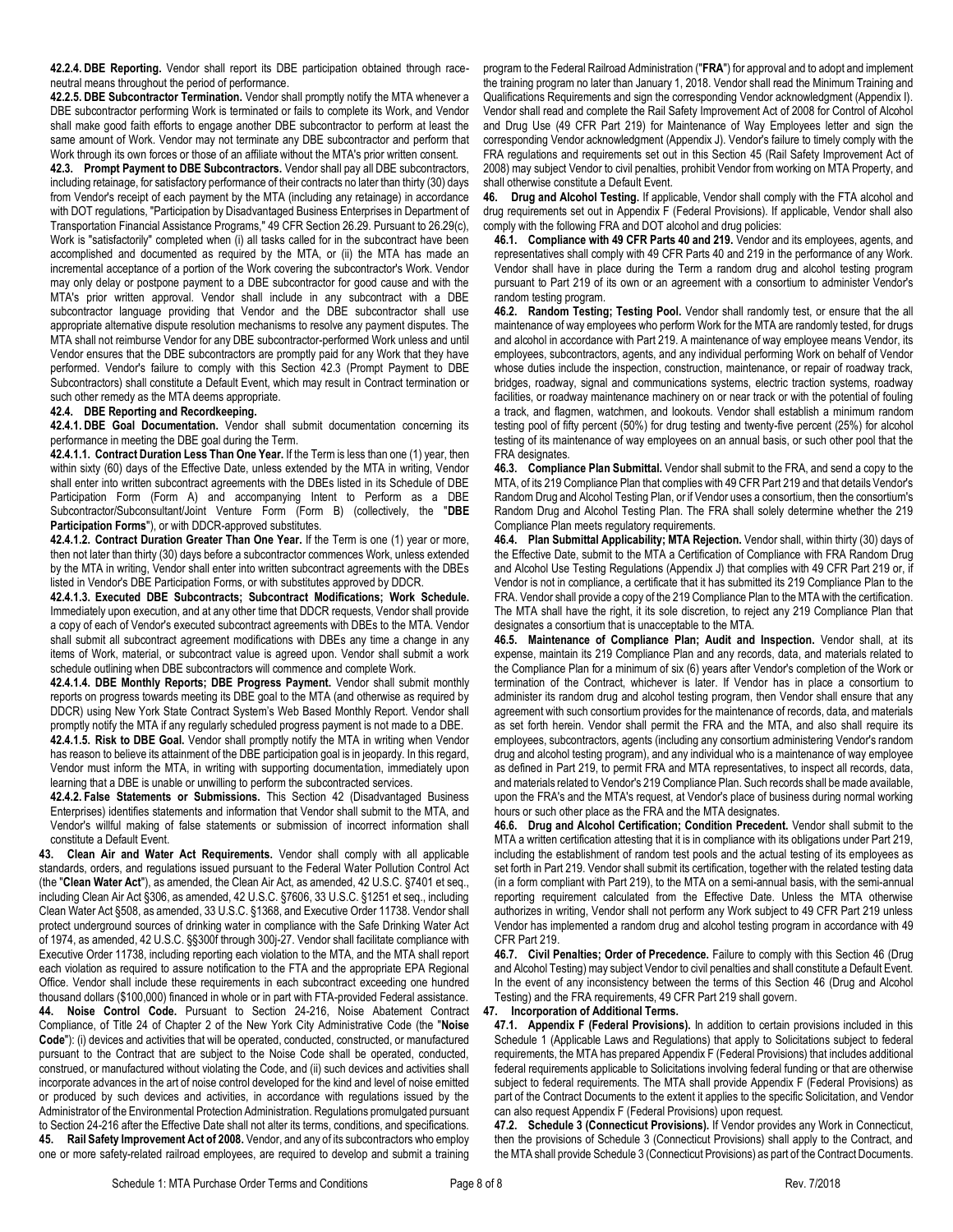**42.2.4. DBE Reporting.** Vendor shall report its DBE participation obtained through race-neutral means throughout the period of performance.

**42.2.5. DBE Subcontractor Termination.** Vendor shall promptly notify the MTA whenever a DBE subcontractor performing Work is terminated or fails to complete its Work, and Vendor shall make good faith efforts to engage another DBE subcontractor to perform at least the same amount of Work. Vendor may not terminate any DBE subcontractor and perform that Work through its own forces or those of an affiliate without the MTA's prior written consent.

**42.3. Prompt Payment to DBE Subcontractors.** Vendor shall pay all DBE subcontractors, including retainage, for satisfactory performance of their contracts no later than thirty (30) days from Vendor's receipt of each payment by the MTA (including any retainage) in accordance with DOT regulations, "Participation by Disadvantaged Business Enterprises in Department of Transportation Financial Assistance Programs," 49 CFR Section 26.29. Pursuant to 26.29(c), Work is "satisfactorily" completed when (i) all tasks called for in the subcontract have been accomplished and documented as required by the MTA, or (ii) the MTA has made an incremental acceptance of a portion of the Work covering the subcontractor's Work. Vendor may only delay or postpone payment to a DBE subcontractor for good cause and with the MTA's prior written approval. Vendor shall include in any subcontract with a DBE subcontractor language providing that Vendor and the DBE subcontractor shall use appropriate alternative dispute resolution mechanisms to resolve any payment disputes. The MTA shall not reimburse Vendor for any DBE subcontractor-performed Work unless and until Vendor ensures that the DBE subcontractors are promptly paid for any Work that they have performed. Vendor's failure to comply with this Section 42.3 (Prompt Payment to DBE Subcontractors) shall constitute a Default Event, which may result in Contract termination or such other remedy as the MTA deems appropriate.

**42.4. DBE Reporting and Recordkeeping.**

**42.4.1. DBE Goal Documentation.** Vendor shall submit documentation concerning its performance in meeting the DBE goal during the Term.

**42.4.1.1. Contract Duration Less Than One Year.** If the Term is less than one (1) year, then within sixty (60) days of the Effective Date, unless extended by the MTA in writing, Vendor shall enter into written subcontract agreements with the DBEs listed in its Schedule of DBE Participation Form (Form A) and accompanying Intent to Perform as a DBE Subcontractor/Subconsultant/Joint Venture Form (Form B) (collectively, the "**DBE Participation Forms**"), or with DDCR-approved substitutes.

**42.4.1.2. Contract Duration Greater Than One Year.** If the Term is one (1) year or more, then not later than thirty (30) days before a subcontractor commences Work, unless extended by the MTA in writing, Vendor shall enter into written subcontract agreements with the DBEs listed in Vendor's DBE Participation Forms, or with substitutes approved by DDCR.

**42.4.1.3. Executed DBE Subcontracts; Subcontract Modifications; Work Schedule.** Immediately upon execution, and at any other time that DDCR requests, Vendor shall provide a copy of each of Vendor's executed subcontract agreements with DBEs to the MTA. Vendor shall submit all subcontract agreement modifications with DBEs any time a change in any items of Work, material, or subcontract value is agreed upon. Vendor shall submit a work schedule outlining when DBE subcontractors will commence and complete Work.

**42.4.1.4. DBE Monthly Reports; DBE Progress Payment.** Vendor shall submit monthly reports on progress towards meeting its DBE goal to the MTA (and otherwise as required by DDCR) using New York State Contract System's Web Based Monthly Report. Vendor shall promptly notify the MTA if any regularly scheduled progress payment is not made to a DBE.

**42.4.1.5. Risk to DBE Goal.** Vendor shall promptly notify the MTA in writing when Vendor has reason to believe its attainment of the DBE participation goal is in jeopardy. In this regard, Vendor must inform the MTA, in writing with supporting documentation, immediately upon learning that a DBE is unable or unwilling to perform the subcontracted services.

**42.4.2. False Statements or Submissions.** This Section 42 (Disadvantaged Business Enterprises) identifies statements and information that Vendor shall submit to the MTA, and Vendor's willful making of false statements or submission of incorrect information shall constitute a Default Event.

**43. Clean Air and Water Act Requirements.** Vendor shall comply with all applicable standards, orders, and regulations issued pursuant to the Federal Water Pollution Control Act (the "**Clean Water Act**"), as amended, the Clean Air Act, as amended, 42 U.S.C. §7401 et seq., including Clean Air Act §306, as amended, 42 U.S.C. §7606, 33 U.S.C. §1251 et seq., including Clean Water Act §508, as amended, 33 U.S.C. §1368, and Executive Order 11738. Vendor shall protect underground sources of drinking water in compliance with the Safe Drinking Water Act of 1974, as amended, 42 U.S.C. §§300f through 300j-27. Vendor shall facilitate compliance with Executive Order 11738, including reporting each violation to the MTA, and the MTA shall report each violation as required to assure notification to the FTA and the appropriate EPA Regional Office. Vendor shall include these requirements in each subcontract exceeding one hundred thousand dollars ($100,000) financed in whole or in part with FTA-provided Federal assistance.

**44. Noise Control Code.** Pursuant to Section 24-216, Noise Abatement Contract Compliance, of Title 24 of Chapter 2 of the New York City Administrative Code (the "**Noise Code**"): (i) devices and activities that will be operated, conducted, constructed, or manufactured pursuant to the Contract that are subject to the Noise Code shall be operated, conducted, construed, or manufactured without violating the Code, and (ii) such devices and activities shall incorporate advances in the art of noise control developed for the kind and level of noise emitted or produced by such devices and activities, in accordance with regulations issued by the Administrator of the Environmental Protection Administration. Regulations promulgated pursuant to Section 24-216 after the Effective Date shall not alter its terms, conditions, and specifications.

**45. Rail Safety Improvement Act of 2008.** Vendor, and any of its subcontractors who employ one or more safety-related railroad employees, are required to develop and submit a training program to the Federal Railroad Administration ("**FRA**") for approval and to adopt and implement the training program no later than January 1, 2018. Vendor shall read the Minimum Training and Qualifications Requirements and sign the corresponding Vendor acknowledgment (Appendix I). Vendor shall read and complete the Rail Safety Improvement Act of 2008 for Control of Alcohol and Drug Use (49 CFR Part 219) for Maintenance of Way Employees letter and sign the corresponding Vendor acknowledgment (Appendix J). Vendor's failure to timely comply with the FRA regulations and requirements set out in this Section 45 (Rail Safety Improvement Act of 2008) may subject Vendor to civil penalties, prohibit Vendor from working on MTA Property, and shall otherwise constitute a Default Event.

**46. Drug and Alcohol Testing.** If applicable, Vendor shall comply with the FTA alcohol and drug requirements set out in Appendix F (Federal Provisions). If applicable, Vendor shall also comply with the following FRA and DOT alcohol and drug policies:

**46.1. Compliance with 49 CFR Parts 40 and 219.** Vendor and its employees, agents, and representatives shall comply with 49 CFR Parts 40 and 219 in the performance of any Work. Vendor shall have in place during the Term a random drug and alcohol testing program pursuant to Part 219 of its own or an agreement with a consortium to administer Vendor's random testing program.

**46.2. Random Testing; Testing Pool.** Vendor shall randomly test, or ensure that the all maintenance of way employees who perform Work for the MTA are randomly tested, for drugs and alcohol in accordance with Part 219. A maintenance of way employee means Vendor, its employees, subcontractors, agents, and any individual performing Work on behalf of Vendor whose duties include the inspection, construction, maintenance, or repair of roadway track, bridges, roadway, signal and communications systems, electric traction systems, roadway facilities, or roadway maintenance machinery on or near track or with the potential of fouling a track, and flagmen, watchmen, and lookouts. Vendor shall establish a minimum random testing pool of fifty percent (50%) for drug testing and twenty-five percent (25%) for alcohol testing of its maintenance of way employees on an annual basis, or such other pool that the FRA designates.

**46.3. Compliance Plan Submittal.** Vendor shall submit to the FRA, and send a copy to the MTA, of its 219 Compliance Plan that complies with 49 CFR Part 219 and that details Vendor's Random Drug and Alcohol Testing Plan, or if Vendor uses a consortium, then the consortium's Random Drug and Alcohol Testing Plan. The FRA shall solely determine whether the 219 Compliance Plan meets regulatory requirements.

**46.4. Plan Submittal Applicability; MTA Rejection.** Vendor shall, within thirty (30) days of the Effective Date, submit to the MTA a Certification of Compliance with FRA Random Drug and Alcohol Use Testing Regulations (Appendix J) that complies with 49 CFR Part 219 or, if Vendor is not in compliance, a certificate that it has submitted its 219 Compliance Plan to the FRA. Vendor shall provide a copy of the 219 Compliance Plan to the MTA with the certification. The MTA shall have the right, it its sole discretion, to reject any 219 Compliance Plan that designates a consortium that is unacceptable to the MTA.

**46.5. Maintenance of Compliance Plan; Audit and Inspection.** Vendor shall, at its expense, maintain its 219 Compliance Plan and any records, data, and materials related to the Compliance Plan for a minimum of six (6) years after Vendor's completion of the Work or termination of the Contract, whichever is later. If Vendor has in place a consortium to administer its random drug and alcohol testing program, then Vendor shall ensure that any agreement with such consortium provides for the maintenance of records, data, and materials as set forth herein. Vendor shall permit the FRA and the MTA, and also shall require its employees, subcontractors, agents (including any consortium administering Vendor's random drug and alcohol testing program), and any individual who is a maintenance of way employee as defined in Part 219, to permit FRA and MTA representatives, to inspect all records, data, and materials related to Vendor's 219 Compliance Plan. Such records shall be made available, upon the FRA's and the MTA's request, at Vendor's place of business during normal working hours or such other place as the FRA and the MTA designates.

**46.6. Drug and Alcohol Certification; Condition Precedent.** Vendor shall submit to the MTA a written certification attesting that it is in compliance with its obligations under Part 219, including the establishment of random test pools and the actual testing of its employees as set forth in Part 219. Vendor shall submit its certification, together with the related testing data (in a form compliant with Part 219), to the MTA on a semi-annual basis, with the semi-annual reporting requirement calculated from the Effective Date. Unless the MTA otherwise authorizes in writing, Vendor shall not perform any Work subject to 49 CFR Part 219 unless Vendor has implemented a random drug and alcohol testing program in accordance with 49 CFR Part 219.

**46.7. Civil Penalties; Order of Precedence.** Failure to comply with this Section 46 (Drug and Alcohol Testing) may subject Vendor to civil penalties and shall constitute a Default Event. In the event of any inconsistency between the terms of this Section 46 (Drug and Alcohol Testing) and the FRA requirements, 49 CFR Part 219 shall govern.

**47. Incorporation of Additional Terms.**

**47.1. Appendix F (Federal Provisions).** In addition to certain provisions included in this Schedule 1 (Applicable Laws and Regulations) that apply to Solicitations subject to federal requirements, the MTA has prepared Appendix F (Federal Provisions) that includes additional federal requirements applicable to Solicitations involving federal funding or that are otherwise subject to federal requirements. The MTA shall provide Appendix F (Federal Provisions) as part of the Contract Documents to the extent it applies to the specific Solicitation, and Vendor can also request Appendix F (Federal Provisions) upon request.

**47.2. Schedule 3 (Connecticut Provisions).** If Vendor provides any Work in Connecticut, then the provisions of Schedule 3 (Connecticut Provisions) shall apply to the Contract, and the MTA shall provide Schedule 3 (Connecticut Provisions) as part of the Contract Documents.